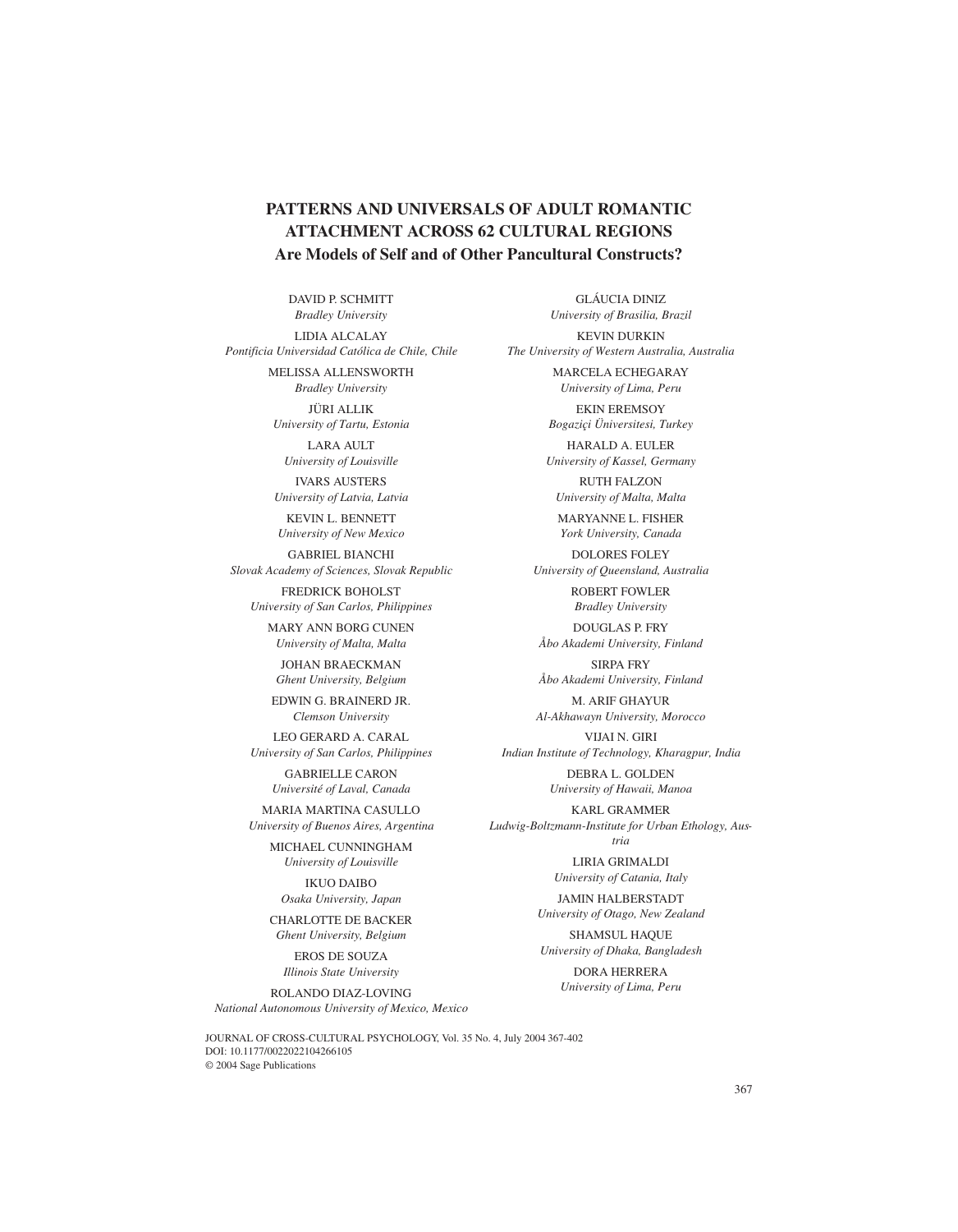# PATTERNS AND UNIVERSALS OF ADULT ROMANTIC ATTACHMENT ACROSS 62 CULTURAL REGIONS

## Are Models of Self and of Other Pancultural Constructs?

DAVID P. SCHMITT
*Bradley University*

LIDIA ALCALAY
*Pontificia Universidad Católica de Chile, Chile*

MELISSA ALLENSWORTH
*Bradley University*

JÜRI ALLIK
*University of Tartu, Estonia*

LARA AULT
*University of Louisville*

IVARS AUSTERS
*University of Latvia, Latvia*

KEVIN L. BENNETT
*University of New Mexico*

GABRIEL BIANCHI
*Slovak Academy of Sciences, Slovak Republic*

FREDRICK BOHOLST
*University of San Carlos, Philippines*

MARY ANN BORG CUNEN
*University of Malta, Malta*

JOHAN BRAECKMAN
*Ghent University, Belgium*

EDWIN G. BRAINERD JR.
*Clemson University*

LEO GERARD A. CARAL
*University of San Carlos, Philippines*

GABRIELLE CARON
*Université of Laval, Canada*

MARIA MARTINA CASULLO
*University of Buenos Aires, Argentina*

MICHAEL CUNNINGHAM
*University of Louisville*

IKUO DAIBO
*Osaka University, Japan*

CHARLOTTE DE BACKER
*Ghent University, Belgium*

EROS DE SOUZA
*Illinois State University*

ROLANDO DIAZ-LOVING
*National Autonomous University of Mexico, Mexico*

GLÁUCIA DINIZ
*University of Brasilia, Brazil*

KEVIN DURKIN
*The University of Western Australia, Australia*

MARCELA ECHEGARAY
*University of Lima, Peru*

EKIN EREMSOY
*Bogaziçi Üniversitesi, Turkey*

HARALD A. EULER
*University of Kassel, Germany*

RUTH FALZON
*University of Malta, Malta*

MARYANNE L. FISHER
*York University, Canada*

DOLORES FOLEY
*University of Queensland, Australia*

ROBERT FOWLER
*Bradley University*

DOUGLAS P. FRY
*Åbo Akademi University, Finland*

SIRPA FRY
*Åbo Akademi University, Finland*

M. ARIF GHAYUR
*Al-Akhawayn University, Morocco*

VIJAI N. GIRI
*Indian Institute of Technology, Kharagpur, India*

DEBRA L. GOLDEN
*University of Hawaii, Manoa*

KARL GRAMMER
*Ludwig-Boltzmann-Institute for Urban Ethology, Austria*

LIRIA GRIMALDI
*University of Catania, Italy*

JAMIN HALBERSTADT
*University of Otago, New Zealand*

SHAMSUL HAQUE
*University of Dhaka, Bangladesh*

DORA HERRERA
*University of Lima, Peru*

JOURNAL OF CROSS-CULTURAL PSYCHOLOGY, Vol. 35 No. 4, July 2004 367-402
DOI: 10.1177/0022022104266105
© 2004 Sage Publications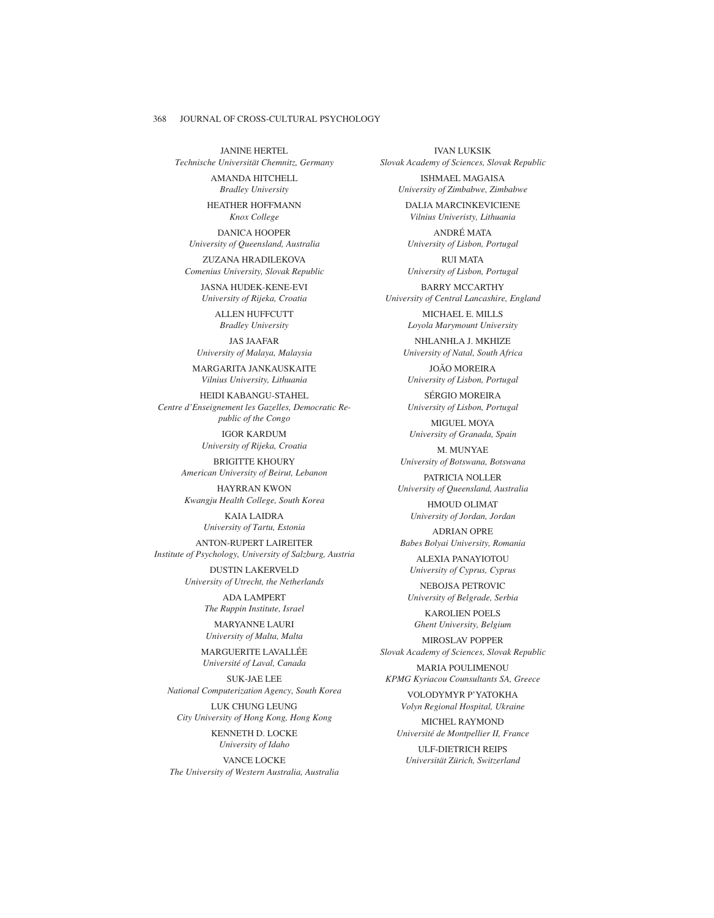JANINE HERTEL
*Technische Universität Chemnitz, Germany*

AMANDA HITCHELL
*Bradley University*

HEATHER HOFFMANN
*Knox College*

DANICA HOOPER
*University of Queensland, Australia*

ZUZANA HRADILEKOVA
*Comenius University, Slovak Republic*

JASNA HUDEK-KENE-EVI
*University of Rijeka, Croatia*

ALLEN HUFFCUTT
*Bradley University*

JAS JAAFAR
*University of Malaya, Malaysia*

MARGARITA JANKAUSKAITE
*Vilnius University, Lithuania*

HEIDI KABANGU-STAHEL
*Centre d'Enseignement les Gazelles, Democratic Republic of the Congo*

IGOR KARDUM
*University of Rijeka, Croatia*

BRIGITTE KHOURY
*American University of Beirut, Lebanon*

HAYRRAN KWON
*Kwangju Health College, South Korea*

KAIA LAIDRA
*University of Tartu, Estonia*

ANTON-RUPERT LAIREITER
*Institute of Psychology, University of Salzburg, Austria*

DUSTIN LAKERVELD
*University of Utrecht, the Netherlands*

ADA LAMPERT
*The Ruppin Institute, Israel*

MARYANNE LAURI
*University of Malta, Malta*

MARGUERITE LAVALLÉE
*Université of Laval, Canada*

SUK-JAE LEE
*National Computerization Agency, South Korea*

LUK CHUNG LEUNG
*City University of Hong Kong, Hong Kong*

KENNETH D. LOCKE
*University of Idaho*

VANCE LOCKE
*The University of Western Australia, Australia*

IVAN LUKSIK
*Slovak Academy of Sciences, Slovak Republic*

ISHMAEL MAGAISA
*University of Zimbabwe, Zimbabwe*

DALIA MARCINKEVICIENE
*Vilnius Univeristy, Lithuania*

ANDRÉ MATA
*University of Lisbon, Portugal*

RUI MATA
*University of Lisbon, Portugal*

BARRY MCCARTHY
*University of Central Lancashire, England*

MICHAEL E. MILLS
*Loyola Marymount University*

NHLANHLA J. MKHIZE
*University of Natal, South Africa*

JOÃO MOREIRA
*University of Lisbon, Portugal*

SÉRGIO MOREIRA
*University of Lisbon, Portugal*

MIGUEL MOYA
*University of Granada, Spain*

M. MUNYAE
*University of Botswana, Botswana*

PATRICIA NOLLER
*University of Queensland, Australia*

HMOUD OLIMAT
*University of Jordan, Jordan*

ADRIAN OPRE
*Babes Bolyai University, Romania*

ALEXIA PANAYIOTOU
*University of Cyprus, Cyprus*

NEBOJSA PETROVIC
*University of Belgrade, Serbia*

KAROLIEN POELS
*Ghent University, Belgium*

MIROSLAV POPPER
*Slovak Academy of Sciences, Slovak Republic*

MARIA POULIMENOU
*KPMG Kyriacou Counsultants SA, Greece*

VOLODYMYR P'YATOKHA
*Volyn Regional Hospital, Ukraine*

MICHEL RAYMOND
*Université de Montpellier II, France*

ULF-DIETRICH REIPS
*Universität Zürich, Switzerland*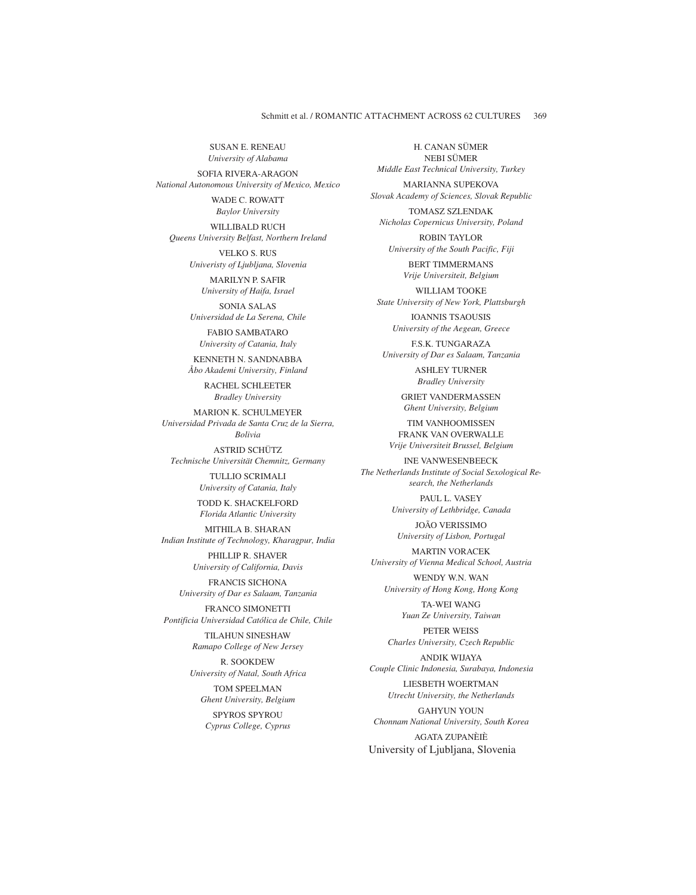SUSAN E. RENEAU
*University of Alabama*

SOFIA RIVERA-ARAGON
*National Autonomous University of Mexico, Mexico*

WADE C. ROWATT
*Baylor University*

WILLIBALD RUCH
*Queens University Belfast, Northern Ireland*

VELKO S. RUS
*Univeristy of Ljubljana, Slovenia*

MARILYN P. SAFIR
*University of Haifa, Israel*

SONIA SALAS
*Universidad de La Serena, Chile*

FABIO SAMBATARO
*University of Catania, Italy*

KENNETH N. SANDNABBA
*Åbo Akademi University, Finland*

RACHEL SCHLEETER
*Bradley University*

MARION K. SCHULMEYER
*Universidad Privada de Santa Cruz de la Sierra, Bolivia*

ASTRID SCHÜTZ
*Technische Universität Chemnitz, Germany*

TULLIO SCRIMALI
*University of Catania, Italy*

TODD K. SHACKELFORD
*Florida Atlantic University*

MITHILA B. SHARAN
*Indian Institute of Technology, Kharagpur, India*

PHILLIP R. SHAVER
*University of California, Davis*

FRANCIS SICHONA
*University of Dar es Salaam, Tanzania*

FRANCO SIMONETTI
*Pontificia Universidad Católica de Chile, Chile*

TILAHUN SINESHAW
*Ramapo College of New Jersey*

R. SOOKDEW
*University of Natal, South Africa*

TOM SPEELMAN
*Ghent University, Belgium*

SPYROS SPYROU
*Cyprus College, Cyprus*

H. CANAN SÜMER
NEBI SÜMER
*Middle East Technical University, Turkey*

MARIANNA SUPEKOVA
*Slovak Academy of Sciences, Slovak Republic*

TOMASZ SZLENDAK
*Nicholas Copernicus University, Poland*

ROBIN TAYLOR
*University of the South Pacific, Fiji*

BERT TIMMERMANS
*Vrije Universiteit, Belgium*

WILLIAM TOOKE
*State University of New York, Plattsburgh*

IOANNIS TSAOUSIS
*University of the Aegean, Greece*

F.S.K. TUNGARAZA
*University of Dar es Salaam, Tanzania*

ASHLEY TURNER
*Bradley University*

GRIET VANDERMASSEN
*Ghent University, Belgium*

TIM VANHOOMISSEN
FRANK VAN OVERWALLE
*Vrije Universiteit Brussel, Belgium*

INE VANWESENBEECK
*The Netherlands Institute of Social Sexological Research, the Netherlands*

PAUL L. VASEY
*University of Lethbridge, Canada*

JOÃO VERISSIMO
*University of Lisbon, Portugal*

MARTIN VORACEK
*University of Vienna Medical School, Austria*

WENDY W.N. WAN
*University of Hong Kong, Hong Kong*

TA-WEI WANG
*Yuan Ze University, Taiwan*

PETER WEISS
*Charles University, Czech Republic*

ANDIK WIJAYA
*Couple Clinic Indonesia, Surabaya, Indonesia*

LIESBETH WOERTMAN
*Utrecht University, the Netherlands*

GAHYUN YOUN
*Chonnam National University, South Korea*

AGATA ZUPANÈIÈ
University of Ljubljana, Slovenia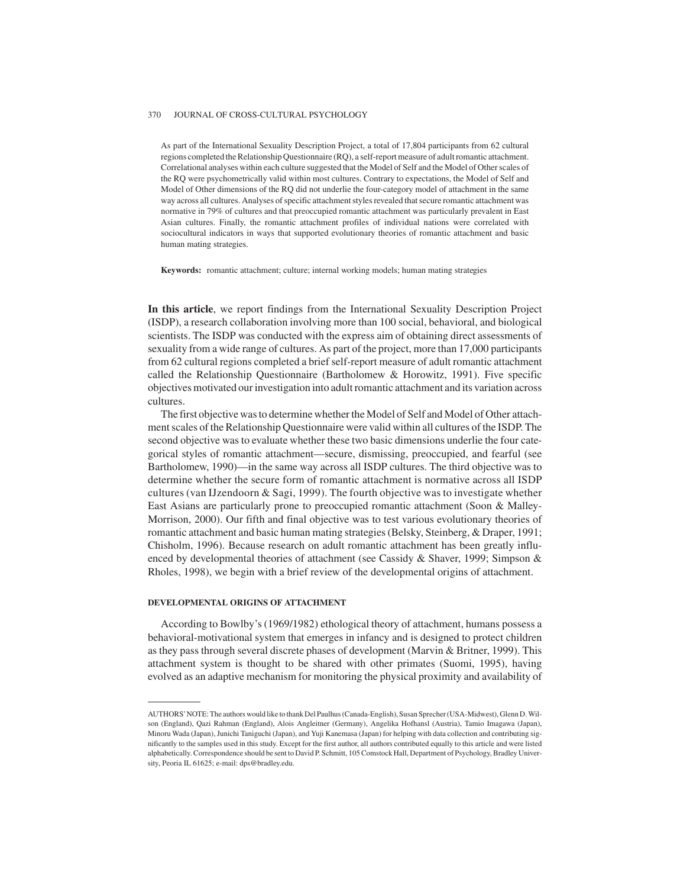As part of the International Sexuality Description Project, a total of 17,804 participants from 62 cultural regions completed the Relationship Questionnaire (RQ), a self-report measure of adult romantic attachment. Correlational analyses within each culture suggested that the Model of Self and the Model of Other scales of the RQ were psychometrically valid within most cultures. Contrary to expectations, the Model of Self and Model of Other dimensions of the RQ did not underlie the four-category model of attachment in the same way across all cultures. Analyses of specific attachment styles revealed that secure romantic attachment was normative in 79% of cultures and that preoccupied romantic attachment was particularly prevalent in East Asian cultures. Finally, the romantic attachment profiles of individual nations were correlated with sociocultural indicators in ways that supported evolutionary theories of romantic attachment and basic human mating strategies.

**Keywords:** romantic attachment; culture; internal working models; human mating strategies

**In this article**, we report findings from the International Sexuality Description Project (ISDP), a research collaboration involving more than 100 social, behavioral, and biological scientists. The ISDP was conducted with the express aim of obtaining direct assessments of sexuality from a wide range of cultures. As part of the project, more than 17,000 participants from 62 cultural regions completed a brief self-report measure of adult romantic attachment called the Relationship Questionnaire (Bartholomew & Horowitz, 1991). Five specific objectives motivated our investigation into adult romantic attachment and its variation across cultures.

The first objective was to determine whether the Model of Self and Model of Other attachment scales of the Relationship Questionnaire were valid within all cultures of the ISDP. The second objective was to evaluate whether these two basic dimensions underlie the four categorical styles of romantic attachment—secure, dismissing, preoccupied, and fearful (see Bartholomew, 1990)—in the same way across all ISDP cultures. The third objective was to determine whether the secure form of romantic attachment is normative across all ISDP cultures (van IJzendoorn & Sagi, 1999). The fourth objective was to investigate whether East Asians are particularly prone to preoccupied romantic attachment (Soon & Malley-Morrison, 2000). Our fifth and final objective was to test various evolutionary theories of romantic attachment and basic human mating strategies (Belsky, Steinberg, & Draper, 1991; Chisholm, 1996). Because research on adult romantic attachment has been greatly influenced by developmental theories of attachment (see Cassidy & Shaver, 1999; Simpson & Rholes, 1998), we begin with a brief review of the developmental origins of attachment.

## DEVELOPMENTAL ORIGINS OF ATTACHMENT

According to Bowlby's (1969/1982) ethological theory of attachment, humans possess a behavioral-motivational system that emerges in infancy and is designed to protect children as they pass through several discrete phases of development (Marvin & Britner, 1999). This attachment system is thought to be shared with other primates (Suomi, 1995), having evolved as an adaptive mechanism for monitoring the physical proximity and availability of

AUTHORS' NOTE: The authors would like to thank Del Paulhus (Canada-English), Susan Sprecher (USA-Midwest), Glenn D. Wilson (England), Qazi Rahman (England), Alois Angleitner (Germany), Angelika Hofhansl (Austria), Tamio Imagawa (Japan), Minoru Wada (Japan), Junichi Taniguchi (Japan), and Yuji Kanemasa (Japan) for helping with data collection and contributing significantly to the samples used in this study. Except for the first author, all authors contributed equally to this article and were listed alphabetically. Correspondence should be sent to David P. Schmitt, 105 Comstock Hall, Department of Psychology, Bradley University, Peoria IL 61625; e-mail: dps@bradley.edu.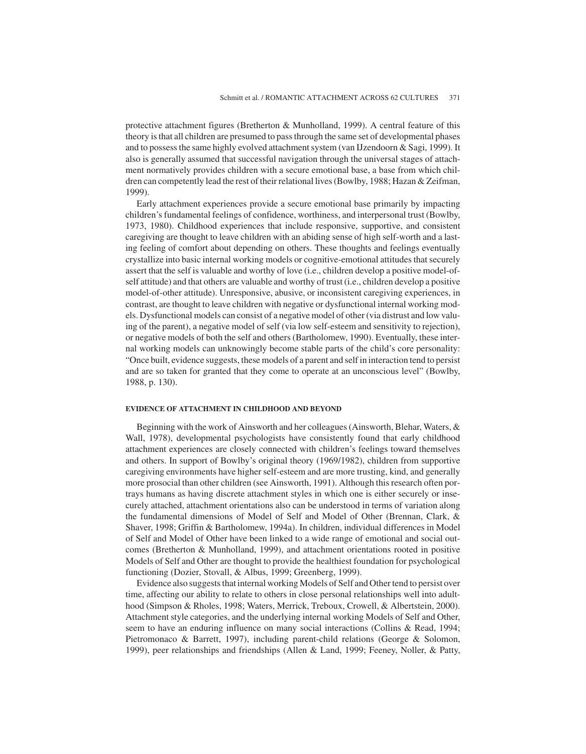protective attachment figures (Bretherton & Munholland, 1999). A central feature of this theory is that all children are presumed to pass through the same set of developmental phases and to possess the same highly evolved attachment system (van IJzendoorn & Sagi, 1999). It also is generally assumed that successful navigation through the universal stages of attachment normatively provides children with a secure emotional base, a base from which children can competently lead the rest of their relational lives (Bowlby, 1988; Hazan & Zeifman, 1999).

Early attachment experiences provide a secure emotional base primarily by impacting children's fundamental feelings of confidence, worthiness, and interpersonal trust (Bowlby, 1973, 1980). Childhood experiences that include responsive, supportive, and consistent caregiving are thought to leave children with an abiding sense of high self-worth and a lasting feeling of comfort about depending on others. These thoughts and feelings eventually crystallize into basic internal working models or cognitive-emotional attitudes that securely assert that the self is valuable and worthy of love (i.e., children develop a positive model-of-self attitude) and that others are valuable and worthy of trust (i.e., children develop a positive model-of-other attitude). Unresponsive, abusive, or inconsistent caregiving experiences, in contrast, are thought to leave children with negative or dysfunctional internal working models. Dysfunctional models can consist of a negative model of other (via distrust and low valuing of the parent), a negative model of self (via low self-esteem and sensitivity to rejection), or negative models of both the self and others (Bartholomew, 1990). Eventually, these internal working models can unknowingly become stable parts of the child's core personality: "Once built, evidence suggests, these models of a parent and self in interaction tend to persist and are so taken for granted that they come to operate at an unconscious level" (Bowlby, 1988, p. 130).

## EVIDENCE OF ATTACHMENT IN CHILDHOOD AND BEYOND

Beginning with the work of Ainsworth and her colleagues (Ainsworth, Blehar, Waters, & Wall, 1978), developmental psychologists have consistently found that early childhood attachment experiences are closely connected with children's feelings toward themselves and others. In support of Bowlby's original theory (1969/1982), children from supportive caregiving environments have higher self-esteem and are more trusting, kind, and generally more prosocial than other children (see Ainsworth, 1991). Although this research often portrays humans as having discrete attachment styles in which one is either securely or insecurely attached, attachment orientations also can be understood in terms of variation along the fundamental dimensions of Model of Self and Model of Other (Brennan, Clark, & Shaver, 1998; Griffin & Bartholomew, 1994a). In children, individual differences in Model of Self and Model of Other have been linked to a wide range of emotional and social outcomes (Bretherton & Munholland, 1999), and attachment orientations rooted in positive Models of Self and Other are thought to provide the healthiest foundation for psychological functioning (Dozier, Stovall, & Albus, 1999; Greenberg, 1999).

Evidence also suggests that internal working Models of Self and Other tend to persist over time, affecting our ability to relate to others in close personal relationships well into adulthood (Simpson & Rholes, 1998; Waters, Merrick, Treboux, Crowell, & Albertstein, 2000). Attachment style categories, and the underlying internal working Models of Self and Other, seem to have an enduring influence on many social interactions (Collins & Read, 1994; Pietromonaco & Barrett, 1997), including parent-child relations (George & Solomon, 1999), peer relationships and friendships (Allen & Land, 1999; Feeney, Noller, & Patty,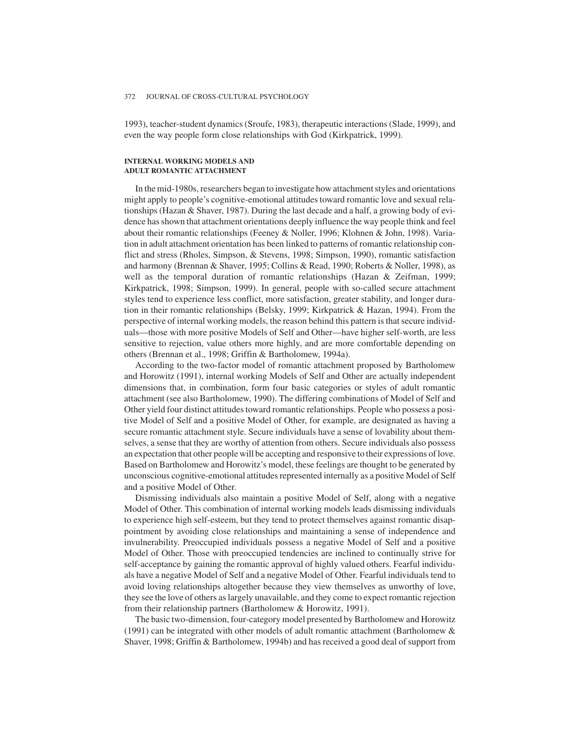1993), teacher-student dynamics (Sroufe, 1983), therapeutic interactions (Slade, 1999), and even the way people form close relationships with God (Kirkpatrick, 1999).

## INTERNAL WORKING MODELS AND ADULT ROMANTIC ATTACHMENT

In the mid-1980s, researchers began to investigate how attachment styles and orientations might apply to people's cognitive-emotional attitudes toward romantic love and sexual relationships (Hazan & Shaver, 1987). During the last decade and a half, a growing body of evidence has shown that attachment orientations deeply influence the way people think and feel about their romantic relationships (Feeney & Noller, 1996; Klohnen & John, 1998). Variation in adult attachment orientation has been linked to patterns of romantic relationship conflict and stress (Rholes, Simpson, & Stevens, 1998; Simpson, 1990), romantic satisfaction and harmony (Brennan & Shaver, 1995; Collins & Read, 1990; Roberts & Noller, 1998), as well as the temporal duration of romantic relationships (Hazan & Zeifman, 1999; Kirkpatrick, 1998; Simpson, 1999). In general, people with so-called secure attachment styles tend to experience less conflict, more satisfaction, greater stability, and longer duration in their romantic relationships (Belsky, 1999; Kirkpatrick & Hazan, 1994). From the perspective of internal working models, the reason behind this pattern is that secure individuals—those with more positive Models of Self and Other—have higher self-worth, are less sensitive to rejection, value others more highly, and are more comfortable depending on others (Brennan et al., 1998; Griffin & Bartholomew, 1994a).

According to the two-factor model of romantic attachment proposed by Bartholomew and Horowitz (1991), internal working Models of Self and Other are actually independent dimensions that, in combination, form four basic categories or styles of adult romantic attachment (see also Bartholomew, 1990). The differing combinations of Model of Self and Other yield four distinct attitudes toward romantic relationships. People who possess a positive Model of Self and a positive Model of Other, for example, are designated as having a secure romantic attachment style. Secure individuals have a sense of lovability about themselves, a sense that they are worthy of attention from others. Secure individuals also possess an expectation that other people will be accepting and responsive to their expressions of love. Based on Bartholomew and Horowitz's model, these feelings are thought to be generated by unconscious cognitive-emotional attitudes represented internally as a positive Model of Self and a positive Model of Other.

Dismissing individuals also maintain a positive Model of Self, along with a negative Model of Other. This combination of internal working models leads dismissing individuals to experience high self-esteem, but they tend to protect themselves against romantic disappointment by avoiding close relationships and maintaining a sense of independence and invulnerability. Preoccupied individuals possess a negative Model of Self and a positive Model of Other. Those with preoccupied tendencies are inclined to continually strive for self-acceptance by gaining the romantic approval of highly valued others. Fearful individuals have a negative Model of Self and a negative Model of Other. Fearful individuals tend to avoid loving relationships altogether because they view themselves as unworthy of love, they see the love of others as largely unavailable, and they come to expect romantic rejection from their relationship partners (Bartholomew & Horowitz, 1991).

The basic two-dimension, four-category model presented by Bartholomew and Horowitz (1991) can be integrated with other models of adult romantic attachment (Bartholomew & Shaver, 1998; Griffin & Bartholomew, 1994b) and has received a good deal of support from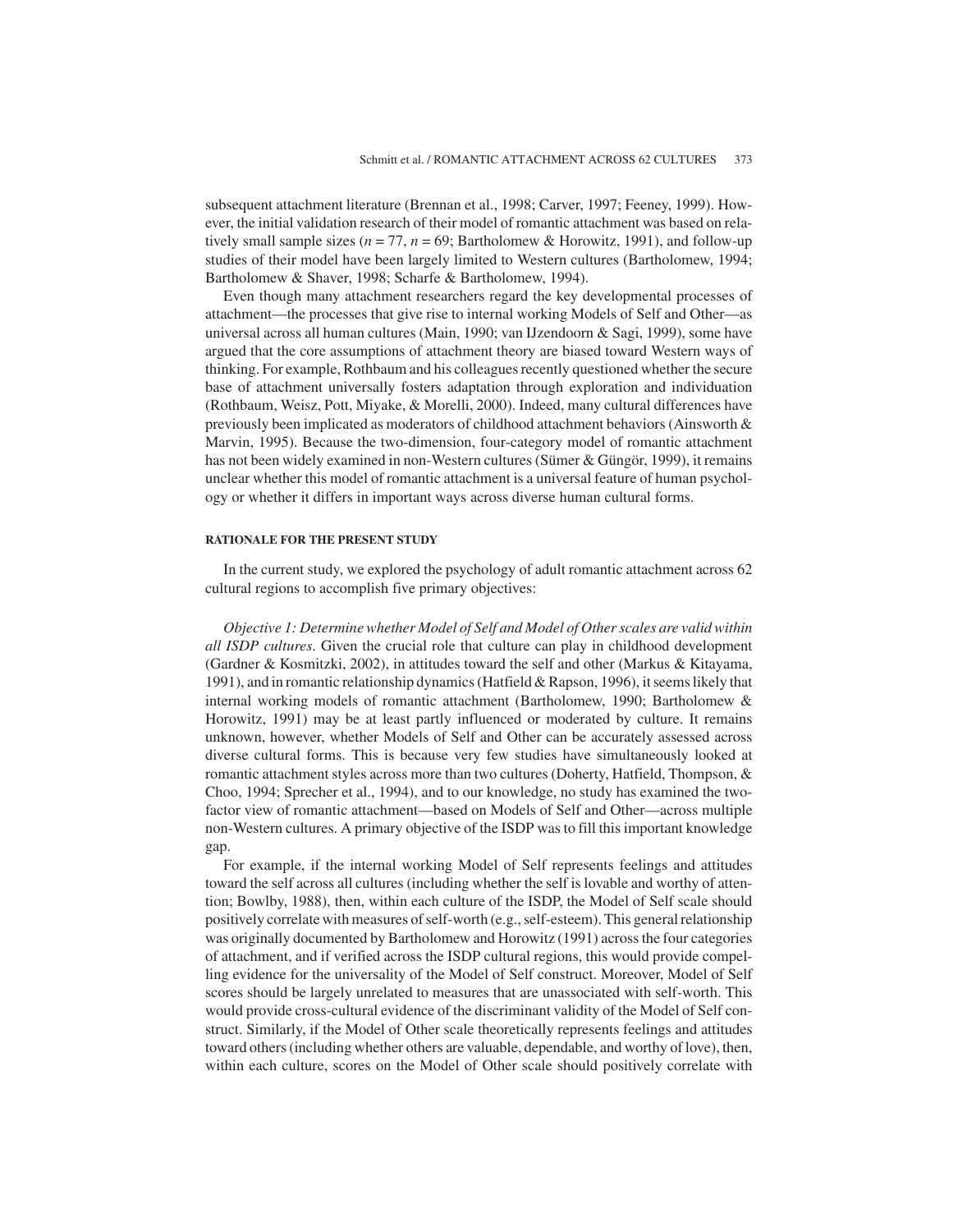subsequent attachment literature (Brennan et al., 1998; Carver, 1997; Feeney, 1999). However, the initial validation research of their model of romantic attachment was based on relatively small sample sizes ($n = 77$, $n = 69$; Bartholomew & Horowitz, 1991), and follow-up studies of their model have been largely limited to Western cultures (Bartholomew, 1994; Bartholomew & Shaver, 1998; Scharfe & Bartholomew, 1994).

Even though many attachment researchers regard the key developmental processes of attachment—the processes that give rise to internal working Models of Self and Other—as universal across all human cultures (Main, 1990; van IJzendoorn & Sagi, 1999), some have argued that the core assumptions of attachment theory are biased toward Western ways of thinking. For example, Rothbaum and his colleagues recently questioned whether the secure base of attachment universally fosters adaptation through exploration and individuation (Rothbaum, Weisz, Pott, Miyake, & Morelli, 2000). Indeed, many cultural differences have previously been implicated as moderators of childhood attachment behaviors (Ainsworth & Marvin, 1995). Because the two-dimension, four-category model of romantic attachment has not been widely examined in non-Western cultures (Sümer & Güngör, 1999), it remains unclear whether this model of romantic attachment is a universal feature of human psychology or whether it differs in important ways across diverse human cultural forms.

## RATIONALE FOR THE PRESENT STUDY

In the current study, we explored the psychology of adult romantic attachment across 62 cultural regions to accomplish five primary objectives:

*Objective 1: Determine whether Model of Self and Model of Other scales are valid within all ISDP cultures*. Given the crucial role that culture can play in childhood development (Gardner & Kosmitzki, 2002), in attitudes toward the self and other (Markus & Kitayama, 1991), and in romantic relationship dynamics (Hatfield & Rapson, 1996), it seems likely that internal working models of romantic attachment (Bartholomew, 1990; Bartholomew & Horowitz, 1991) may be at least partly influenced or moderated by culture. It remains unknown, however, whether Models of Self and Other can be accurately assessed across diverse cultural forms. This is because very few studies have simultaneously looked at romantic attachment styles across more than two cultures (Doherty, Hatfield, Thompson, & Choo, 1994; Sprecher et al., 1994), and to our knowledge, no study has examined the two-factor view of romantic attachment—based on Models of Self and Other—across multiple non-Western cultures. A primary objective of the ISDP was to fill this important knowledge gap.

For example, if the internal working Model of Self represents feelings and attitudes toward the self across all cultures (including whether the self is lovable and worthy of attention; Bowlby, 1988), then, within each culture of the ISDP, the Model of Self scale should positively correlate with measures of self-worth (e.g., self-esteem). This general relationship was originally documented by Bartholomew and Horowitz (1991) across the four categories of attachment, and if verified across the ISDP cultural regions, this would provide compelling evidence for the universality of the Model of Self construct. Moreover, Model of Self scores should be largely unrelated to measures that are unassociated with self-worth. This would provide cross-cultural evidence of the discriminant validity of the Model of Self construct. Similarly, if the Model of Other scale theoretically represents feelings and attitudes toward others (including whether others are valuable, dependable, and worthy of love), then, within each culture, scores on the Model of Other scale should positively correlate with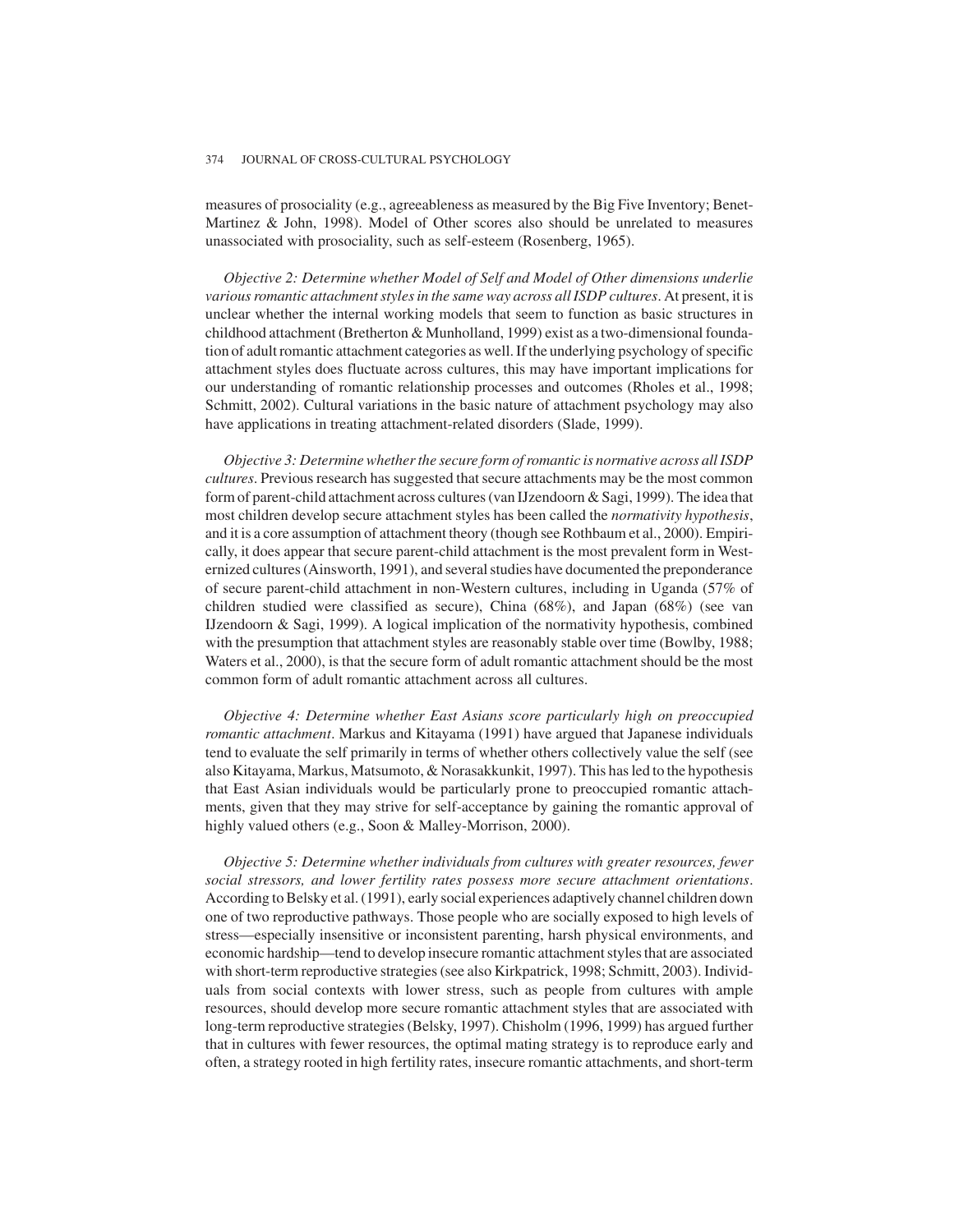measures of prosociality (e.g., agreeableness as measured by the Big Five Inventory; Benet-Martinez & John, 1998). Model of Other scores also should be unrelated to measures unassociated with prosociality, such as self-esteem (Rosenberg, 1965).

*Objective 2: Determine whether Model of Self and Model of Other dimensions underlie various romantic attachment styles in the same way across all ISDP cultures*. At present, it is unclear whether the internal working models that seem to function as basic structures in childhood attachment (Bretherton & Munholland, 1999) exist as a two-dimensional foundation of adult romantic attachment categories as well. If the underlying psychology of specific attachment styles does fluctuate across cultures, this may have important implications for our understanding of romantic relationship processes and outcomes (Rholes et al., 1998; Schmitt, 2002). Cultural variations in the basic nature of attachment psychology may also have applications in treating attachment-related disorders (Slade, 1999).

*Objective 3: Determine whether the secure form of romantic is normative across all ISDP cultures*. Previous research has suggested that secure attachments may be the most common form of parent-child attachment across cultures (van IJzendoorn & Sagi, 1999). The idea that most children develop secure attachment styles has been called the *normativity hypothesis*, and it is a core assumption of attachment theory (though see Rothbaum et al., 2000). Empirically, it does appear that secure parent-child attachment is the most prevalent form in Westernized cultures (Ainsworth, 1991), and several studies have documented the preponderance of secure parent-child attachment in non-Western cultures, including in Uganda (57% of children studied were classified as secure), China (68%), and Japan (68%) (see van IJzendoorn & Sagi, 1999). A logical implication of the normativity hypothesis, combined with the presumption that attachment styles are reasonably stable over time (Bowlby, 1988; Waters et al., 2000), is that the secure form of adult romantic attachment should be the most common form of adult romantic attachment across all cultures.

*Objective 4: Determine whether East Asians score particularly high on preoccupied romantic attachment*. Markus and Kitayama (1991) have argued that Japanese individuals tend to evaluate the self primarily in terms of whether others collectively value the self (see also Kitayama, Markus, Matsumoto, & Norasakkunkit, 1997). This has led to the hypothesis that East Asian individuals would be particularly prone to preoccupied romantic attachments, given that they may strive for self-acceptance by gaining the romantic approval of highly valued others (e.g., Soon & Malley-Morrison, 2000).

*Objective 5: Determine whether individuals from cultures with greater resources, fewer social stressors, and lower fertility rates possess more secure attachment orientations*. According to Belsky et al. (1991), early social experiences adaptively channel children down one of two reproductive pathways. Those people who are socially exposed to high levels of stress—especially insensitive or inconsistent parenting, harsh physical environments, and economic hardship—tend to develop insecure romantic attachment styles that are associated with short-term reproductive strategies (see also Kirkpatrick, 1998; Schmitt, 2003). Individuals from social contexts with lower stress, such as people from cultures with ample resources, should develop more secure romantic attachment styles that are associated with long-term reproductive strategies (Belsky, 1997). Chisholm (1996, 1999) has argued further that in cultures with fewer resources, the optimal mating strategy is to reproduce early and often, a strategy rooted in high fertility rates, insecure romantic attachments, and short-term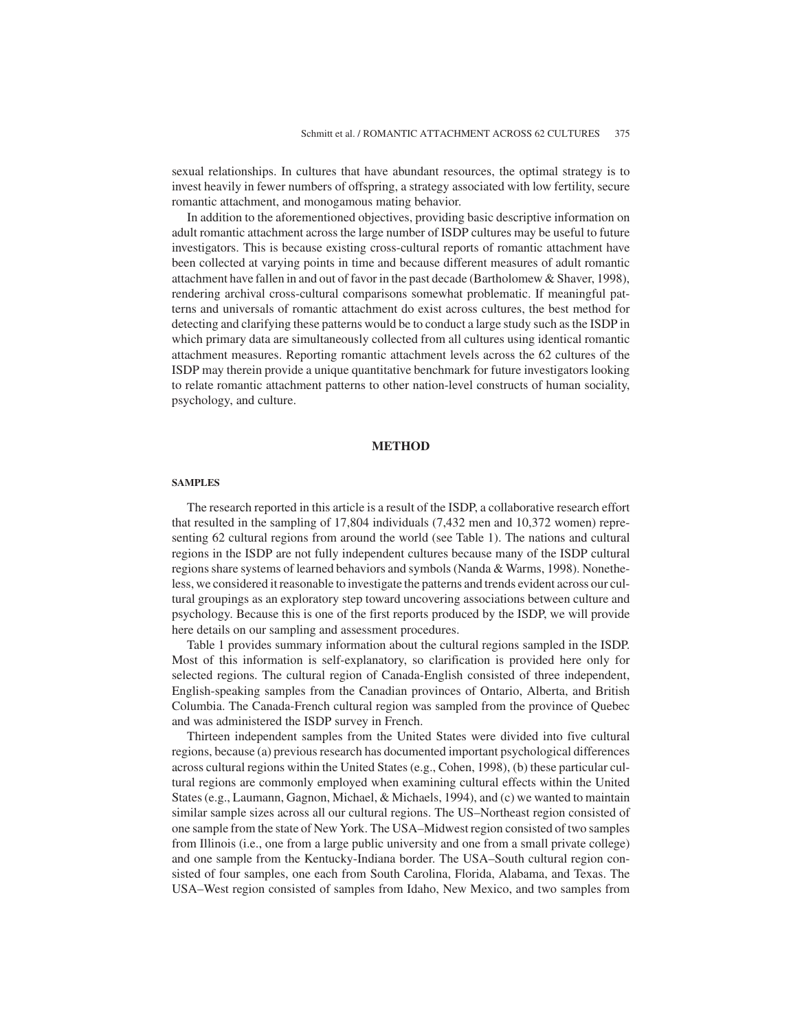sexual relationships. In cultures that have abundant resources, the optimal strategy is to invest heavily in fewer numbers of offspring, a strategy associated with low fertility, secure romantic attachment, and monogamous mating behavior.

In addition to the aforementioned objectives, providing basic descriptive information on adult romantic attachment across the large number of ISDP cultures may be useful to future investigators. This is because existing cross-cultural reports of romantic attachment have been collected at varying points in time and because different measures of adult romantic attachment have fallen in and out of favor in the past decade (Bartholomew & Shaver, 1998), rendering archival cross-cultural comparisons somewhat problematic. If meaningful patterns and universals of romantic attachment do exist across cultures, the best method for detecting and clarifying these patterns would be to conduct a large study such as the ISDP in which primary data are simultaneously collected from all cultures using identical romantic attachment measures. Reporting romantic attachment levels across the 62 cultures of the ISDP may therein provide a unique quantitative benchmark for future investigators looking to relate romantic attachment patterns to other nation-level constructs of human sociality, psychology, and culture.

## METHOD

### SAMPLES

The research reported in this article is a result of the ISDP, a collaborative research effort that resulted in the sampling of 17,804 individuals (7,432 men and 10,372 women) representing 62 cultural regions from around the world (see Table 1). The nations and cultural regions in the ISDP are not fully independent cultures because many of the ISDP cultural regions share systems of learned behaviors and symbols (Nanda & Warms, 1998). Nonetheless, we considered it reasonable to investigate the patterns and trends evident across our cultural groupings as an exploratory step toward uncovering associations between culture and psychology. Because this is one of the first reports produced by the ISDP, we will provide here details on our sampling and assessment procedures.

Table 1 provides summary information about the cultural regions sampled in the ISDP. Most of this information is self-explanatory, so clarification is provided here only for selected regions. The cultural region of Canada-English consisted of three independent, English-speaking samples from the Canadian provinces of Ontario, Alberta, and British Columbia. The Canada-French cultural region was sampled from the province of Quebec and was administered the ISDP survey in French.

Thirteen independent samples from the United States were divided into five cultural regions, because (a) previous research has documented important psychological differences across cultural regions within the United States (e.g., Cohen, 1998), (b) these particular cultural regions are commonly employed when examining cultural effects within the United States (e.g., Laumann, Gagnon, Michael, & Michaels, 1994), and (c) we wanted to maintain similar sample sizes across all our cultural regions. The US–Northeast region consisted of one sample from the state of New York. The USA–Midwest region consisted of two samples from Illinois (i.e., one from a large public university and one from a small private college) and one sample from the Kentucky-Indiana border. The USA–South cultural region consisted of four samples, one each from South Carolina, Florida, Alabama, and Texas. The USA–West region consisted of samples from Idaho, New Mexico, and two samples from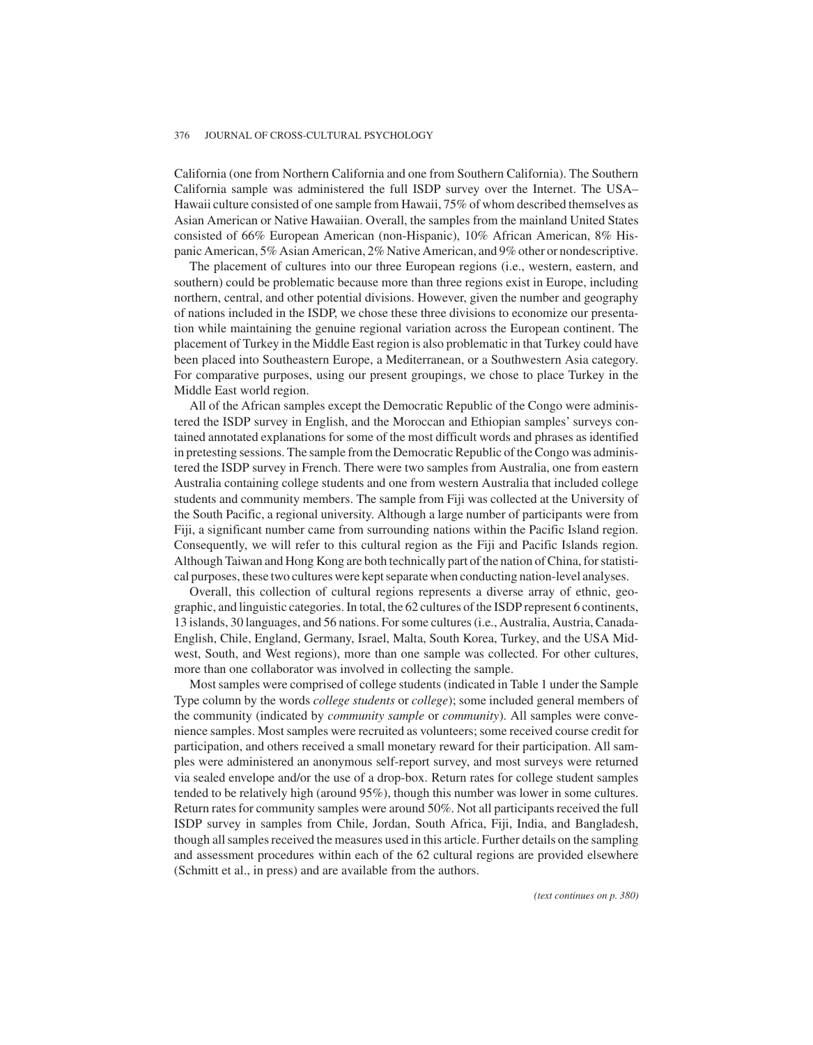California (one from Northern California and one from Southern California). The Southern California sample was administered the full ISDP survey over the Internet. The USA–Hawaii culture consisted of one sample from Hawaii, 75% of whom described themselves as Asian American or Native Hawaiian. Overall, the samples from the mainland United States consisted of 66% European American (non-Hispanic), 10% African American, 8% Hispanic American, 5% Asian American, 2% Native American, and 9% other or nondescriptive.

The placement of cultures into our three European regions (i.e., western, eastern, and southern) could be problematic because more than three regions exist in Europe, including northern, central, and other potential divisions. However, given the number and geography of nations included in the ISDP, we chose these three divisions to economize our presentation while maintaining the genuine regional variation across the European continent. The placement of Turkey in the Middle East region is also problematic in that Turkey could have been placed into Southeastern Europe, a Mediterranean, or a Southwestern Asia category. For comparative purposes, using our present groupings, we chose to place Turkey in the Middle East world region.

All of the African samples except the Democratic Republic of the Congo were administered the ISDP survey in English, and the Moroccan and Ethiopian samples' surveys contained annotated explanations for some of the most difficult words and phrases as identified in pretesting sessions. The sample from the Democratic Republic of the Congo was administered the ISDP survey in French. There were two samples from Australia, one from eastern Australia containing college students and one from western Australia that included college students and community members. The sample from Fiji was collected at the University of the South Pacific, a regional university. Although a large number of participants were from Fiji, a significant number came from surrounding nations within the Pacific Island region. Consequently, we will refer to this cultural region as the Fiji and Pacific Islands region. Although Taiwan and Hong Kong are both technically part of the nation of China, for statistical purposes, these two cultures were kept separate when conducting nation-level analyses.

Overall, this collection of cultural regions represents a diverse array of ethnic, geographic, and linguistic categories. In total, the 62 cultures of the ISDP represent 6 continents, 13 islands, 30 languages, and 56 nations. For some cultures (i.e., Australia, Austria, Canada-English, Chile, England, Germany, Israel, Malta, South Korea, Turkey, and the USA Midwest, South, and West regions), more than one sample was collected. For other cultures, more than one collaborator was involved in collecting the sample.

Most samples were comprised of college students (indicated in Table 1 under the Sample Type column by the words *college students* or *college*); some included general members of the community (indicated by *community sample* or *community*). All samples were convenience samples. Most samples were recruited as volunteers; some received course credit for participation, and others received a small monetary reward for their participation. All samples were administered an anonymous self-report survey, and most surveys were returned via sealed envelope and/or the use of a drop-box. Return rates for college student samples tended to be relatively high (around 95%), though this number was lower in some cultures. Return rates for community samples were around 50%. Not all participants received the full ISDP survey in samples from Chile, Jordan, South Africa, Fiji, India, and Bangladesh, though all samples received the measures used in this article. Further details on the sampling and assessment procedures within each of the 62 cultural regions are provided elsewhere (Schmitt et al., in press) and are available from the authors.

*(text continues on p. 380)*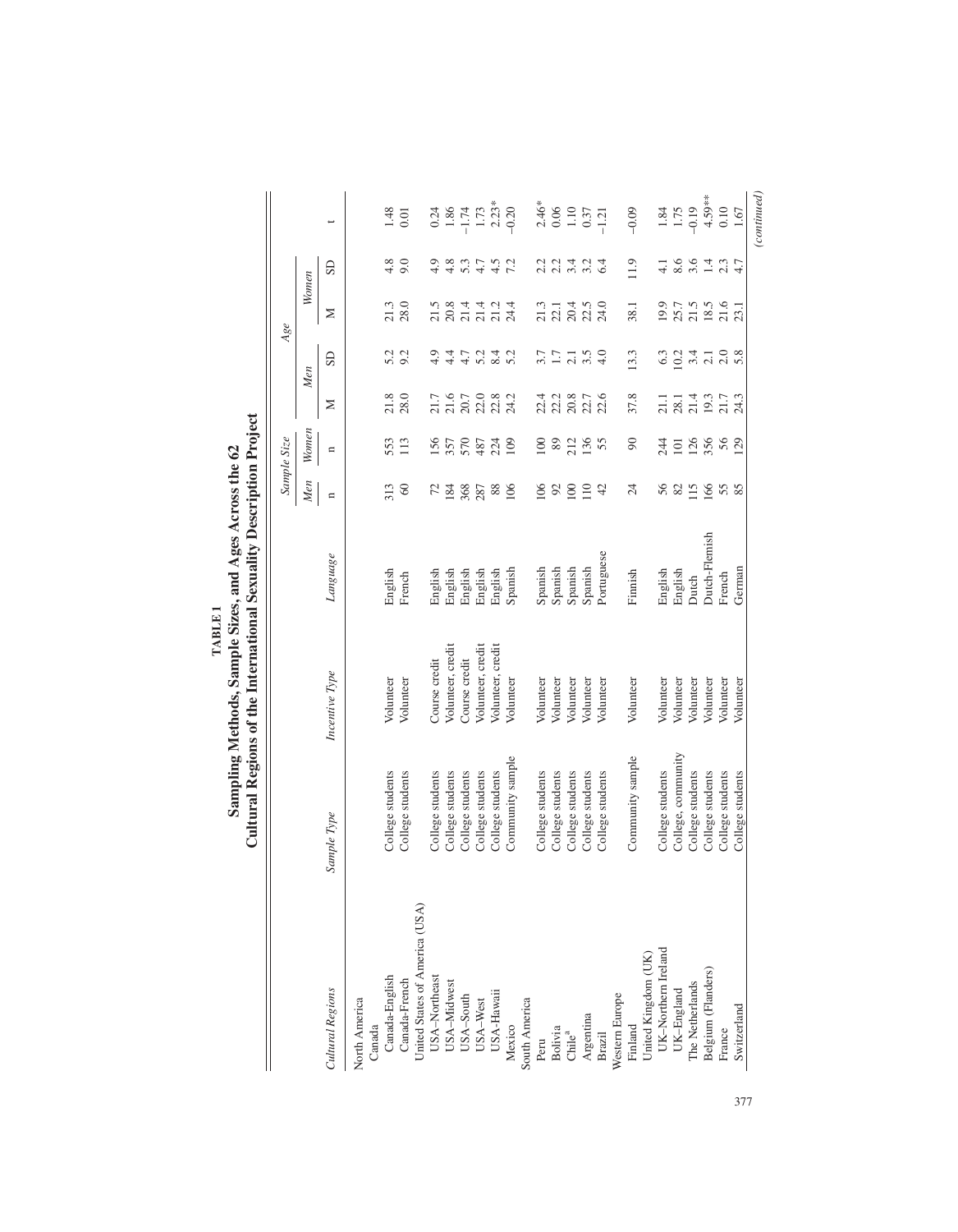**TABLE 1**
**Sampling Methods, Sample Sizes, and Ages Across the 62 Cultural Regions of the International Sexuality Description Project**

| Cultural Regions | Sample Type | Incentive Type | Language | Sample Size | | Age | | | | t |
|---|---|---|---|---|---|---|---|---|---|---|
| | | | | Men | Women | Men | | Women | | |
| | | | | n | n | M | SD | M | SD | |
| North America | | | | | | | | | | |
| Canada | | | | | | | | | | |
| Canada-English | College students | Volunteer | English | 313 | 553 | 21.8 | 5.2 | 21.3 | 4.8 | 1.48 |
| Canada-French | College students | Volunteer | French | 60 | 113 | 28.0 | 9.2 | 28.0 | 9.0 | 0.01 |
| United States of America (USA) | | | | | | | | | | |
| USA–Northeast | College students | Course credit | English | 72 | 156 | 21.7 | 4.9 | 21.5 | 4.9 | 0.24 |
| USA–Midwest | College students | Volunteer, credit | English | 184 | 357 | 21.6 | 4.4 | 20.8 | 4.8 | 1.86 |
| USA–South | College students | Course credit | English | 368 | 570 | 20.7 | 4.7 | 21.4 | 5.3 | –1.74 |
| USA–West | College students | Volunteer, credit | English | 287 | 487 | 22.0 | 5.2 | 21.4 | 4.7 | 1.73 |
| USA-Hawaii | College students | Volunteer, credit | English | 88 | 224 | 22.8 | 8.4 | 21.2 | 4.5 | 2.23* |
| Mexico | Community sample | Volunteer | Spanish | 106 | 109 | 24.2 | 5.2 | 24.4 | 7.2 | –0.20 |
| South America | | | | | | | | | | |
| Peru | College students | Volunteer | Spanish | 106 | 100 | 22.4 | 3.7 | 21.3 | 2.2 | 2.46* |
| Bolivia | College students | Volunteer | Spanish | 92 | 89 | 22.2 | 1.7 | 22.1 | 2.2 | 0.06 |
| Chile[a] | College students | Volunteer | Spanish | 100 | 212 | 20.8 | 2.1 | 20.4 | 3.4 | 1.10 |
| Argentina | College students | Volunteer | Spanish | 110 | 136 | 22.7 | 3.5 | 22.5 | 3.2 | 0.37 |
| Brazil | College students | Volunteer | Portuguese | 42 | 55 | 22.6 | 4.0 | 24.0 | 6.4 | –1.21 |
| Western Europe | | | | | | | | | | |
| Finland | Community sample | Volunteer | Finnish | 24 | 90 | 37.8 | 13.3 | 38.1 | 11.9 | –0.09 |
| United Kingdom (UK) | | | | | | | | | | |
| UK–Northern Ireland | College students | Volunteer | English | 56 | 244 | 21.1 | 6.3 | 19.9 | 4.1 | 1.84 |
| UK–England | College, community | Volunteer | English | 82 | 101 | 28.1 | 10.2 | 25.7 | 8.6 | 1.75 |
| The Netherlands | College students | Volunteer | Dutch | 115 | 126 | 21.4 | 3.4 | 21.5 | 3.6 | –0.19 |
| Belgium (Flanders) | College students | Volunteer | Dutch-Flemish | 166 | 356 | 19.3 | 2.1 | 18.5 | 1.4 | 4.59** |
| France | College students | Volunteer | French | 55 | 56 | 21.7 | 2.0 | 21.6 | 2.3 | 0.10 |
| Switzerland | College students | Volunteer | German | 85 | 129 | 24.3 | 5.8 | 23.1 | 4.7 | 1.67 |

*(continued)*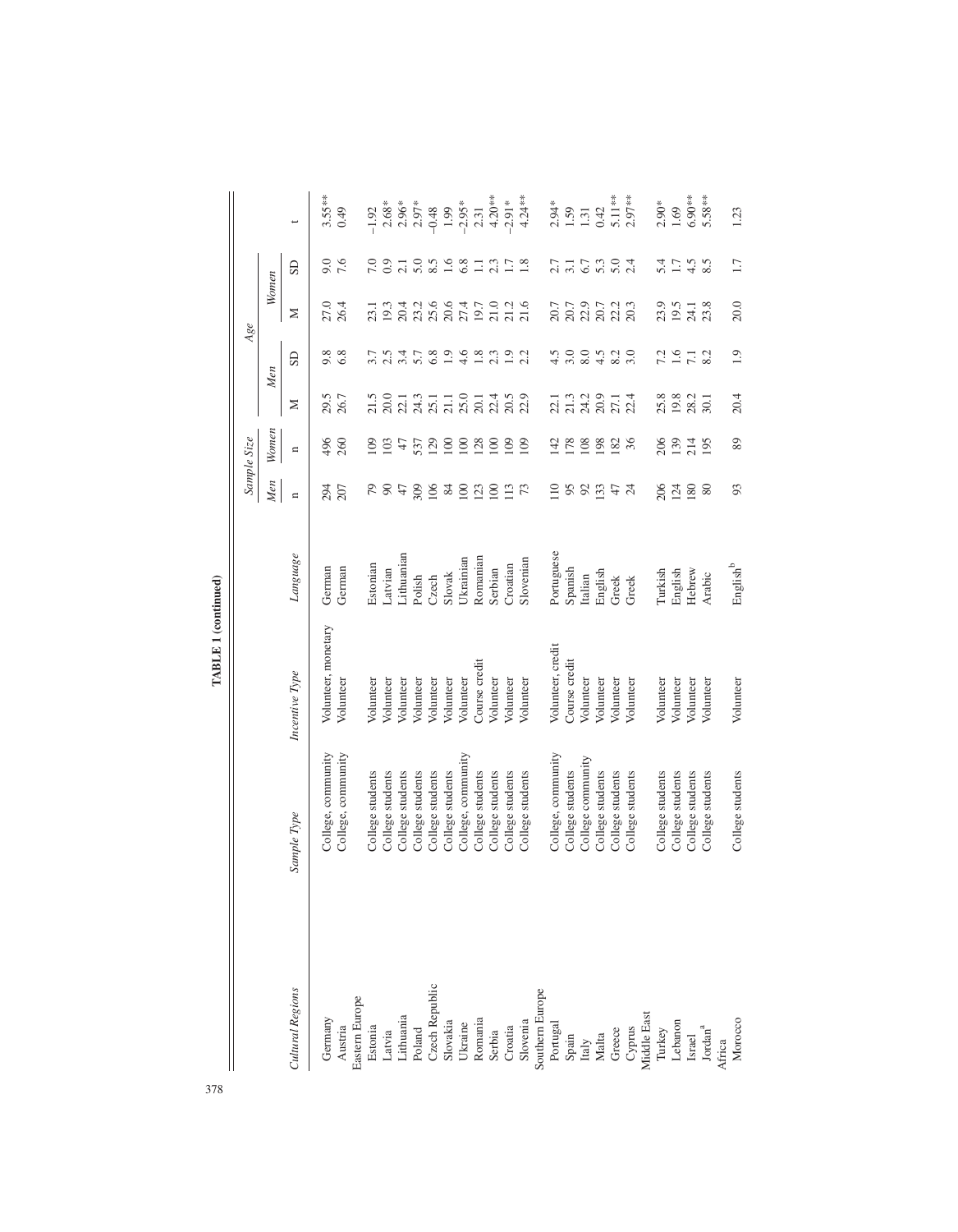**TABLE 1 (continued)**

| Cultural Regions | Sample Type | Incentive Type | Language | Sample Size | | Age | | | | |
|---|---|---|---|---|---|---|---|---|---|---|
| | | | | Men | Women | Men | | Women | | |
| | | | | n | n | M | SD | M | SD | t |
| Germany | College, community | Volunteer, monetary | German | 294 | 496 | 29.5 | 9.8 | 27.0 | 9.0 | 3.55** |
| Austria | College, community | Volunteer | German | 207 | 260 | 26.7 | 6.8 | 26.4 | 7.6 | 0.49 |
| Eastern Europe | | | | | | | | | | |
| Estonia | College students | Volunteer | Estonian | 79 | 109 | 21.5 | 3.7 | 23.1 | 7.0 | −1.92 |
| Latvia | College students | Volunteer | Latvian | 90 | 103 | 20.0 | 2.5 | 19.3 | 0.9 | 2.68* |
| Lithuania | College students | Volunteer | Lithuanian | 47 | 47 | 22.1 | 3.4 | 20.4 | 2.1 | 2.96* |
| Poland | College students | Volunteer | Polish | 309 | 537 | 24.3 | 5.7 | 23.2 | 5.0 | 2.97* |
| Czech Republic | College students | Volunteer | Czech | 106 | 129 | 25.1 | 6.8 | 25.6 | 8.5 | −0.48 |
| Slovakia | College students | Volunteer | Slovak | 84 | 100 | 21.1 | 1.9 | 20.6 | 1.6 | 1.99 |
| Ukraine | College, community | Volunteer | Ukrainian | 100 | 100 | 25.0 | 4.6 | 27.4 | 6.8 | −2.95* |
| Romania | College students | Course credit | Romanian | 123 | 128 | 20.1 | 1.8 | 19.7 | 1.1 | 2.31 |
| Serbia | College students | Volunteer | Serbian | 100 | 100 | 22.4 | 2.3 | 21.0 | 2.3 | 4.20** |
| Croatia | College students | Volunteer | Croatian | 113 | 109 | 20.5 | 1.9 | 21.2 | 1.7 | −2.91* |
| Slovenia | College students | Volunteer | Slovenian | 73 | 109 | 22.9 | 2.2 | 21.6 | 1.8 | 4.24** |
| Southern Europe | | | | | | | | | | |
| Portugal | College, community | Volunteer, credit | Portuguese | 110 | 142 | 22.1 | 4.5 | 20.7 | 2.7 | 2.94* |
| Spain | College students | Course credit | Spanish | 95 | 178 | 21.3 | 3.0 | 20.7 | 3.1 | 1.59 |
| Italy | College community | Volunteer | Italian | 92 | 108 | 24.2 | 8.0 | 22.9 | 6.7 | 1.31 |
| Malta | College students | Volunteer | English | 133 | 198 | 20.9 | 4.5 | 20.7 | 5.3 | 0.42 |
| Greece | College students | Volunteer | Greek | 47 | 182 | 27.1 | 8.2 | 22.2 | 5.0 | 5.11** |
| Cyprus | College students | Volunteer | Greek | 24 | 36 | 22.4 | 3.0 | 20.3 | 2.4 | 2.97** |
| Middle East | | | | | | | | | | |
| Turkey | College students | Volunteer | Turkish | 206 | 206 | 25.8 | 7.2 | 23.9 | 5.4 | 2.90* |
| Lebanon | College students | Volunteer | English | 124 | 139 | 19.8 | 1.6 | 19.5 | 1.7 | 1.69 |
| Israel | College students | Volunteer | Hebrew | 180 | 214 | 28.2 | 7.1 | 24.1 | 4.5 | 6.90** |
| Jordan[a] | College students | Volunteer | Arabic | 80 | 195 | 30.1 | 8.2 | 23.8 | 8.5 | 5.58** |
| Africa | | | | | | | | | | |
| Morocco | College students | Volunteer | English[b] | 93 | 89 | 20.4 | 1.9 | 20.0 | 1.7 | 1.23 |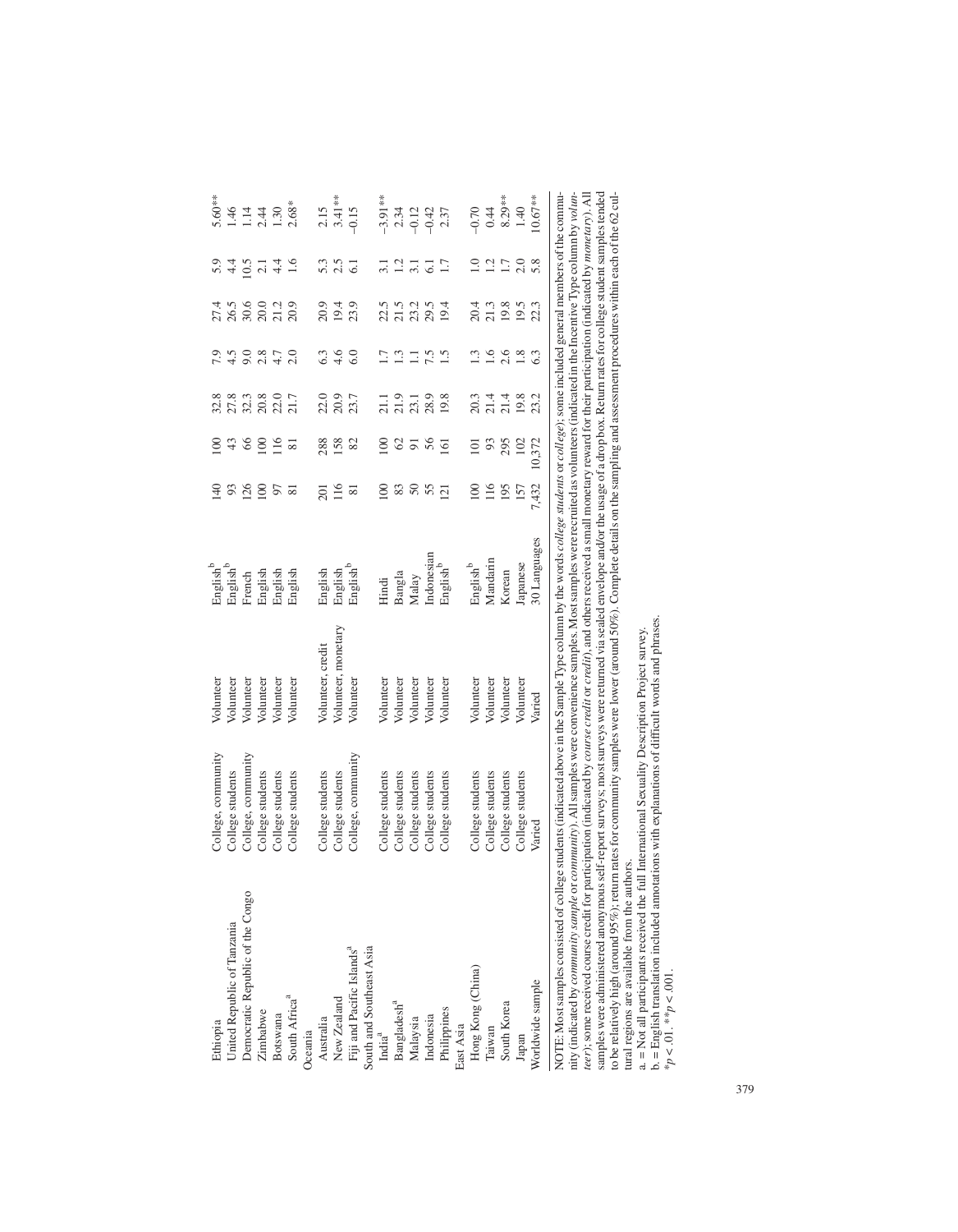| | | | | | | | | | | |
|---|---|---|---|---|---|---|---|---|---|---|
| Ethiopia | College, community | Volunteer | English[b] | 140 | 100 | 32.8 | 7.9 | 27.4 | 5.9 | 5.60** |
| United Republic of Tanzania | College students | Volunteer | English[b] | 93 | 43 | 27.8 | 4.5 | 26.5 | 4.4 | 1.46 |
| Democratic Republic of the Congo | College, community | Volunteer | French | 126 | 66 | 32.3 | 9.0 | 30.6 | 10.5 | 1.14 |
| Zimbabwe | College students | Volunteer | English | 100 | 100 | 20.8 | 2.8 | 20.0 | 2.1 | 2.44 |
| Botswana | College students | Volunteer | English | 97 | 116 | 22.0 | 4.7 | 21.2 | 4.4 | 1.30 |
| South Africa[a] | College students | Volunteer | English | 81 | 81 | 21.7 | 2.0 | 20.9 | 1.6 | 2.68* |
| Oceania | | | | | | | | | | |
| Australia | College students | Volunteer, credit | English | 201 | 288 | 22.0 | 6.3 | 20.9 | 5.3 | 2.15 |
| New Zealand | College students | Volunteer, monetary | English | 116 | 158 | 20.9 | 4.6 | 19.4 | 2.5 | 3.41** |
| Fiji and Pacific Islands[a] | College, community | Volunteer | English[b] | 81 | 82 | 23.7 | 6.0 | 23.9 | 6.1 | –0.15 |
| South and Southeast Asia | | | | | | | | | | |
| India[a] | College students | Volunteer | Hindi | 100 | 100 | 21.1 | 1.7 | 22.5 | 3.1 | –3.91** |
| Bangladesh[a] | College students | Volunteer | Bangla | 83 | 62 | 21.9 | 1.3 | 21.5 | 1.2 | 2.34 |
| Malaysia | College students | Volunteer | Malay | 50 | 91 | 23.1 | 1.1 | 23.2 | 3.1 | –0.12 |
| Indonesia | College students | Volunteer | Indonesian | 55 | 56 | 28.9 | 7.5 | 29.5 | 6.1 | –0.42 |
| Philippines | College students | Volunteer | English[b] | 121 | 161 | 19.8 | 1.5 | 19.4 | 1.7 | 2.37 |
| East Asia | | | | | | | | | | |
| Hong Kong (China) | College students | Volunteer | English[b] | 100 | 101 | 20.3 | 1.3 | 20.4 | 1.0 | –0.70 |
| Taiwan | College students | Volunteer | Mandarin | 116 | 93 | 21.4 | 1.6 | 21.3 | 1.2 | 0.44 |
| South Korea | College students | Volunteer | Korean | 195 | 295 | 21.4 | 2.6 | 19.8 | 1.7 | 8.29** |
| Japan | College students | Volunteer | Japanese | 157 | 102 | 19.8 | 1.8 | 19.5 | 2.0 | 1.40 |
| Worldwide sample | Varied | Varied | 30 Languages | 7,432 | 10,372 | 23.2 | 6.3 | 22.3 | 5.8 | 10.67** |

NOTE: Most samples consisted of college students (indicated above in the Sample Type column by the words *college students* or *college*); some included general members of the community (indicated by *community sample* or *community*). All samples were convenience samples. Most samples were recruited as volunteers (indicated in the Incentive Type column by *volunteer*); some received course credit for participation (indicated by *course credit* or *credit*), and others received a small monetary reward for their participation (indicated by *monetary*). All samples were administered anonymous self-report surveys; most surveys were returned via sealed envelope and/or the usage of a drop box. Return rates for college student samples tended to be relatively high (around 95%); return rates for community samples were lower (around 50%). Complete details on the sampling and assessment procedures within each of the 62 cultural regions are available from the authors.

a. = Not all participants received the full International Sexuality Description Project survey.

b. = English translation included annotations with explanations of difficult words and phrases.

$*p < .01$. $**p < .001$.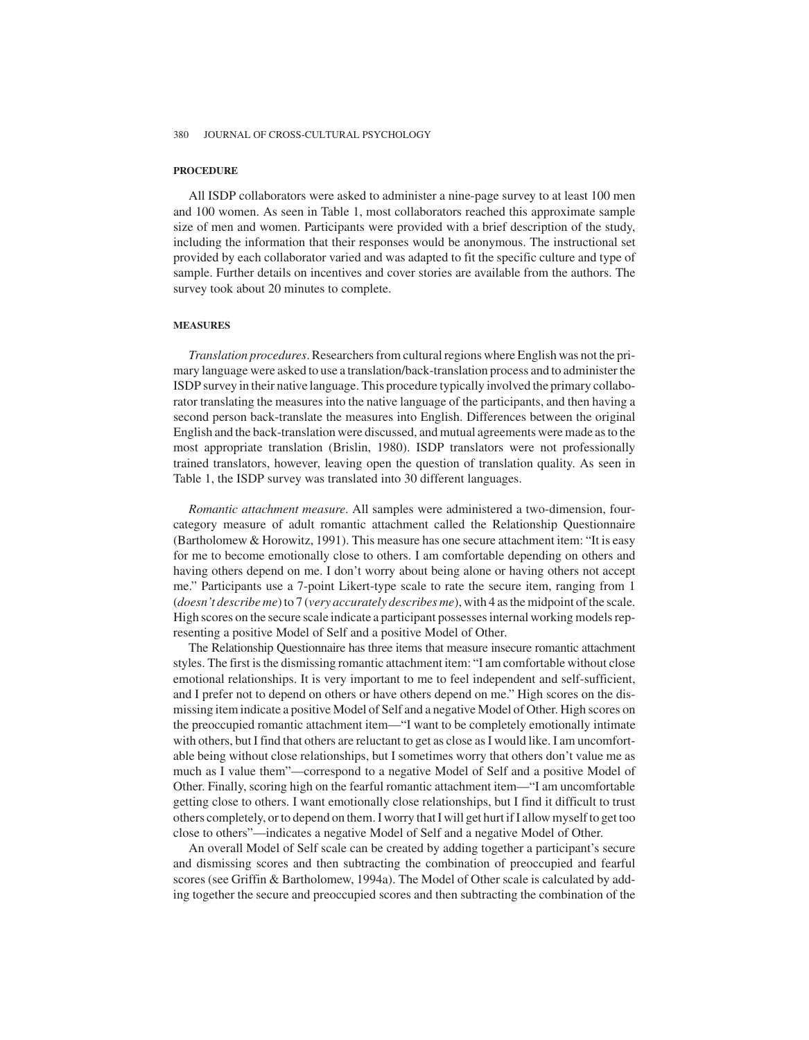### PROCEDURE

All ISDP collaborators were asked to administer a nine-page survey to at least 100 men and 100 women. As seen in Table 1, most collaborators reached this approximate sample size of men and women. Participants were provided with a brief description of the study, including the information that their responses would be anonymous. The instructional set provided by each collaborator varied and was adapted to fit the specific culture and type of sample. Further details on incentives and cover stories are available from the authors. The survey took about 20 minutes to complete.

### MEASURES

*Translation procedures*. Researchers from cultural regions where English was not the primary language were asked to use a translation/back-translation process and to administer the ISDP survey in their native language. This procedure typically involved the primary collaborator translating the measures into the native language of the participants, and then having a second person back-translate the measures into English. Differences between the original English and the back-translation were discussed, and mutual agreements were made as to the most appropriate translation (Brislin, 1980). ISDP translators were not professionally trained translators, however, leaving open the question of translation quality. As seen in Table 1, the ISDP survey was translated into 30 different languages.

*Romantic attachment measure*. All samples were administered a two-dimension, four-category measure of adult romantic attachment called the Relationship Questionnaire (Bartholomew & Horowitz, 1991). This measure has one secure attachment item: "It is easy for me to become emotionally close to others. I am comfortable depending on others and having others depend on me. I don't worry about being alone or having others not accept me." Participants use a 7-point Likert-type scale to rate the secure item, ranging from 1 (*doesn't describe me*) to 7 (*very accurately describes me*), with 4 as the midpoint of the scale. High scores on the secure scale indicate a participant possesses internal working models representing a positive Model of Self and a positive Model of Other.

The Relationship Questionnaire has three items that measure insecure romantic attachment styles. The first is the dismissing romantic attachment item: "I am comfortable without close emotional relationships. It is very important to me to feel independent and self-sufficient, and I prefer not to depend on others or have others depend on me." High scores on the dismissing item indicate a positive Model of Self and a negative Model of Other. High scores on the preoccupied romantic attachment item—"I want to be completely emotionally intimate with others, but I find that others are reluctant to get as close as I would like. I am uncomfortable being without close relationships, but I sometimes worry that others don't value me as much as I value them"—correspond to a negative Model of Self and a positive Model of Other. Finally, scoring high on the fearful romantic attachment item—"I am uncomfortable getting close to others. I want emotionally close relationships, but I find it difficult to trust others completely, or to depend on them. I worry that I will get hurt if I allow myself to get too close to others"—indicates a negative Model of Self and a negative Model of Other.

An overall Model of Self scale can be created by adding together a participant's secure and dismissing scores and then subtracting the combination of preoccupied and fearful scores (see Griffin & Bartholomew, 1994a). The Model of Other scale is calculated by adding together the secure and preoccupied scores and then subtracting the combination of the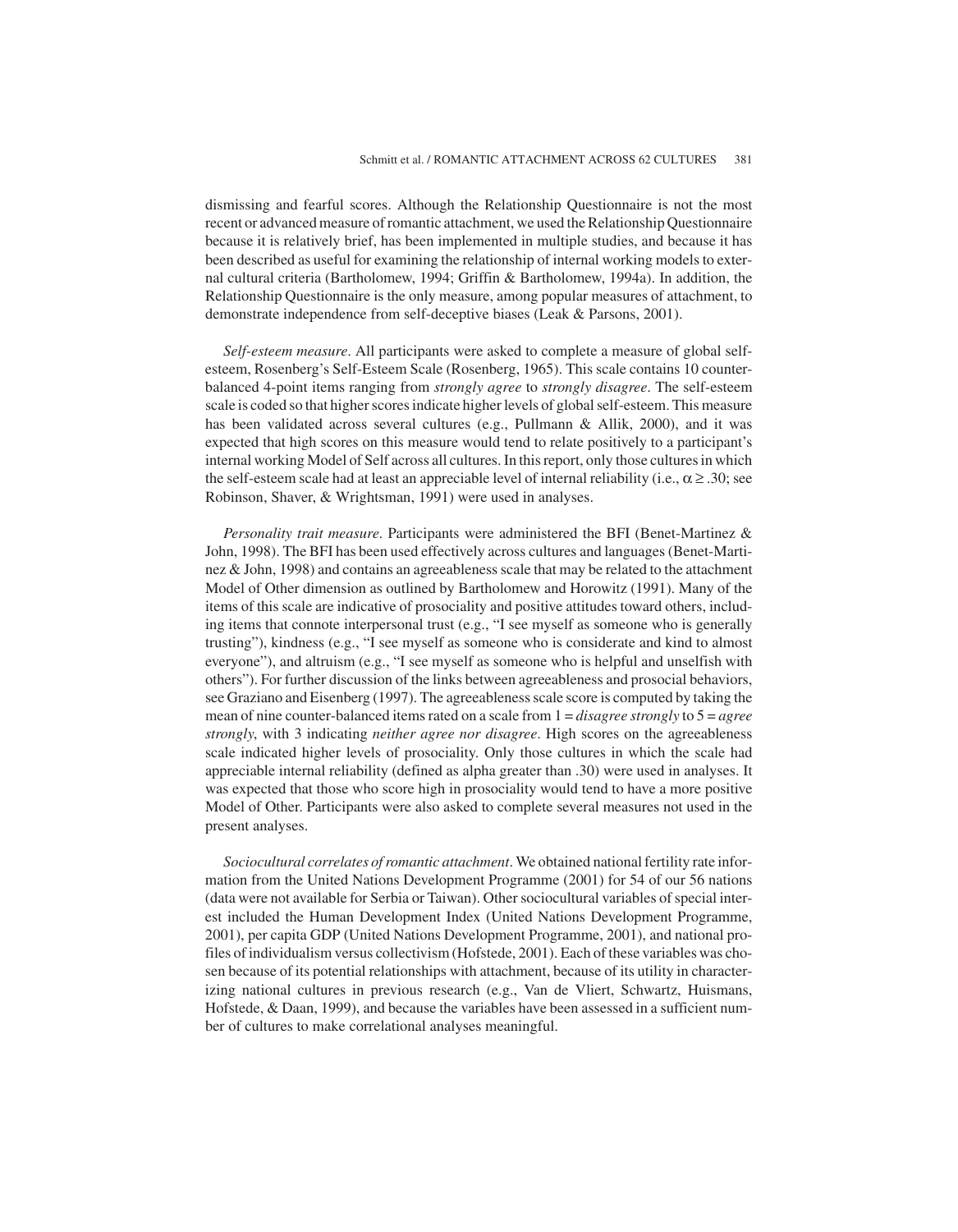dismissing and fearful scores. Although the Relationship Questionnaire is not the most recent or advanced measure of romantic attachment, we used the Relationship Questionnaire because it is relatively brief, has been implemented in multiple studies, and because it has been described as useful for examining the relationship of internal working models to external cultural criteria (Bartholomew, 1994; Griffin & Bartholomew, 1994a). In addition, the Relationship Questionnaire is the only measure, among popular measures of attachment, to demonstrate independence from self-deceptive biases (Leak & Parsons, 2001).

*Self-esteem measure*. All participants were asked to complete a measure of global self-esteem, Rosenberg's Self-Esteem Scale (Rosenberg, 1965). This scale contains 10 counter-balanced 4-point items ranging from *strongly agree* to *strongly disagree*. The self-esteem scale is coded so that higher scores indicate higher levels of global self-esteem. This measure has been validated across several cultures (e.g., Pullmann & Allik, 2000), and it was expected that high scores on this measure would tend to relate positively to a participant's internal working Model of Self across all cultures. In this report, only those cultures in which the self-esteem scale had at least an appreciable level of internal reliability (i.e., $\alpha \geq .30$; see Robinson, Shaver, & Wrightsman, 1991) were used in analyses.

*Personality trait measure*. Participants were administered the BFI (Benet-Martinez & John, 1998). The BFI has been used effectively across cultures and languages (Benet-Martinez & John, 1998) and contains an agreeableness scale that may be related to the attachment Model of Other dimension as outlined by Bartholomew and Horowitz (1991). Many of the items of this scale are indicative of prosociality and positive attitudes toward others, including items that connote interpersonal trust (e.g., "I see myself as someone who is generally trusting"), kindness (e.g., "I see myself as someone who is considerate and kind to almost everyone"), and altruism (e.g., "I see myself as someone who is helpful and unselfish with others"). For further discussion of the links between agreeableness and prosocial behaviors, see Graziano and Eisenberg (1997). The agreeableness scale score is computed by taking the mean of nine counter-balanced items rated on a scale from 1 = *disagree strongly* to 5 = *agree strongly*, with 3 indicating *neither agree nor disagree*. High scores on the agreeableness scale indicated higher levels of prosociality. Only those cultures in which the scale had appreciable internal reliability (defined as alpha greater than .30) were used in analyses. It was expected that those who score high in prosociality would tend to have a more positive Model of Other. Participants were also asked to complete several measures not used in the present analyses.

*Sociocultural correlates of romantic attachment*. We obtained national fertility rate information from the United Nations Development Programme (2001) for 54 of our 56 nations (data were not available for Serbia or Taiwan). Other sociocultural variables of special interest included the Human Development Index (United Nations Development Programme, 2001), per capita GDP (United Nations Development Programme, 2001), and national profiles of individualism versus collectivism (Hofstede, 2001). Each of these variables was chosen because of its potential relationships with attachment, because of its utility in characterizing national cultures in previous research (e.g., Van de Vliert, Schwartz, Huismans, Hofstede, & Daan, 1999), and because the variables have been assessed in a sufficient number of cultures to make correlational analyses meaningful.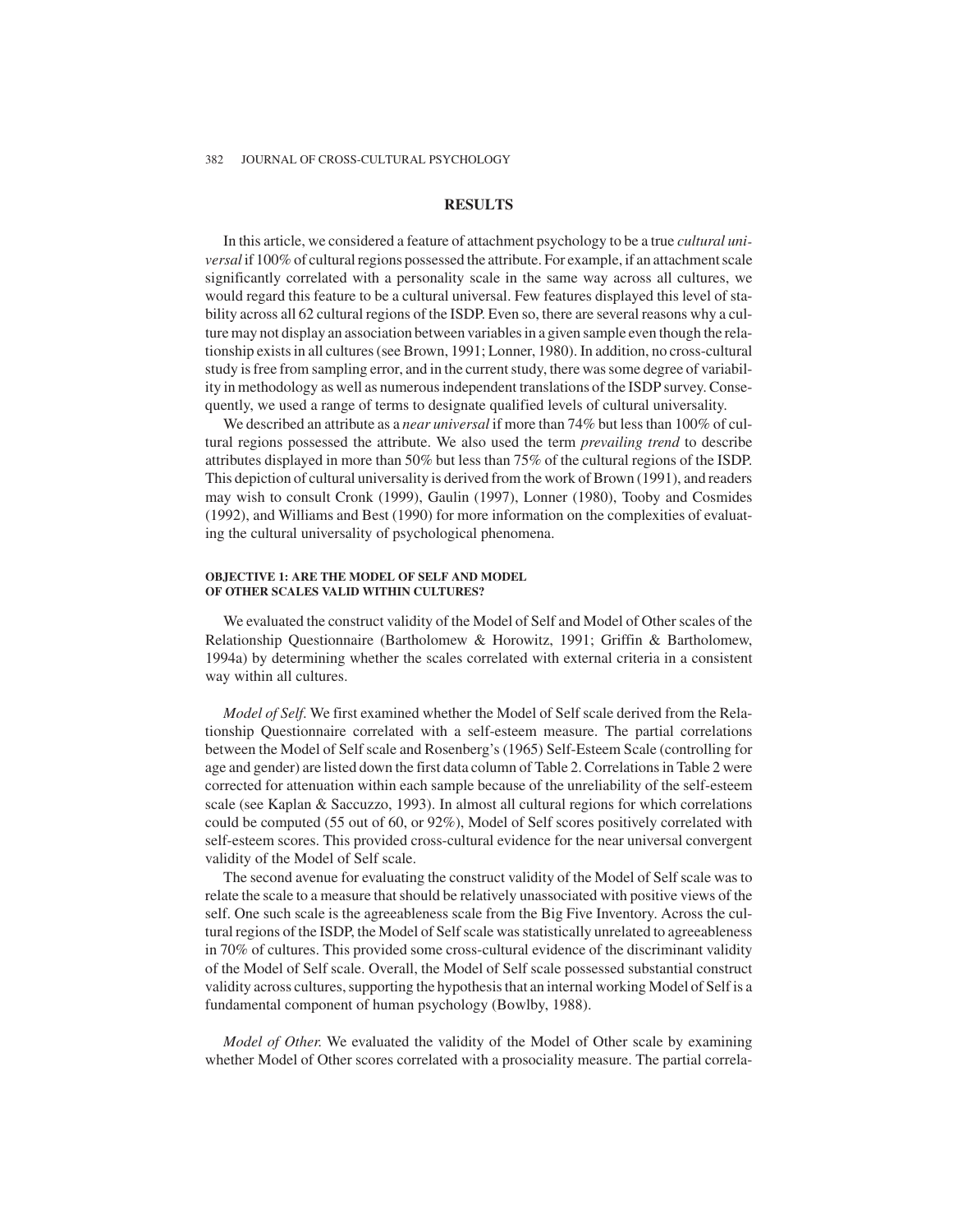## RESULTS

In this article, we considered a feature of attachment psychology to be a true *cultural universal* if 100% of cultural regions possessed the attribute. For example, if an attachment scale significantly correlated with a personality scale in the same way across all cultures, we would regard this feature to be a cultural universal. Few features displayed this level of stability across all 62 cultural regions of the ISDP. Even so, there are several reasons why a culture may not display an association between variables in a given sample even though the relationship exists in all cultures (see Brown, 1991; Lonner, 1980). In addition, no cross-cultural study is free from sampling error, and in the current study, there was some degree of variability in methodology as well as numerous independent translations of the ISDP survey. Consequently, we used a range of terms to designate qualified levels of cultural universality.

We described an attribute as a *near universal* if more than 74% but less than 100% of cultural regions possessed the attribute. We also used the term *prevailing trend* to describe attributes displayed in more than 50% but less than 75% of the cultural regions of the ISDP. This depiction of cultural universality is derived from the work of Brown (1991), and readers may wish to consult Cronk (1999), Gaulin (1997), Lonner (1980), Tooby and Cosmides (1992), and Williams and Best (1990) for more information on the complexities of evaluating the cultural universality of psychological phenomena.

### OBJECTIVE 1: ARE THE MODEL OF SELF AND MODEL OF OTHER SCALES VALID WITHIN CULTURES?

We evaluated the construct validity of the Model of Self and Model of Other scales of the Relationship Questionnaire (Bartholomew & Horowitz, 1991; Griffin & Bartholomew, 1994a) by determining whether the scales correlated with external criteria in a consistent way within all cultures.

*Model of Self.* We first examined whether the Model of Self scale derived from the Relationship Questionnaire correlated with a self-esteem measure. The partial correlations between the Model of Self scale and Rosenberg's (1965) Self-Esteem Scale (controlling for age and gender) are listed down the first data column of Table 2. Correlations in Table 2 were corrected for attenuation within each sample because of the unreliability of the self-esteem scale (see Kaplan & Saccuzzo, 1993). In almost all cultural regions for which correlations could be computed (55 out of 60, or 92%), Model of Self scores positively correlated with self-esteem scores. This provided cross-cultural evidence for the near universal convergent validity of the Model of Self scale.

The second avenue for evaluating the construct validity of the Model of Self scale was to relate the scale to a measure that should be relatively unassociated with positive views of the self. One such scale is the agreeableness scale from the Big Five Inventory. Across the cultural regions of the ISDP, the Model of Self scale was statistically unrelated to agreeableness in 70% of cultures. This provided some cross-cultural evidence of the discriminant validity of the Model of Self scale. Overall, the Model of Self scale possessed substantial construct validity across cultures, supporting the hypothesis that an internal working Model of Self is a fundamental component of human psychology (Bowlby, 1988).

*Model of Other.* We evaluated the validity of the Model of Other scale by examining whether Model of Other scores correlated with a prosociality measure. The partial correla-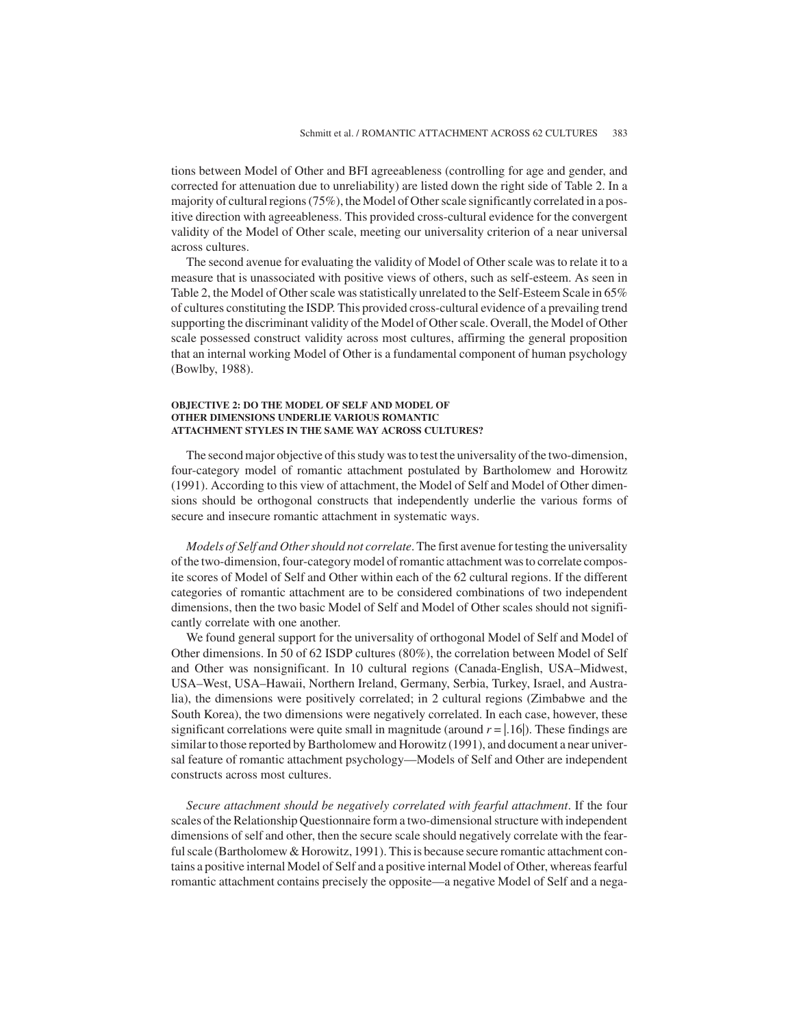tions between Model of Other and BFI agreeableness (controlling for age and gender, and corrected for attenuation due to unreliability) are listed down the right side of Table 2. In a majority of cultural regions (75%), the Model of Other scale significantly correlated in a positive direction with agreeableness. This provided cross-cultural evidence for the convergent validity of the Model of Other scale, meeting our universality criterion of a near universal across cultures.

The second avenue for evaluating the validity of Model of Other scale was to relate it to a measure that is unassociated with positive views of others, such as self-esteem. As seen in Table 2, the Model of Other scale was statistically unrelated to the Self-Esteem Scale in 65% of cultures constituting the ISDP. This provided cross-cultural evidence of a prevailing trend supporting the discriminant validity of the Model of Other scale. Overall, the Model of Other scale possessed construct validity across most cultures, affirming the general proposition that an internal working Model of Other is a fundamental component of human psychology (Bowlby, 1988).

### OBJECTIVE 2: DO THE MODEL OF SELF AND MODEL OF OTHER DIMENSIONS UNDERLIE VARIOUS ROMANTIC ATTACHMENT STYLES IN THE SAME WAY ACROSS CULTURES?

The second major objective of this study was to test the universality of the two-dimension, four-category model of romantic attachment postulated by Bartholomew and Horowitz (1991). According to this view of attachment, the Model of Self and Model of Other dimensions should be orthogonal constructs that independently underlie the various forms of secure and insecure romantic attachment in systematic ways.

*Models of Self and Other should not correlate*. The first avenue for testing the universality of the two-dimension, four-category model of romantic attachment was to correlate composite scores of Model of Self and Other within each of the 62 cultural regions. If the different categories of romantic attachment are to be considered combinations of two independent dimensions, then the two basic Model of Self and Model of Other scales should not significantly correlate with one another.

We found general support for the universality of orthogonal Model of Self and Model of Other dimensions. In 50 of 62 ISDP cultures (80%), the correlation between Model of Self and Other was nonsignificant. In 10 cultural regions (Canada-English, USA–Midwest, USA–West, USA–Hawaii, Northern Ireland, Germany, Serbia, Turkey, Israel, and Australia), the dimensions were positively correlated; in 2 cultural regions (Zimbabwe and the South Korea), the two dimensions were negatively correlated. In each case, however, these significant correlations were quite small in magnitude (around $r = |.16|$). These findings are similar to those reported by Bartholomew and Horowitz (1991), and document a near universal feature of romantic attachment psychology—Models of Self and Other are independent constructs across most cultures.

*Secure attachment should be negatively correlated with fearful attachment*. If the four scales of the Relationship Questionnaire form a two-dimensional structure with independent dimensions of self and other, then the secure scale should negatively correlate with the fearful scale (Bartholomew & Horowitz, 1991). This is because secure romantic attachment contains a positive internal Model of Self and a positive internal Model of Other, whereas fearful romantic attachment contains precisely the opposite—a negative Model of Self and a nega-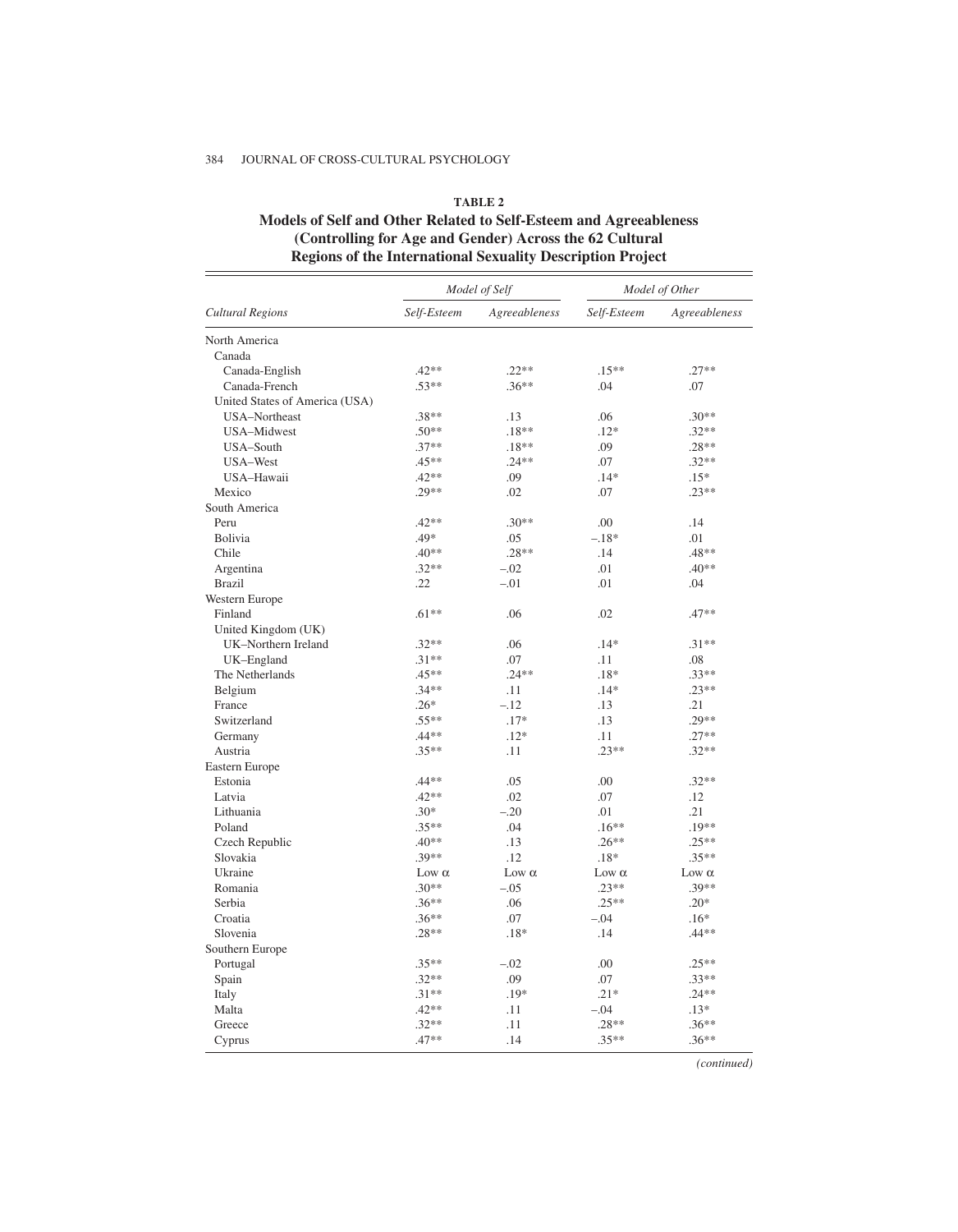**TABLE 2**

**Models of Self and Other Related to Self-Esteem and Agreeableness (Controlling for Age and Gender) Across the 62 Cultural Regions of the International Sexuality Description Project**

| | *Model of Self* | | *Model of Other* | |
|---|---|---|---|---|
| *Cultural Regions* | *Self-Esteem* | *Agreeableness* | *Self-Esteem* | *Agreeableness* |
| North America | | | | |
| Canada | | | | |
| Canada-English | .42** | .22** | .15** | .27** |
| Canada-French | .53** | .36** | .04 | .07 |
| United States of America (USA) | | | | |
| USA–Northeast | .38** | .13 | .06 | .30** |
| USA–Midwest | .50** | .18** | .12* | .32** |
| USA–South | .37** | .18** | .09 | .28** |
| USA–West | .45** | .24** | .07 | .32** |
| USA–Hawaii | .42** | .09 | .14* | .15* |
| Mexico | .29** | .02 | .07 | .23** |
| South America | | | | |
| Peru | .42** | .30** | .00 | .14 |
| Bolivia | .49* | .05 | –.18* | .01 |
| Chile | .40** | .28** | .14 | .48** |
| Argentina | .32** | –.02 | .01 | .40** |
| Brazil | .22 | –.01 | .01 | .04 |
| Western Europe | | | | |
| Finland | .61** | .06 | .02 | .47** |
| United Kingdom (UK) | | | | |
| UK–Northern Ireland | .32** | .06 | .14* | .31** |
| UK–England | .31** | .07 | .11 | .08 |
| The Netherlands | .45** | .24** | .18* | .33** |
| Belgium | .34** | .11 | .14* | .23** |
| France | .26* | –.12 | .13 | .21 |
| Switzerland | .55** | .17* | .13 | .29** |
| Germany | .44** | .12* | .11 | .27** |
| Austria | .35** | .11 | .23** | .32** |
| Eastern Europe | | | | |
| Estonia | .44** | .05 | .00 | .32** |
| Latvia | .42** | .02 | .07 | .12 |
| Lithuania | .30* | –.20 | .01 | .21 |
| Poland | .35** | .04 | .16** | .19** |
| Czech Republic | .40** | .13 | .26** | .25** |
| Slovakia | .39** | .12 | .18* | .35** |
| Ukraine | Low α | Low α | Low α | Low α |
| Romania | .30** | –.05 | .23** | .39** |
| Serbia | .36** | .06 | .25** | .20* |
| Croatia | .36** | .07 | –.04 | .16* |
| Slovenia | .28** | .18* | .14 | .44** |
| Southern Europe | | | | |
| Portugal | .35** | –.02 | .00 | .25** |
| Spain | .32** | .09 | .07 | .33** |
| Italy | .31** | .19* | .21* | .24** |
| Malta | .42** | .11 | –.04 | .13* |
| Greece | .32** | .11 | .28** | .36** |
| Cyprus | .47** | .14 | .35** | .36** |

*(continued)*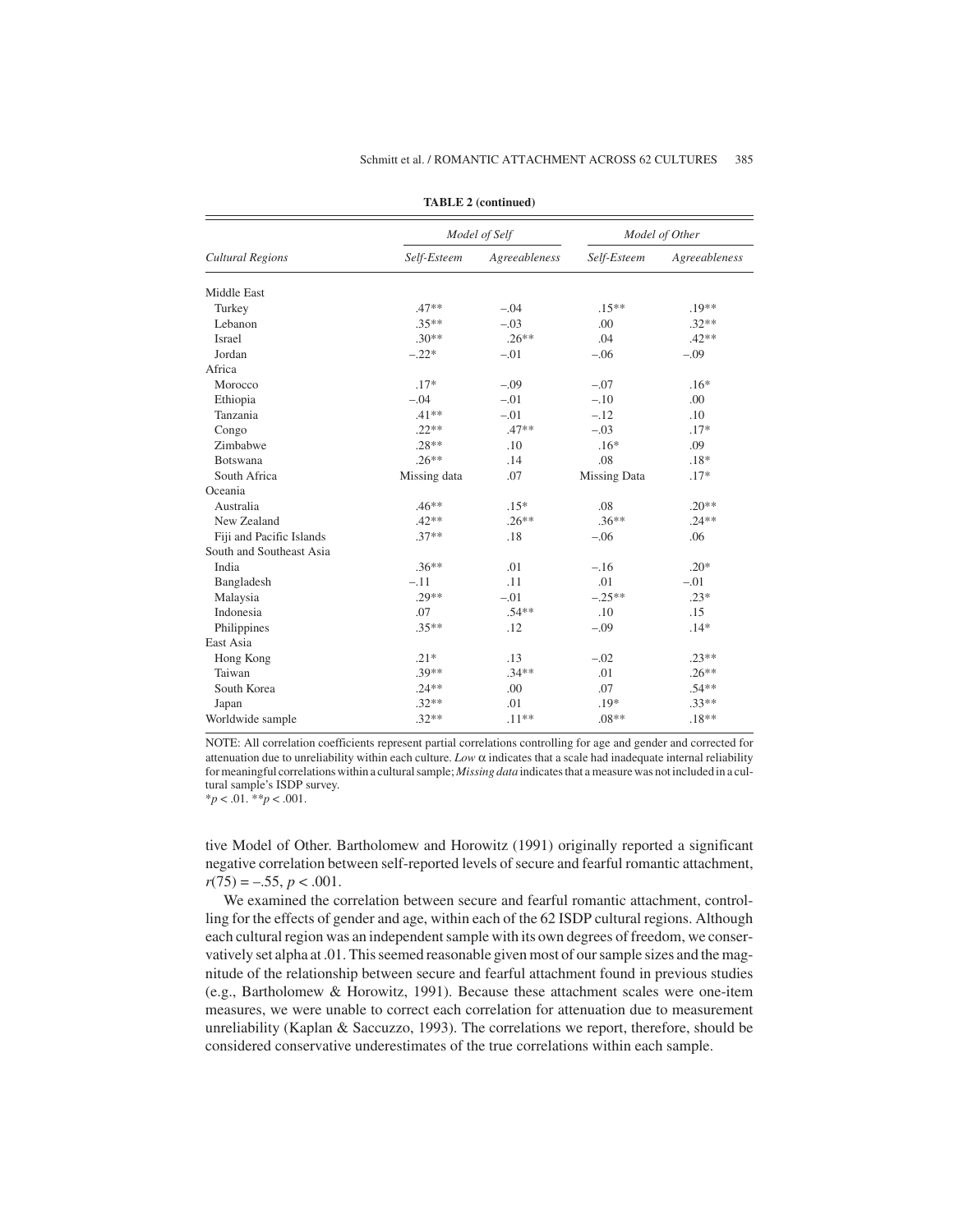**TABLE 2 (continued)**

| Cultural Regions | Model of Self | | Model of Other | |
|---|---|---|---|---|
| | Self-Esteem | Agreeableness | Self-Esteem | Agreeableness |
| Middle East | | | | |
| Turkey | .47** | –.04 | .15** | .19** |
| Lebanon | .35** | –.03 | .00 | .32** |
| Israel | .30** | .26** | .04 | .42** |
| Jordan | –.22* | –.01 | –.06 | –.09 |
| Africa | | | | |
| Morocco | .17* | –.09 | –.07 | .16* |
| Ethiopia | –.04 | –.01 | –.10 | .00 |
| Tanzania | .41** | –.01 | –.12 | .10 |
| Congo | .22** | .47** | –.03 | .17* |
| Zimbabwe | .28** | .10 | .16* | .09 |
| Botswana | .26** | .14 | .08 | .18* |
| South Africa | Missing data | .07 | Missing Data | .17* |
| Oceania | | | | |
| Australia | .46** | .15* | .08 | .20** |
| New Zealand | .42** | .26** | .36** | .24** |
| Fiji and Pacific Islands | .37** | .18 | –.06 | .06 |
| South and Southeast Asia | | | | |
| India | .36** | .01 | –.16 | .20* |
| Bangladesh | –.11 | .11 | .01 | –.01 |
| Malaysia | .29** | –.01 | –.25** | .23* |
| Indonesia | .07 | .54** | .10 | .15 |
| Philippines | .35** | .12 | –.09 | .14* |
| East Asia | | | | |
| Hong Kong | .21* | .13 | –.02 | .23** |
| Taiwan | .39** | .34** | .01 | .26** |
| South Korea | .24** | .00 | .07 | .54** |
| Japan | .32** | .01 | .19* | .33** |
| Worldwide sample | .32** | .11** | .08** | .18** |

NOTE: All correlation coefficients represent partial correlations controlling for age and gender and corrected for attenuation due to unreliability within each culture. *Low* α indicates that a scale had inadequate internal reliability for meaningful correlations within a cultural sample; *Missing data* indicates that a measure was not included in a cultural sample's ISDP survey.
*$p < .01$. **$p < .001$.

tive Model of Other. Bartholomew and Horowitz (1991) originally reported a significant negative correlation between self-reported levels of secure and fearful romantic attachment, $r(75) = -.55$, $p < .001$.

We examined the correlation between secure and fearful romantic attachment, controlling for the effects of gender and age, within each of the 62 ISDP cultural regions. Although each cultural region was an independent sample with its own degrees of freedom, we conservatively set alpha at .01. This seemed reasonable given most of our sample sizes and the magnitude of the relationship between secure and fearful attachment found in previous studies (e.g., Bartholomew & Horowitz, 1991). Because these attachment scales were one-item measures, we were unable to correct each correlation for attenuation due to measurement unreliability (Kaplan & Saccuzzo, 1993). The correlations we report, therefore, should be considered conservative underestimates of the true correlations within each sample.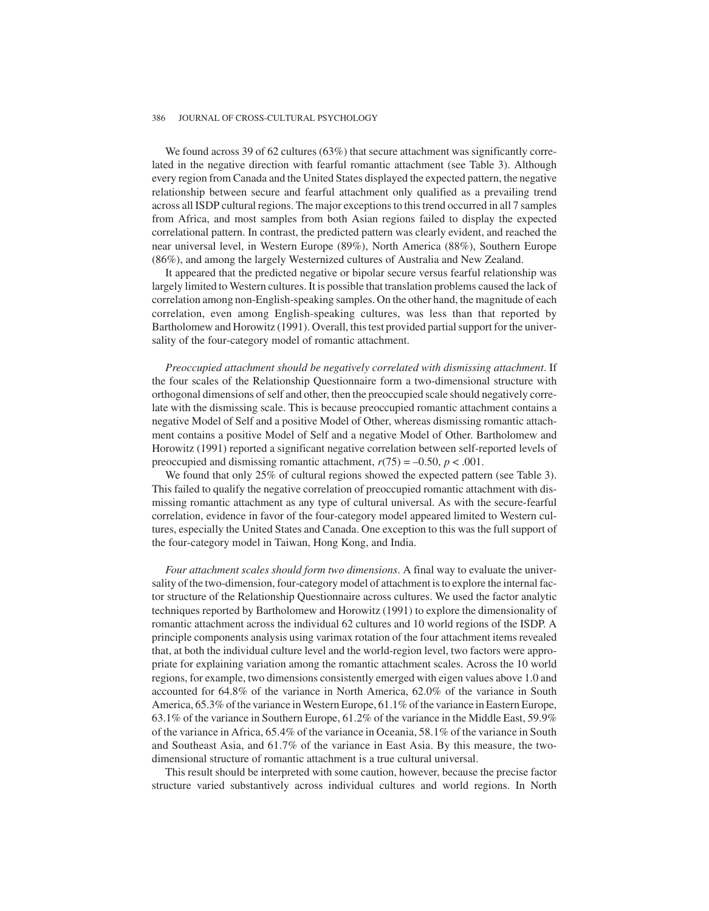We found across 39 of 62 cultures (63%) that secure attachment was significantly correlated in the negative direction with fearful romantic attachment (see Table 3). Although every region from Canada and the United States displayed the expected pattern, the negative relationship between secure and fearful attachment only qualified as a prevailing trend across all ISDP cultural regions. The major exceptions to this trend occurred in all 7 samples from Africa, and most samples from both Asian regions failed to display the expected correlational pattern. In contrast, the predicted pattern was clearly evident, and reached the near universal level, in Western Europe (89%), North America (88%), Southern Europe (86%), and among the largely Westernized cultures of Australia and New Zealand.

It appeared that the predicted negative or bipolar secure versus fearful relationship was largely limited to Western cultures. It is possible that translation problems caused the lack of correlation among non-English-speaking samples. On the other hand, the magnitude of each correlation, even among English-speaking cultures, was less than that reported by Bartholomew and Horowitz (1991). Overall, this test provided partial support for the universality of the four-category model of romantic attachment.

*Preoccupied attachment should be negatively correlated with dismissing attachment*. If the four scales of the Relationship Questionnaire form a two-dimensional structure with orthogonal dimensions of self and other, then the preoccupied scale should negatively correlate with the dismissing scale. This is because preoccupied romantic attachment contains a negative Model of Self and a positive Model of Other, whereas dismissing romantic attachment contains a positive Model of Self and a negative Model of Other. Bartholomew and Horowitz (1991) reported a significant negative correlation between self-reported levels of preoccupied and dismissing romantic attachment, $r(75) = -0.50$, $p < .001$.

We found that only 25% of cultural regions showed the expected pattern (see Table 3). This failed to qualify the negative correlation of preoccupied romantic attachment with dismissing romantic attachment as any type of cultural universal. As with the secure-fearful correlation, evidence in favor of the four-category model appeared limited to Western cultures, especially the United States and Canada. One exception to this was the full support of the four-category model in Taiwan, Hong Kong, and India.

*Four attachment scales should form two dimensions*. A final way to evaluate the universality of the two-dimension, four-category model of attachment is to explore the internal factor structure of the Relationship Questionnaire across cultures. We used the factor analytic techniques reported by Bartholomew and Horowitz (1991) to explore the dimensionality of romantic attachment across the individual 62 cultures and 10 world regions of the ISDP. A principle components analysis using varimax rotation of the four attachment items revealed that, at both the individual culture level and the world-region level, two factors were appropriate for explaining variation among the romantic attachment scales. Across the 10 world regions, for example, two dimensions consistently emerged with eigen values above 1.0 and accounted for 64.8% of the variance in North America, 62.0% of the variance in South America, 65.3% of the variance in Western Europe, 61.1% of the variance in Eastern Europe, 63.1% of the variance in Southern Europe, 61.2% of the variance in the Middle East, 59.9% of the variance in Africa, 65.4% of the variance in Oceania, 58.1% of the variance in South and Southeast Asia, and 61.7% of the variance in East Asia. By this measure, the two-dimensional structure of romantic attachment is a true cultural universal.

This result should be interpreted with some caution, however, because the precise factor structure varied substantively across individual cultures and world regions. In North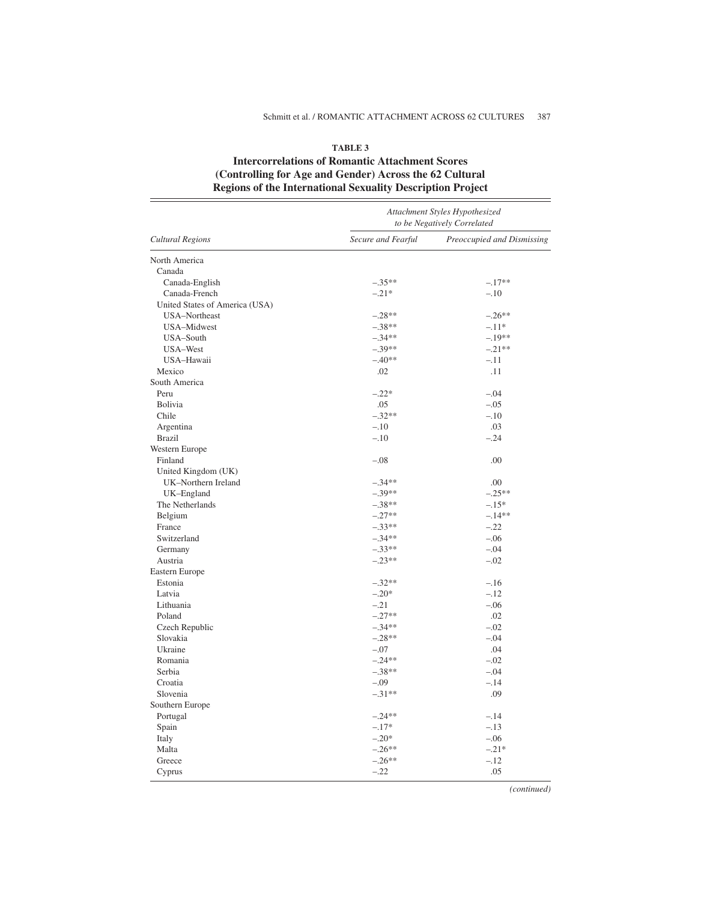**TABLE 3**

**Intercorrelations of Romantic Attachment Scores (Controlling for Age and Gender) Across the 62 Cultural Regions of the International Sexuality Description Project**

| | *Attachment Styles Hypothesized to be Negatively Correlated* | |
|---|---|---|
| *Cultural Regions* | *Secure and Fearful* | *Preoccupied and Dismissing* |
| North America | | |
| Canada | | |
| Canada-English | –.35** | –.17** |
| Canada-French | –.21* | –.10 |
| United States of America (USA) | | |
| USA–Northeast | –.28** | –.26** |
| USA–Midwest | –.38** | –.11* |
| USA–South | –.34** | –.19** |
| USA–West | –.39** | –.21** |
| USA–Hawaii | –.40** | –.11 |
| Mexico | .02 | .11 |
| South America | | |
| Peru | –.22* | –.04 |
| Bolivia | .05 | –.05 |
| Chile | –.32** | –.10 |
| Argentina | –.10 | .03 |
| Brazil | –.10 | –.24 |
| Western Europe | | |
| Finland | –.08 | .00 |
| United Kingdom (UK) | | |
| UK–Northern Ireland | –.34** | .00 |
| UK–England | –.39** | –.25** |
| The Netherlands | –.38** | –.15* |
| Belgium | –.27** | –.14** |
| France | –.33** | –.22 |
| Switzerland | –.34** | –.06 |
| Germany | –.33** | –.04 |
| Austria | –.23** | –.02 |
| Eastern Europe | | |
| Estonia | –.32** | –.16 |
| Latvia | –.20* | –.12 |
| Lithuania | –.21 | –.06 |
| Poland | –.27** | .02 |
| Czech Republic | –.34** | –.02 |
| Slovakia | –.28** | –.04 |
| Ukraine | –.07 | .04 |
| Romania | –.24** | –.02 |
| Serbia | –.38** | –.04 |
| Croatia | –.09 | –.14 |
| Slovenia | –.31** | .09 |
| Southern Europe | | |
| Portugal | –.24** | –.14 |
| Spain | –.17* | –.13 |
| Italy | –.20* | –.06 |
| Malta | –.26** | –.21* |
| Greece | –.26** | –.12 |
| Cyprus | –.22 | .05 |

*(continued)*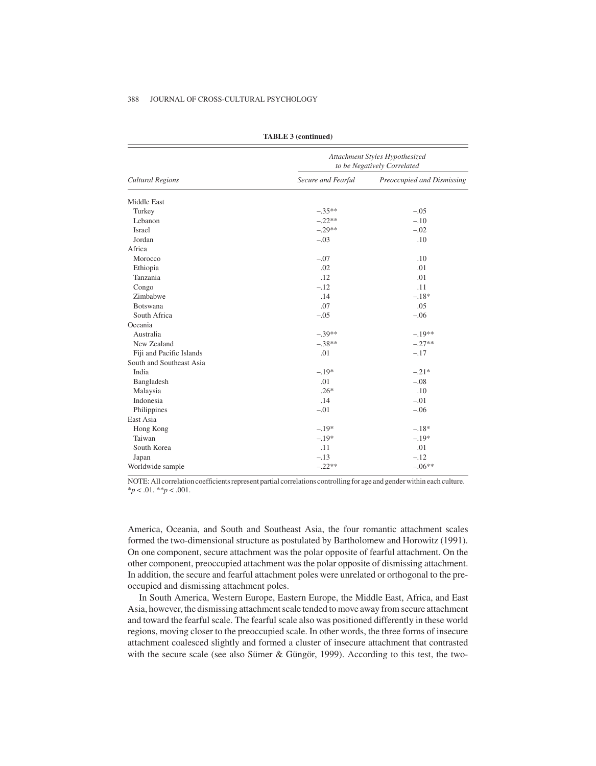**TABLE 3 (continued)**

| Cultural Regions | *Attachment Styles Hypothesized to be Negatively Correlated* | |
|---|---|---|
| | *Secure and Fearful* | *Preoccupied and Dismissing* |
| Middle East | | |
| Turkey | –.35** | –.05 |
| Lebanon | –.22** | –.10 |
| Israel | –.29** | –.02 |
| Jordan | –.03 | .10 |
| Africa | | |
| Morocco | –.07 | .10 |
| Ethiopia | .02 | .01 |
| Tanzania | .12 | .01 |
| Congo | –.12 | .11 |
| Zimbabwe | .14 | –.18* |
| Botswana | .07 | .05 |
| South Africa | –.05 | –.06 |
| Oceania | | |
| Australia | –.39** | –.19** |
| New Zealand | –.38** | –.27** |
| Fiji and Pacific Islands | .01 | –.17 |
| South and Southeast Asia | | |
| India | –.19* | –.21* |
| Bangladesh | .01 | –.08 |
| Malaysia | .26* | .10 |
| Indonesia | .14 | –.01 |
| Philippines | –.01 | –.06 |
| East Asia | | |
| Hong Kong | –.19* | –.18* |
| Taiwan | –.19* | –.19* |
| South Korea | .11 | .01 |
| Japan | –.13 | –.12 |
| Worldwide sample | –.22** | –.06** |

NOTE: All correlation coefficients represent partial correlations controlling for age and gender within each culture.
*$p < .01$. **$p < .001$.

America, Oceania, and South and Southeast Asia, the four romantic attachment scales formed the two-dimensional structure as postulated by Bartholomew and Horowitz (1991). On one component, secure attachment was the polar opposite of fearful attachment. On the other component, preoccupied attachment was the polar opposite of dismissing attachment. In addition, the secure and fearful attachment poles were unrelated or orthogonal to the preoccupied and dismissing attachment poles.

In South America, Western Europe, Eastern Europe, the Middle East, Africa, and East Asia, however, the dismissing attachment scale tended to move away from secure attachment and toward the fearful scale. The fearful scale also was positioned differently in these world regions, moving closer to the preoccupied scale. In other words, the three forms of insecure attachment coalesced slightly and formed a cluster of insecure attachment that contrasted with the secure scale (see also Sümer & Güngör, 1999). According to this test, the two-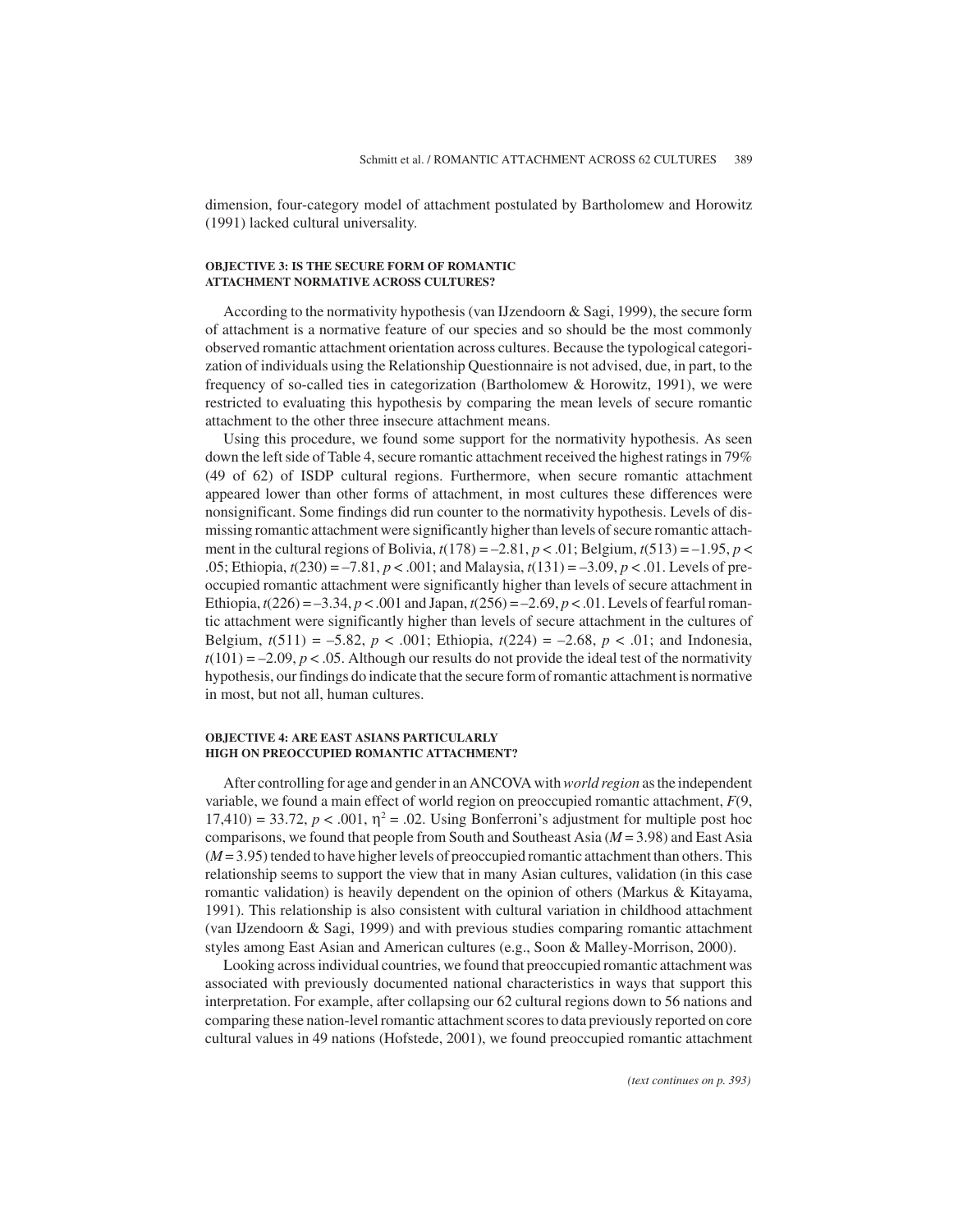dimension, four-category model of attachment postulated by Bartholomew and Horowitz (1991) lacked cultural universality.

### OBJECTIVE 3: IS THE SECURE FORM OF ROMANTIC ATTACHMENT NORMATIVE ACROSS CULTURES?

According to the normativity hypothesis (van IJzendoorn & Sagi, 1999), the secure form of attachment is a normative feature of our species and so should be the most commonly observed romantic attachment orientation across cultures. Because the typological categorization of individuals using the Relationship Questionnaire is not advised, due, in part, to the frequency of so-called ties in categorization (Bartholomew & Horowitz, 1991), we were restricted to evaluating this hypothesis by comparing the mean levels of secure romantic attachment to the other three insecure attachment means.

Using this procedure, we found some support for the normativity hypothesis. As seen down the left side of Table 4, secure romantic attachment received the highest ratings in 79% (49 of 62) of ISDP cultural regions. Furthermore, when secure romantic attachment appeared lower than other forms of attachment, in most cultures these differences were nonsignificant. Some findings did run counter to the normativity hypothesis. Levels of dismissing romantic attachment were significantly higher than levels of secure romantic attachment in the cultural regions of Bolivia, $t(178) = –2.81$, $p < .01$; Belgium, $t(513) = –1.95$, $p < .05$; Ethiopia, $t(230) = –7.81$, $p < .001$; and Malaysia, $t(131) = –3.09$, $p < .01$. Levels of preoccupied romantic attachment were significantly higher than levels of secure attachment in Ethiopia, $t(226) = –3.34$, $p < .001$ and Japan, $t(256) = –2.69$, $p < .01$. Levels of fearful romantic attachment were significantly higher than levels of secure attachment in the cultures of Belgium, $t(511) = –5.82$, $p < .001$; Ethiopia, $t(224) = –2.68$, $p < .01$; and Indonesia, $t(101) = –2.09$, $p < .05$. Although our results do not provide the ideal test of the normativity hypothesis, our findings do indicate that the secure form of romantic attachment is normative in most, but not all, human cultures.

### OBJECTIVE 4: ARE EAST ASIANS PARTICULARLY HIGH ON PREOCCUPIED ROMANTIC ATTACHMENT?

After controlling for age and gender in an ANCOVA with *world region* as the independent variable, we found a main effect of world region on preoccupied romantic attachment, $F(9, 17{,}410) = 33.72$, $p < .001$, $\eta^2 = .02$. Using Bonferroni's adjustment for multiple post hoc comparisons, we found that people from South and Southeast Asia ($M = 3.98$) and East Asia ($M = 3.95$) tended to have higher levels of preoccupied romantic attachment than others. This relationship seems to support the view that in many Asian cultures, validation (in this case romantic validation) is heavily dependent on the opinion of others (Markus & Kitayama, 1991). This relationship is also consistent with cultural variation in childhood attachment (van IJzendoorn & Sagi, 1999) and with previous studies comparing romantic attachment styles among East Asian and American cultures (e.g., Soon & Malley-Morrison, 2000).

Looking across individual countries, we found that preoccupied romantic attachment was associated with previously documented national characteristics in ways that support this interpretation. For example, after collapsing our 62 cultural regions down to 56 nations and comparing these nation-level romantic attachment scores to data previously reported on core cultural values in 49 nations (Hofstede, 2001), we found preoccupied romantic attachment

*(text continues on p. 393)*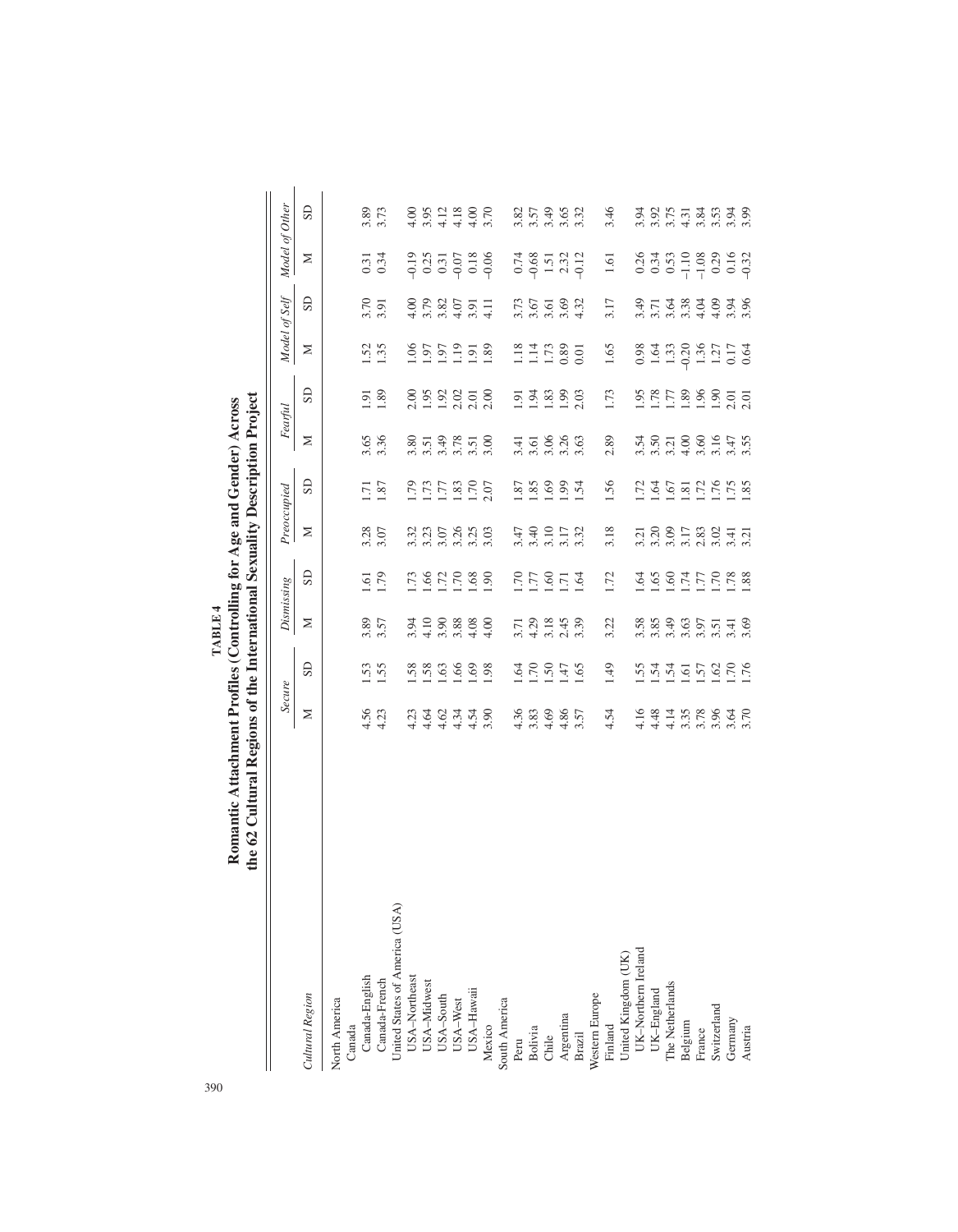**TABLE 4**
**Romantic Attachment Profiles (Controlling for Age and Gender) Across the 62 Cultural Regions of the International Sexuality Description Project**

| *Cultural Region* | *Secure* | | *Dismissing* | | *Preoccupied* | | *Fearful* | | *Model of Self* | | *Model of Other* | |
|---|---|---|---|---|---|---|---|---|---|---|---|---|
| | M | SD | M | SD | M | SD | M | SD | M | SD | M | SD |
| North America | | | | | | | | | | | | |
| Canada | | | | | | | | | | | | |
| Canada-English | 4.56 | 1.53 | 3.89 | 1.61 | 3.28 | 1.71 | 3.65 | 1.91 | 1.52 | 3.70 | 0.31 | 3.89 |
| Canada-French | 4.23 | 1.55 | 3.57 | 1.79 | 3.07 | 1.87 | 3.36 | 1.89 | 1.35 | 3.91 | 0.34 | 3.73 |
| United States of America (USA) | | | | | | | | | | | | |
| USA–Northeast | 4.23 | 1.58 | 3.94 | 1.73 | 3.32 | 1.79 | 3.80 | 2.00 | 1.06 | 4.00 | –0.19 | 4.00 |
| USA–Midwest | 4.64 | 1.58 | 4.10 | 1.66 | 3.23 | 1.73 | 3.51 | 1.95 | 1.97 | 3.79 | 0.25 | 3.95 |
| USA–South | 4.62 | 1.63 | 3.90 | 1.72 | 3.07 | 1.77 | 3.49 | 1.92 | 1.97 | 3.82 | 0.31 | 4.12 |
| USA–West | 4.34 | 1.66 | 3.88 | 1.70 | 3.26 | 1.83 | 3.78 | 2.02 | 1.19 | 4.07 | –0.07 | 4.18 |
| USA–Hawaii | 4.54 | 1.69 | 4.08 | 1.68 | 3.25 | 1.70 | 3.51 | 2.01 | 1.91 | 3.91 | 0.18 | 4.00 |
| Mexico | 3.90 | 1.98 | 4.00 | 1.90 | 3.03 | 2.07 | 3.00 | 2.00 | 1.89 | 4.11 | –0.06 | 3.70 |
| South America | | | | | | | | | | | | |
| Peru | 4.36 | 1.64 | 3.71 | 1.70 | 3.47 | 1.87 | 3.41 | 1.91 | 1.18 | 3.73 | 0.74 | 3.82 |
| Bolivia | 3.83 | 1.70 | 4.29 | 1.77 | 3.40 | 1.85 | 3.61 | 1.94 | 1.14 | 3.67 | –0.68 | 3.57 |
| Chile | 4.69 | 1.50 | 3.18 | 1.60 | 3.10 | 1.69 | 3.06 | 1.83 | 1.73 | 3.61 | 1.51 | 3.49 |
| Argentina | 4.86 | 1.47 | 2.45 | 1.71 | 3.17 | 1.99 | 3.26 | 1.99 | 0.89 | 3.69 | 2.32 | 3.65 |
| Brazil | 3.57 | 1.65 | 3.39 | 1.64 | 3.32 | 1.54 | 3.63 | 2.03 | 0.01 | 4.32 | –0.12 | 3.32 |
| Western Europe | | | | | | | | | | | | |
| Finland | 4.54 | 1.49 | 3.22 | 1.72 | 3.18 | 1.56 | 2.89 | 1.73 | 1.65 | 3.17 | 1.61 | 3.46 |
| United Kingdom (UK) | | | | | | | | | | | | |
| UK–Northern Ireland | 4.16 | 1.55 | 3.58 | 1.64 | 3.21 | 1.72 | 3.54 | 1.95 | 0.98 | 3.49 | 0.26 | 3.94 |
| UK–England | 4.48 | 1.54 | 3.85 | 1.65 | 3.20 | 1.64 | 3.50 | 1.78 | 1.64 | 3.71 | 0.34 | 3.92 |
| The Netherlands | 4.14 | 1.54 | 3.49 | 1.60 | 3.09 | 1.67 | 3.21 | 1.77 | 1.33 | 3.64 | 0.53 | 3.75 |
| Belgium | 3.35 | 1.61 | 3.63 | 1.74 | 3.17 | 1.81 | 4.00 | 1.89 | –0.20 | 3.38 | –1.10 | 4.31 |
| France | 3.78 | 1.57 | 3.97 | 1.77 | 2.83 | 1.72 | 3.60 | 1.96 | 1.36 | 4.04 | –1.08 | 3.84 |
| Switzerland | 3.96 | 1.62 | 3.51 | 1.70 | 3.02 | 1.76 | 3.16 | 1.90 | 1.27 | 4.09 | 0.29 | 3.53 |
| Germany | 3.64 | 1.70 | 3.41 | 1.78 | 3.41 | 1.75 | 3.47 | 2.01 | 0.17 | 3.94 | 0.16 | 3.94 |
| Austria | 3.70 | 1.76 | 3.69 | 1.88 | 3.21 | 1.85 | 3.55 | 2.01 | 0.64 | 3.96 | –0.32 | 3.99 |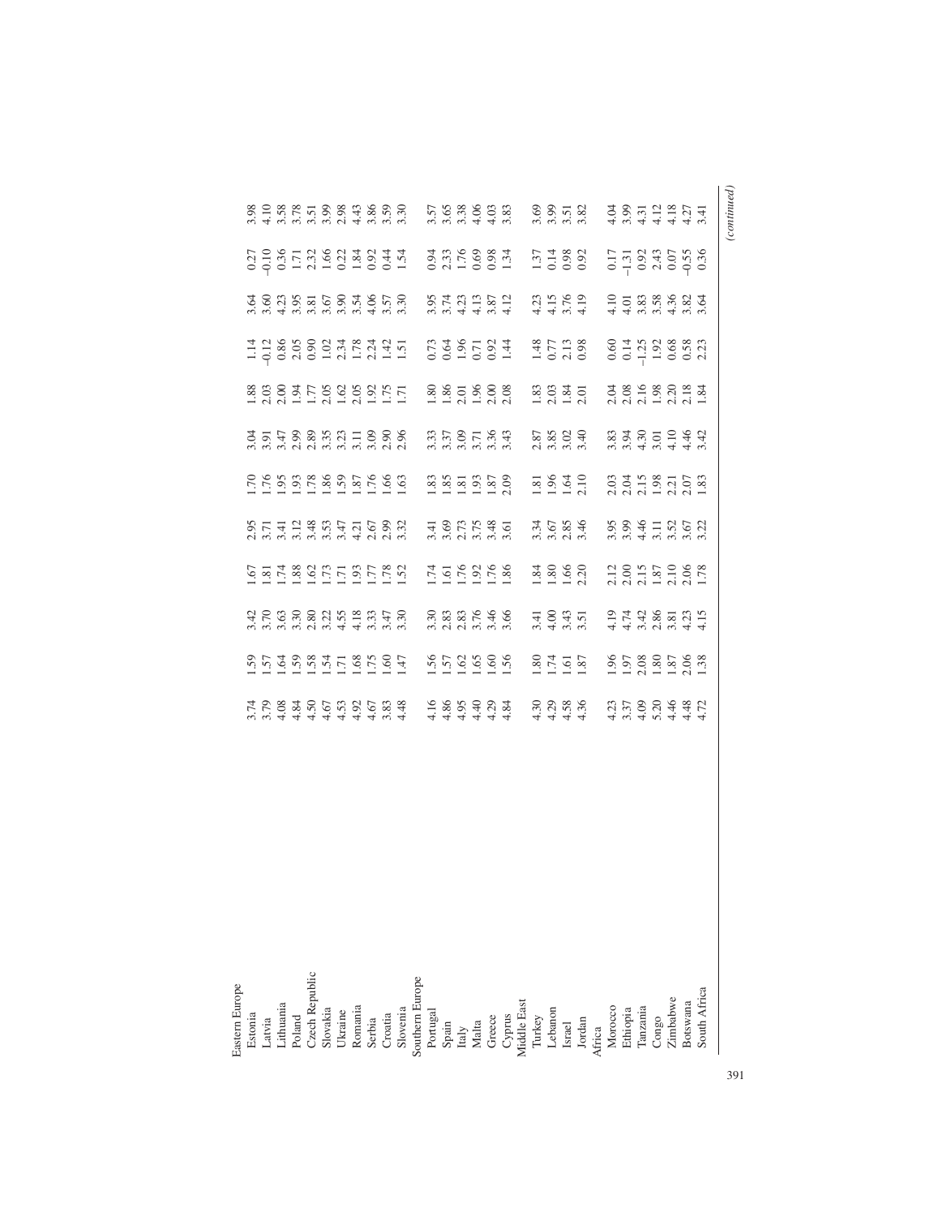| | | | | | | | | | | | | |
|---|---|---|---|---|---|---|---|---|---|---|---|---|
| Eastern Europe | | | | | | | | | | | | |
| Estonia | 3.74 | 1.59 | 3.42 | 1.67 | 2.95 | 1.70 | 3.04 | 1.88 | 1.14 | 3.64 | 0.27 | 3.98 |
| Latvia | 3.79 | 1.57 | 3.70 | 1.81 | 3.71 | 1.76 | 3.91 | 2.03 | –0.12 | 3.60 | –0.10 | 4.10 |
| Lithuania | 4.08 | 1.64 | 3.63 | 1.74 | 3.41 | 1.95 | 3.47 | 2.00 | 0.86 | 4.23 | 0.36 | 3.58 |
| Poland | 4.84 | 1.59 | 3.30 | 1.88 | 3.12 | 1.93 | 2.99 | 1.94 | 2.05 | 3.95 | 1.71 | 3.78 |
| Czech Republic | 4.50 | 1.58 | 2.80 | 1.62 | 3.48 | 1.78 | 2.89 | 1.77 | 0.90 | 3.81 | 2.32 | 3.51 |
| Slovakia | 4.67 | 1.54 | 3.22 | 1.73 | 3.53 | 1.86 | 3.35 | 2.05 | 1.02 | 3.67 | 1.66 | 3.99 |
| Ukraine | 4.53 | 1.71 | 4.55 | 1.71 | 3.47 | 1.59 | 3.23 | 1.62 | 2.34 | 3.90 | 0.22 | 2.98 |
| Romania | 4.92 | 1.68 | 4.18 | 1.93 | 4.21 | 1.87 | 3.11 | 2.05 | 1.78 | 3.54 | 1.84 | 4.43 |
| Serbia | 4.67 | 1.75 | 3.33 | 1.77 | 2.67 | 1.76 | 3.09 | 1.92 | 2.24 | 4.06 | 0.92 | 3.86 |
| Croatia | 3.83 | 1.60 | 3.47 | 1.78 | 2.99 | 1.66 | 2.90 | 1.75 | 1.42 | 3.57 | 0.44 | 3.59 |
| Slovenia | 4.48 | 1.47 | 3.30 | 1.52 | 3.32 | 1.63 | 2.96 | 1.71 | 1.51 | 3.30 | 1.54 | 3.30 |
| Southern Europe | | | | | | | | | | | | |
| Portugal | 4.16 | 1.56 | 3.30 | 1.74 | 3.41 | 1.83 | 3.33 | 1.80 | 0.73 | 3.95 | 0.94 | 3.57 |
| Spain | 4.86 | 1.57 | 2.83 | 1.61 | 3.69 | 1.85 | 3.37 | 1.86 | 0.64 | 3.74 | 2.33 | 3.65 |
| Italy | 4.95 | 1.62 | 2.83 | 1.76 | 2.73 | 1.81 | 3.09 | 2.01 | 1.96 | 4.23 | 1.76 | 3.38 |
| Malta | 4.40 | 1.65 | 3.76 | 1.92 | 3.75 | 1.93 | 3.71 | 1.96 | 0.71 | 4.13 | 0.69 | 4.06 |
| Greece | 4.29 | 1.60 | 3.46 | 1.76 | 3.48 | 1.87 | 3.36 | 2.00 | 0.92 | 3.87 | 0.98 | 4.03 |
| Cyprus | 4.84 | 1.56 | 3.66 | 1.86 | 3.61 | 2.09 | 3.43 | 2.08 | 1.44 | 4.12 | 1.34 | 3.83 |
| Middle East | | | | | | | | | | | | |
| Turkey | 4.30 | 1.80 | 3.41 | 1.84 | 3.34 | 1.81 | 2.87 | 1.83 | 1.48 | 4.23 | 1.37 | 3.69 |
| Lebanon | 4.29 | 1.74 | 4.00 | 1.80 | 3.67 | 1.96 | 3.85 | 2.03 | 0.77 | 4.15 | 0.14 | 3.99 |
| Israel | 4.58 | 1.61 | 3.43 | 1.66 | 2.85 | 1.64 | 3.02 | 1.84 | 2.13 | 3.76 | 0.98 | 3.51 |
| Jordan | 4.36 | 1.87 | 3.51 | 2.20 | 3.46 | 2.10 | 3.40 | 2.01 | 0.98 | 4.19 | 0.92 | 3.82 |
| Africa | | | | | | | | | | | | |
| Morocco | 4.23 | 1.96 | 4.19 | 2.12 | 3.95 | 2.03 | 3.83 | 2.04 | 0.60 | 4.10 | 0.17 | 4.04 |
| Ethiopia | 3.37 | 1.97 | 4.74 | 2.00 | 3.99 | 2.04 | 3.94 | 2.08 | 0.14 | 4.01 | –1.31 | 3.99 |
| Tanzania | 4.09 | 2.08 | 3.42 | 2.15 | 4.46 | 2.15 | 4.30 | 2.16 | –1.25 | 3.83 | 0.92 | 4.31 |
| Congo | 5.20 | 1.80 | 2.86 | 1.87 | 3.11 | 1.98 | 3.01 | 1.98 | 1.92 | 3.58 | 2.43 | 4.12 |
| Zimbabwe | 4.46 | 1.87 | 3.81 | 2.10 | 3.52 | 2.21 | 4.10 | 2.20 | 0.68 | 4.36 | 0.07 | 4.18 |
| Botswana | 4.48 | 2.06 | 4.23 | 2.06 | 3.67 | 2.07 | 4.46 | 2.18 | 0.58 | 3.82 | –0.55 | 4.27 |
| South Africa | 4.72 | 1.38 | 4.15 | 1.78 | 3.22 | 1.83 | 3.42 | 1.84 | 2.23 | 3.64 | 0.36 | 3.41 |

*(continued)*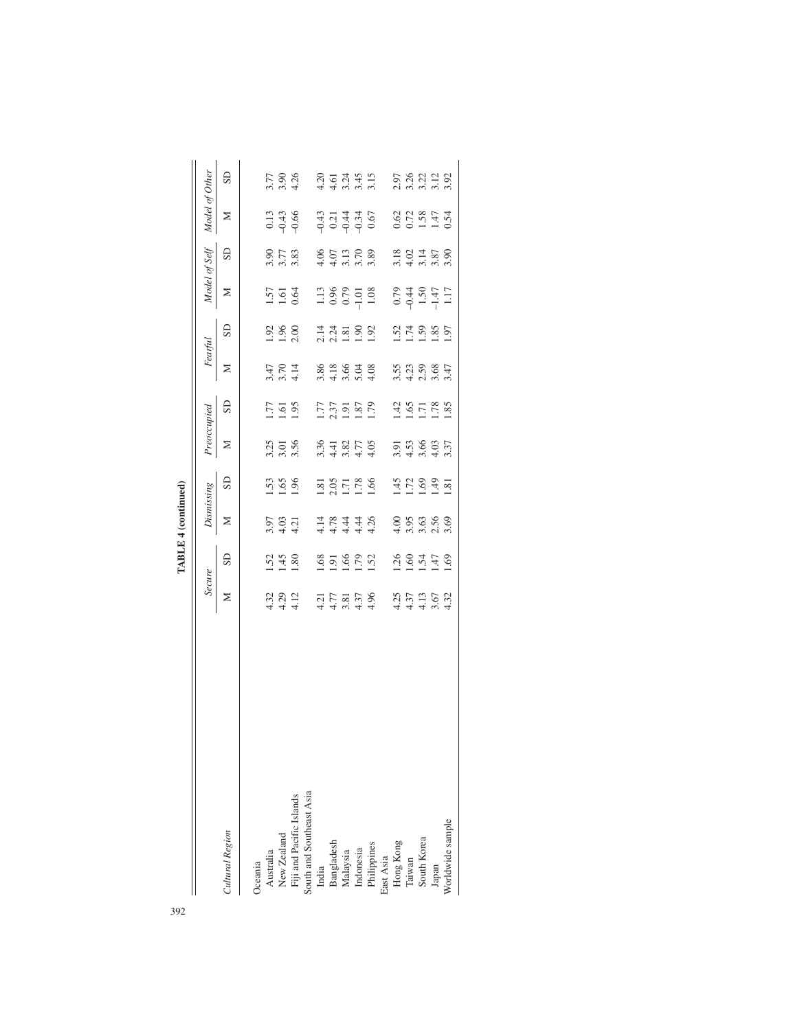**TABLE 4 (continued)**

| Cultural Region | *Secure* | | *Dismissing* | | *Preoccupied* | | *Fearful* | | *Model of Self* | | *Model of Other* | |
|---|---|---|---|---|---|---|---|---|---|---|---|---|
| | M | SD | M | SD | M | SD | M | SD | M | SD | M | SD |
| Oceania | | | | | | | | | | | | |
| Australia | 4.32 | 1.52 | 3.97 | 1.53 | 3.25 | 1.77 | 3.47 | 1.92 | 1.57 | 3.90 | 0.13 | 3.77 |
| New Zealand | 4.29 | 1.45 | 4.03 | 1.65 | 3.01 | 1.61 | 3.70 | 1.96 | 1.61 | 3.77 | –0.43 | 3.90 |
| Fiji and Pacific Islands | 4.12 | 1.80 | 4.21 | 1.96 | 3.56 | 1.95 | 4.14 | 2.00 | 0.64 | 3.83 | –0.66 | 4.26 |
| South and Southeast Asia | | | | | | | | | | | | |
| India | 4.21 | 1.68 | 4.14 | 1.81 | 3.36 | 1.77 | 3.86 | 2.14 | 1.13 | 4.06 | –0.43 | 4.20 |
| Bangladesh | 4.77 | 1.91 | 4.78 | 2.05 | 4.41 | 2.37 | 4.18 | 2.24 | 0.96 | 4.07 | 0.21 | 4.61 |
| Malaysia | 3.81 | 1.66 | 4.44 | 1.71 | 3.82 | 1.91 | 3.66 | 1.81 | 0.79 | 3.13 | –0.44 | 3.24 |
| Indonesia | 4.37 | 1.79 | 4.44 | 1.78 | 4.77 | 1.87 | 5.04 | 1.90 | –1.01 | 3.70 | –0.34 | 3.45 |
| Philippines | 4.96 | 1.52 | 4.26 | 1.66 | 4.05 | 1.79 | 4.08 | 1.92 | 1.08 | 3.89 | 0.67 | 3.15 |
| East Asia | | | | | | | | | | | | |
| Hong Kong | 4.25 | 1.26 | 4.00 | 1.45 | 3.91 | 1.42 | 3.55 | 1.52 | 0.79 | 3.18 | 0.62 | 2.97 |
| Taiwan | 4.37 | 1.60 | 3.95 | 1.72 | 4.53 | 1.65 | 4.23 | 1.74 | –0.44 | 4.02 | 0.72 | 3.26 |
| South Korea | 4.13 | 1.54 | 3.63 | 1.69 | 3.66 | 1.71 | 2.59 | 1.59 | 1.50 | 3.14 | 1.58 | 3.22 |
| Japan | 3.67 | 1.47 | 2.56 | 1.49 | 4.03 | 1.78 | 3.68 | 1.85 | –1.47 | 3.87 | 1.47 | 3.12 |
| Worldwide sample | 4.32 | 1.69 | 3.69 | 1.81 | 3.37 | 1.85 | 3.47 | 1.97 | 1.17 | 3.90 | 0.54 | 3.92 |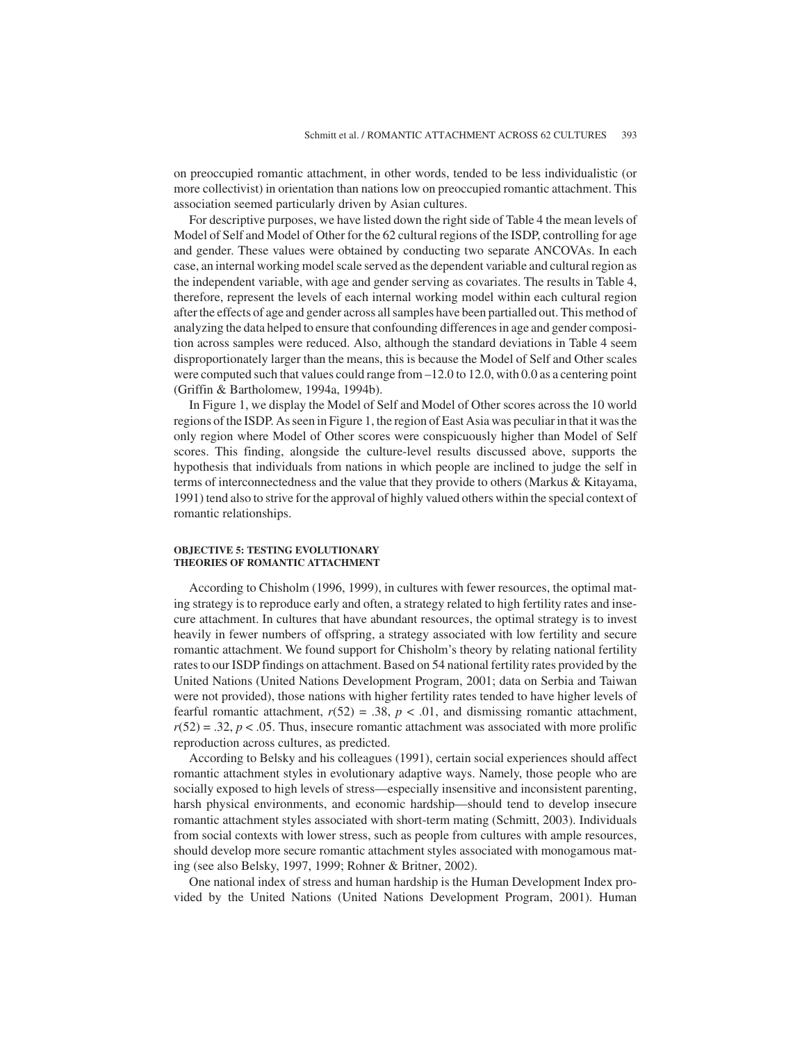on preoccupied romantic attachment, in other words, tended to be less individualistic (or more collectivist) in orientation than nations low on preoccupied romantic attachment. This association seemed particularly driven by Asian cultures.

For descriptive purposes, we have listed down the right side of Table 4 the mean levels of Model of Self and Model of Other for the 62 cultural regions of the ISDP, controlling for age and gender. These values were obtained by conducting two separate ANCOVAs. In each case, an internal working model scale served as the dependent variable and cultural region as the independent variable, with age and gender serving as covariates. The results in Table 4, therefore, represent the levels of each internal working model within each cultural region after the effects of age and gender across all samples have been partialled out. This method of analyzing the data helped to ensure that confounding differences in age and gender composition across samples were reduced. Also, although the standard deviations in Table 4 seem disproportionately larger than the means, this is because the Model of Self and Other scales were computed such that values could range from –12.0 to 12.0, with 0.0 as a centering point (Griffin & Bartholomew, 1994a, 1994b).

In Figure 1, we display the Model of Self and Model of Other scores across the 10 world regions of the ISDP. As seen in Figure 1, the region of East Asia was peculiar in that it was the only region where Model of Other scores were conspicuously higher than Model of Self scores. This finding, alongside the culture-level results discussed above, supports the hypothesis that individuals from nations in which people are inclined to judge the self in terms of interconnectedness and the value that they provide to others (Markus & Kitayama, 1991) tend also to strive for the approval of highly valued others within the special context of romantic relationships.

#### OBJECTIVE 5: TESTING EVOLUTIONARY THEORIES OF ROMANTIC ATTACHMENT

According to Chisholm (1996, 1999), in cultures with fewer resources, the optimal mating strategy is to reproduce early and often, a strategy related to high fertility rates and insecure attachment. In cultures that have abundant resources, the optimal strategy is to invest heavily in fewer numbers of offspring, a strategy associated with low fertility and secure romantic attachment. We found support for Chisholm's theory by relating national fertility rates to our ISDP findings on attachment. Based on 54 national fertility rates provided by the United Nations (United Nations Development Program, 2001; data on Serbia and Taiwan were not provided), those nations with higher fertility rates tended to have higher levels of fearful romantic attachment, $r(52) = .38$, $p < .01$, and dismissing romantic attachment, $r(52) = .32$, $p < .05$. Thus, insecure romantic attachment was associated with more prolific reproduction across cultures, as predicted.

According to Belsky and his colleagues (1991), certain social experiences should affect romantic attachment styles in evolutionary adaptive ways. Namely, those people who are socially exposed to high levels of stress—especially insensitive and inconsistent parenting, harsh physical environments, and economic hardship—should tend to develop insecure romantic attachment styles associated with short-term mating (Schmitt, 2003). Individuals from social contexts with lower stress, such as people from cultures with ample resources, should develop more secure romantic attachment styles associated with monogamous mating (see also Belsky, 1997, 1999; Rohner & Britner, 2002).

One national index of stress and human hardship is the Human Development Index provided by the United Nations (United Nations Development Program, 2001). Human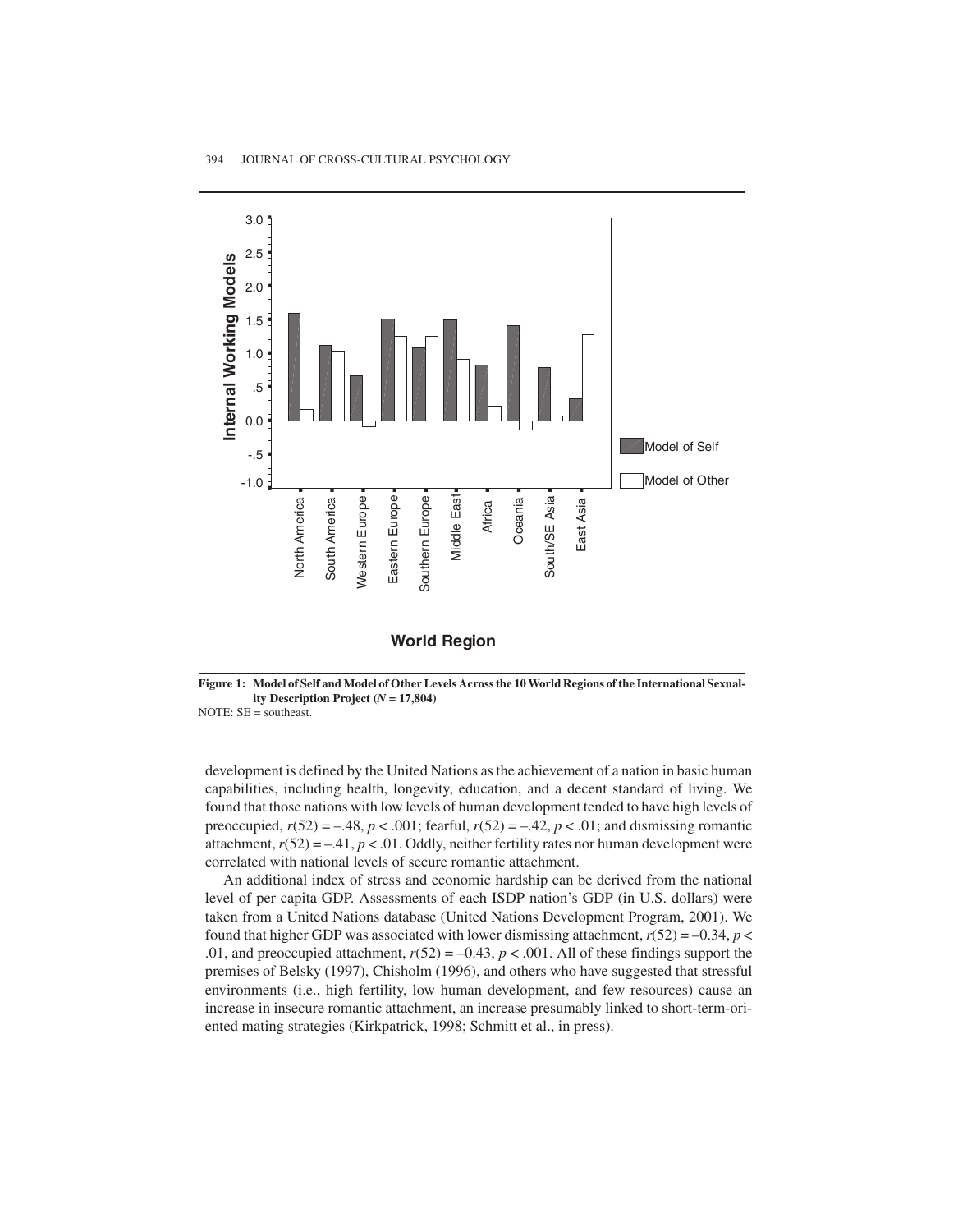**Figure 1: Model of Self and Model of Other Levels Across the 10 World Regions of the International Sexuality Description Project ($N$ = 17,804)**

NOTE: SE = southeast.

development is defined by the United Nations as the achievement of a nation in basic human capabilities, including health, longevity, education, and a decent standard of living. We found that those nations with low levels of human development tended to have high levels of preoccupied, $r(52) = -.48$, $p < .001$; fearful, $r(52) = -.42$, $p < .01$; and dismissing romantic attachment, $r(52) = -.41$, $p < .01$. Oddly, neither fertility rates nor human development were correlated with national levels of secure romantic attachment.

An additional index of stress and economic hardship can be derived from the national level of per capita GDP. Assessments of each ISDP nation's GDP (in U.S. dollars) were taken from a United Nations database (United Nations Development Program, 2001). We found that higher GDP was associated with lower dismissing attachment, $r(52) = -0.34$, $p < .01$, and preoccupied attachment, $r(52) = -0.43$, $p < .001$. All of these findings support the premises of Belsky (1997), Chisholm (1996), and others who have suggested that stressful environments (i.e., high fertility, low human development, and few resources) cause an increase in insecure romantic attachment, an increase presumably linked to short-term-oriented mating strategies (Kirkpatrick, 1998; Schmitt et al., in press).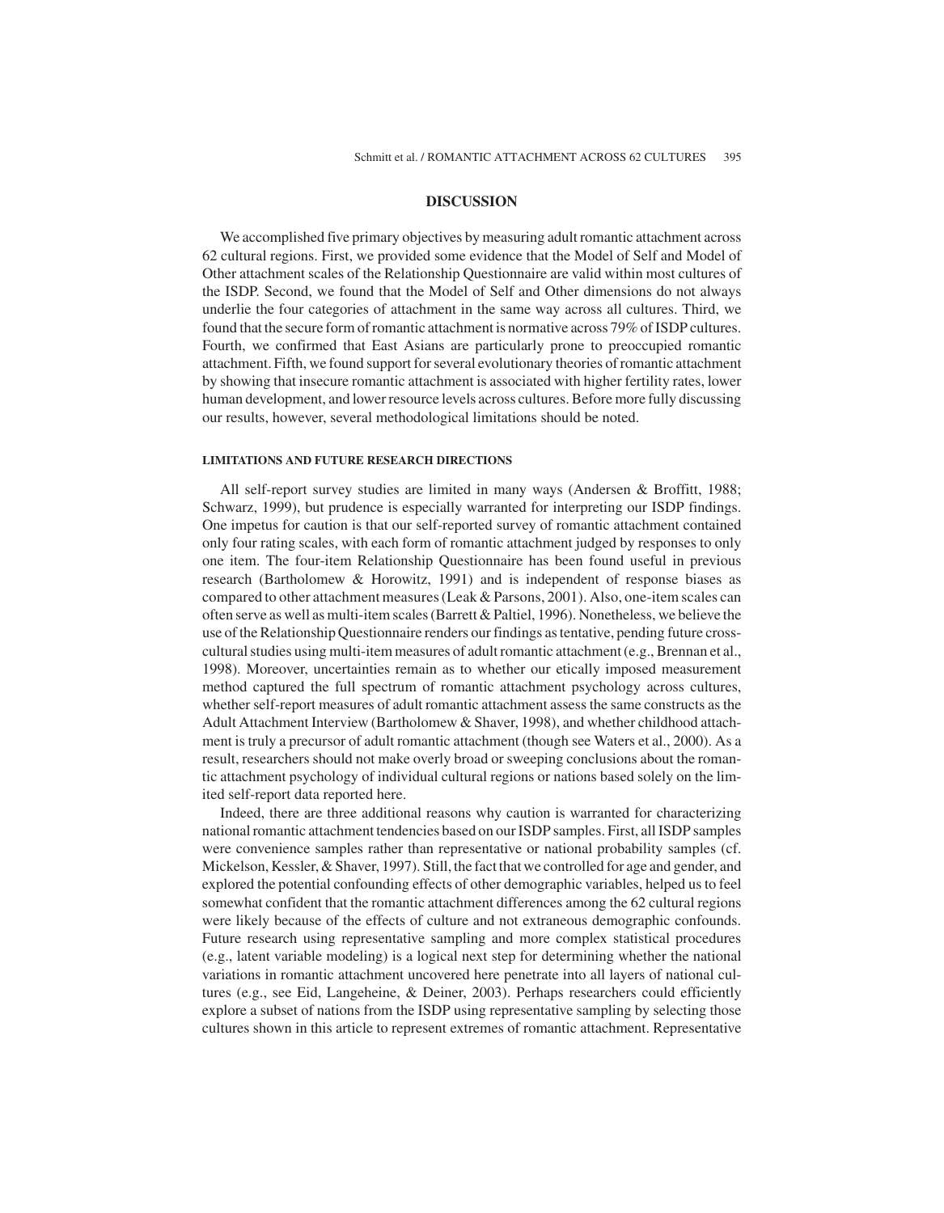## DISCUSSION

We accomplished five primary objectives by measuring adult romantic attachment across 62 cultural regions. First, we provided some evidence that the Model of Self and Model of Other attachment scales of the Relationship Questionnaire are valid within most cultures of the ISDP. Second, we found that the Model of Self and Other dimensions do not always underlie the four categories of attachment in the same way across all cultures. Third, we found that the secure form of romantic attachment is normative across 79% of ISDP cultures. Fourth, we confirmed that East Asians are particularly prone to preoccupied romantic attachment. Fifth, we found support for several evolutionary theories of romantic attachment by showing that insecure romantic attachment is associated with higher fertility rates, lower human development, and lower resource levels across cultures. Before more fully discussing our results, however, several methodological limitations should be noted.

### LIMITATIONS AND FUTURE RESEARCH DIRECTIONS

All self-report survey studies are limited in many ways (Andersen & Broffitt, 1988; Schwarz, 1999), but prudence is especially warranted for interpreting our ISDP findings. One impetus for caution is that our self-reported survey of romantic attachment contained only four rating scales, with each form of romantic attachment judged by responses to only one item. The four-item Relationship Questionnaire has been found useful in previous research (Bartholomew & Horowitz, 1991) and is independent of response biases as compared to other attachment measures (Leak & Parsons, 2001). Also, one-item scales can often serve as well as multi-item scales (Barrett & Paltiel, 1996). Nonetheless, we believe the use of the Relationship Questionnaire renders our findings as tentative, pending future cross-cultural studies using multi-item measures of adult romantic attachment (e.g., Brennan et al., 1998). Moreover, uncertainties remain as to whether our etically imposed measurement method captured the full spectrum of romantic attachment psychology across cultures, whether self-report measures of adult romantic attachment assess the same constructs as the Adult Attachment Interview (Bartholomew & Shaver, 1998), and whether childhood attachment is truly a precursor of adult romantic attachment (though see Waters et al., 2000). As a result, researchers should not make overly broad or sweeping conclusions about the romantic attachment psychology of individual cultural regions or nations based solely on the limited self-report data reported here.

Indeed, there are three additional reasons why caution is warranted for characterizing national romantic attachment tendencies based on our ISDP samples. First, all ISDP samples were convenience samples rather than representative or national probability samples (cf. Mickelson, Kessler, & Shaver, 1997). Still, the fact that we controlled for age and gender, and explored the potential confounding effects of other demographic variables, helped us to feel somewhat confident that the romantic attachment differences among the 62 cultural regions were likely because of the effects of culture and not extraneous demographic confounds. Future research using representative sampling and more complex statistical procedures (e.g., latent variable modeling) is a logical next step for determining whether the national variations in romantic attachment uncovered here penetrate into all layers of national cultures (e.g., see Eid, Langeheine, & Deiner, 2003). Perhaps researchers could efficiently explore a subset of nations from the ISDP using representative sampling by selecting those cultures shown in this article to represent extremes of romantic attachment. Representative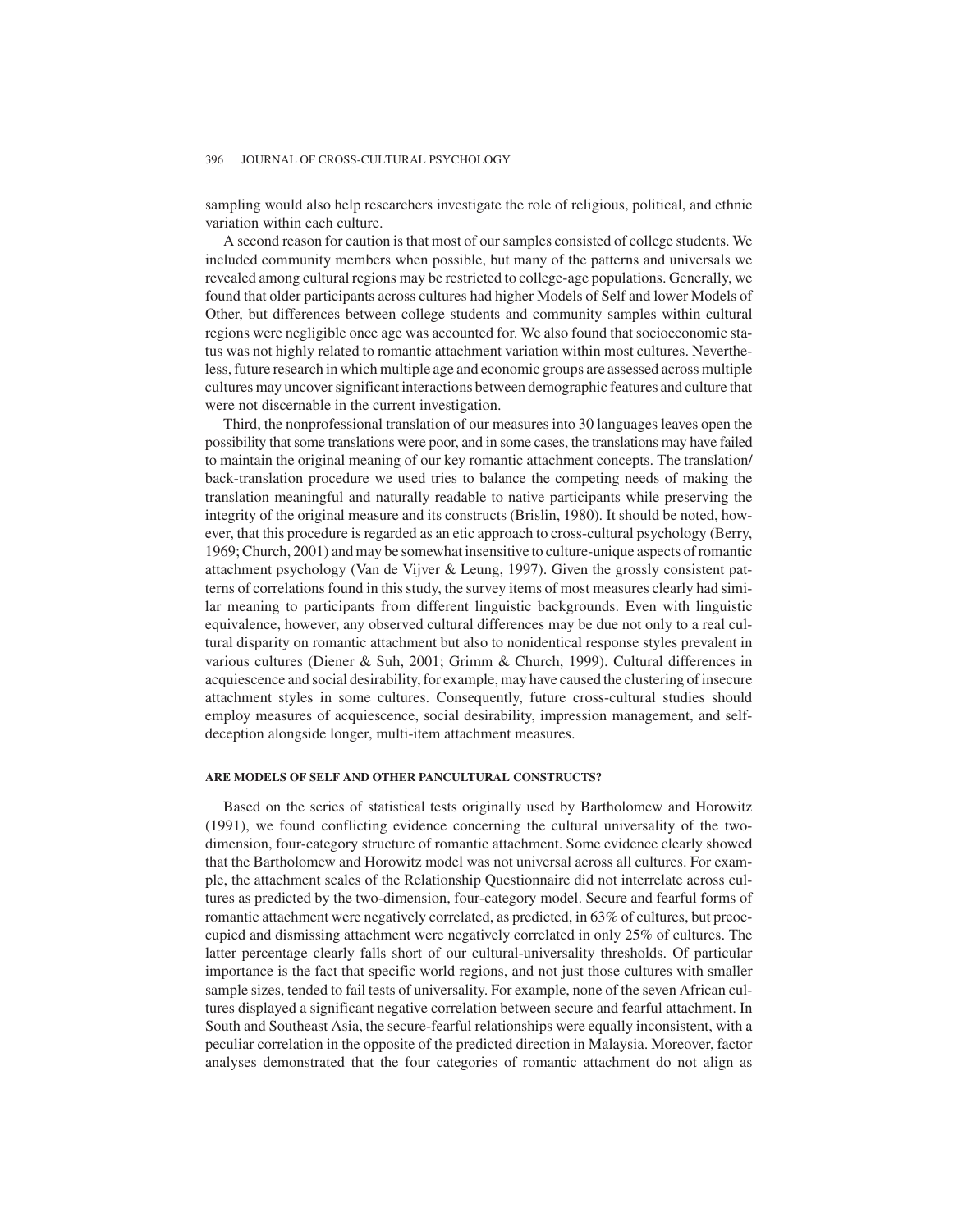sampling would also help researchers investigate the role of religious, political, and ethnic variation within each culture.

A second reason for caution is that most of our samples consisted of college students. We included community members when possible, but many of the patterns and universals we revealed among cultural regions may be restricted to college-age populations. Generally, we found that older participants across cultures had higher Models of Self and lower Models of Other, but differences between college students and community samples within cultural regions were negligible once age was accounted for. We also found that socioeconomic status was not highly related to romantic attachment variation within most cultures. Nevertheless, future research in which multiple age and economic groups are assessed across multiple cultures may uncover significant interactions between demographic features and culture that were not discernable in the current investigation.

Third, the nonprofessional translation of our measures into 30 languages leaves open the possibility that some translations were poor, and in some cases, the translations may have failed to maintain the original meaning of our key romantic attachment concepts. The translation/back-translation procedure we used tries to balance the competing needs of making the translation meaningful and naturally readable to native participants while preserving the integrity of the original measure and its constructs (Brislin, 1980). It should be noted, however, that this procedure is regarded as an etic approach to cross-cultural psychology (Berry, 1969; Church, 2001) and may be somewhat insensitive to culture-unique aspects of romantic attachment psychology (Van de Vijver & Leung, 1997). Given the grossly consistent patterns of correlations found in this study, the survey items of most measures clearly had similar meaning to participants from different linguistic backgrounds. Even with linguistic equivalence, however, any observed cultural differences may be due not only to a real cultural disparity on romantic attachment but also to nonidentical response styles prevalent in various cultures (Diener & Suh, 2001; Grimm & Church, 1999). Cultural differences in acquiescence and social desirability, for example, may have caused the clustering of insecure attachment styles in some cultures. Consequently, future cross-cultural studies should employ measures of acquiescence, social desirability, impression management, and self-deception alongside longer, multi-item attachment measures.

### ARE MODELS OF SELF AND OTHER PANCULTURAL CONSTRUCTS?

Based on the series of statistical tests originally used by Bartholomew and Horowitz (1991), we found conflicting evidence concerning the cultural universality of the two-dimension, four-category structure of romantic attachment. Some evidence clearly showed that the Bartholomew and Horowitz model was not universal across all cultures. For example, the attachment scales of the Relationship Questionnaire did not interrelate across cultures as predicted by the two-dimension, four-category model. Secure and fearful forms of romantic attachment were negatively correlated, as predicted, in 63% of cultures, but preoccupied and dismissing attachment were negatively correlated in only 25% of cultures. The latter percentage clearly falls short of our cultural-universality thresholds. Of particular importance is the fact that specific world regions, and not just those cultures with smaller sample sizes, tended to fail tests of universality. For example, none of the seven African cultures displayed a significant negative correlation between secure and fearful attachment. In South and Southeast Asia, the secure-fearful relationships were equally inconsistent, with a peculiar correlation in the opposite of the predicted direction in Malaysia. Moreover, factor analyses demonstrated that the four categories of romantic attachment do not align as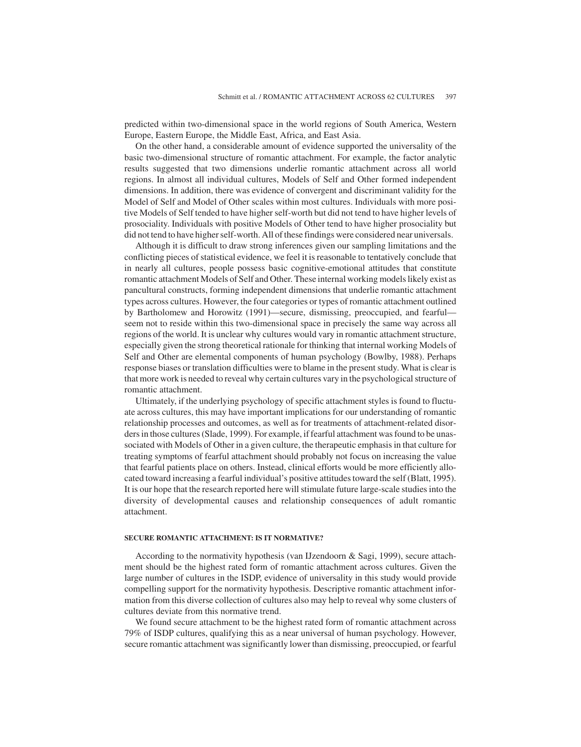predicted within two-dimensional space in the world regions of South America, Western Europe, Eastern Europe, the Middle East, Africa, and East Asia.

On the other hand, a considerable amount of evidence supported the universality of the basic two-dimensional structure of romantic attachment. For example, the factor analytic results suggested that two dimensions underlie romantic attachment across all world regions. In almost all individual cultures, Models of Self and Other formed independent dimensions. In addition, there was evidence of convergent and discriminant validity for the Model of Self and Model of Other scales within most cultures. Individuals with more positive Models of Self tended to have higher self-worth but did not tend to have higher levels of prosociality. Individuals with positive Models of Other tend to have higher prosociality but did not tend to have higher self-worth. All of these findings were considered near universals.

Although it is difficult to draw strong inferences given our sampling limitations and the conflicting pieces of statistical evidence, we feel it is reasonable to tentatively conclude that in nearly all cultures, people possess basic cognitive-emotional attitudes that constitute romantic attachment Models of Self and Other. These internal working models likely exist as pancultural constructs, forming independent dimensions that underlie romantic attachment types across cultures. However, the four categories or types of romantic attachment outlined by Bartholomew and Horowitz (1991)—secure, dismissing, preoccupied, and fearful—seem not to reside within this two-dimensional space in precisely the same way across all regions of the world. It is unclear why cultures would vary in romantic attachment structure, especially given the strong theoretical rationale for thinking that internal working Models of Self and Other are elemental components of human psychology (Bowlby, 1988). Perhaps response biases or translation difficulties were to blame in the present study. What is clear is that more work is needed to reveal why certain cultures vary in the psychological structure of romantic attachment.

Ultimately, if the underlying psychology of specific attachment styles is found to fluctuate across cultures, this may have important implications for our understanding of romantic relationship processes and outcomes, as well as for treatments of attachment-related disorders in those cultures (Slade, 1999). For example, if fearful attachment was found to be unassociated with Models of Other in a given culture, the therapeutic emphasis in that culture for treating symptoms of fearful attachment should probably not focus on increasing the value that fearful patients place on others. Instead, clinical efforts would be more efficiently allocated toward increasing a fearful individual's positive attitudes toward the self (Blatt, 1995). It is our hope that the research reported here will stimulate future large-scale studies into the diversity of developmental causes and relationship consequences of adult romantic attachment.

#### SECURE ROMANTIC ATTACHMENT: IS IT NORMATIVE?

According to the normativity hypothesis (van IJzendoorn & Sagi, 1999), secure attachment should be the highest rated form of romantic attachment across cultures. Given the large number of cultures in the ISDP, evidence of universality in this study would provide compelling support for the normativity hypothesis. Descriptive romantic attachment information from this diverse collection of cultures also may help to reveal why some clusters of cultures deviate from this normative trend.

We found secure attachment to be the highest rated form of romantic attachment across 79% of ISDP cultures, qualifying this as a near universal of human psychology. However, secure romantic attachment was significantly lower than dismissing, preoccupied, or fearful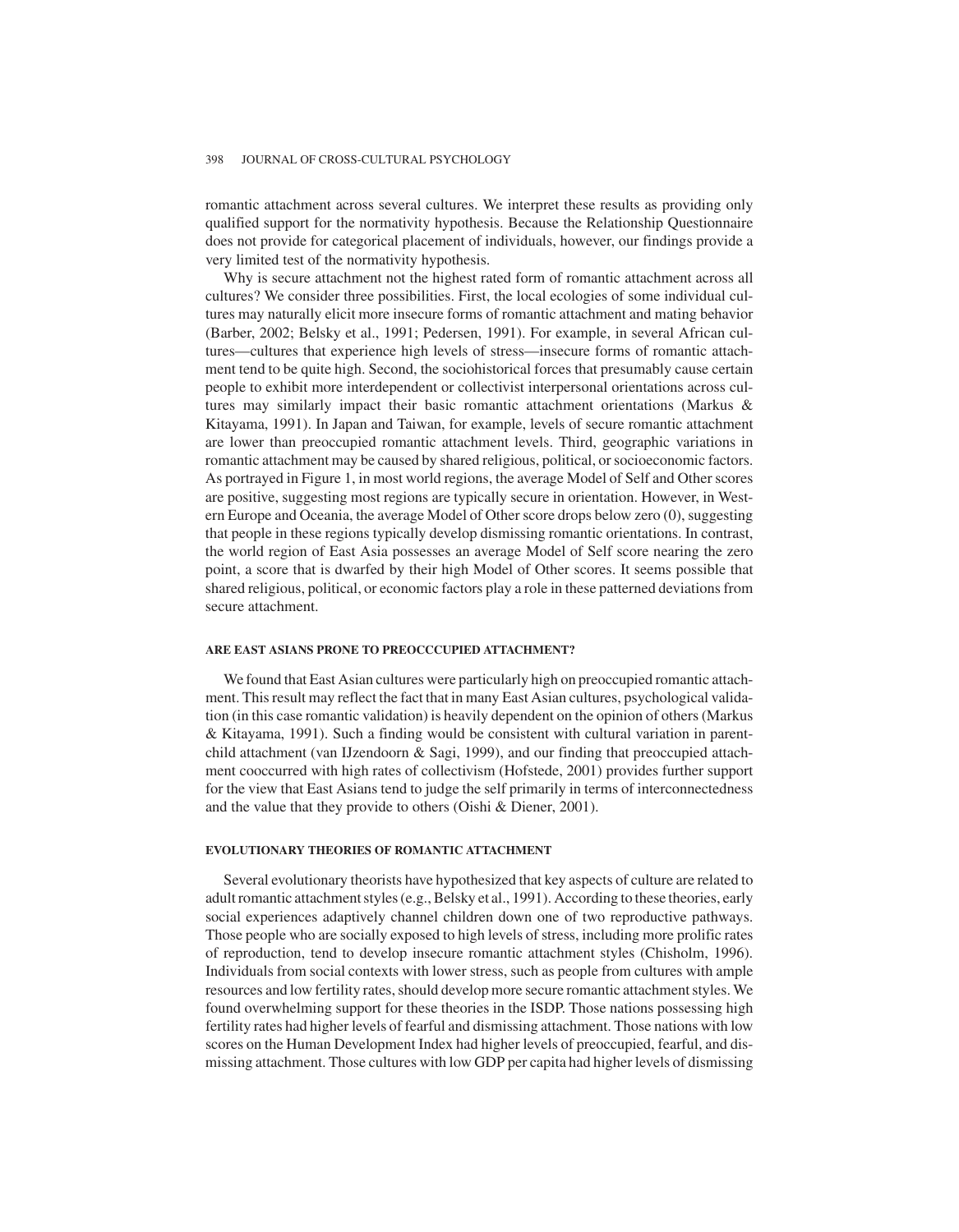romantic attachment across several cultures. We interpret these results as providing only qualified support for the normativity hypothesis. Because the Relationship Questionnaire does not provide for categorical placement of individuals, however, our findings provide a very limited test of the normativity hypothesis.

Why is secure attachment not the highest rated form of romantic attachment across all cultures? We consider three possibilities. First, the local ecologies of some individual cultures may naturally elicit more insecure forms of romantic attachment and mating behavior (Barber, 2002; Belsky et al., 1991; Pedersen, 1991). For example, in several African cultures—cultures that experience high levels of stress—insecure forms of romantic attachment tend to be quite high. Second, the sociohistorical forces that presumably cause certain people to exhibit more interdependent or collectivist interpersonal orientations across cultures may similarly impact their basic romantic attachment orientations (Markus & Kitayama, 1991). In Japan and Taiwan, for example, levels of secure romantic attachment are lower than preoccupied romantic attachment levels. Third, geographic variations in romantic attachment may be caused by shared religious, political, or socioeconomic factors. As portrayed in Figure 1, in most world regions, the average Model of Self and Other scores are positive, suggesting most regions are typically secure in orientation. However, in Western Europe and Oceania, the average Model of Other score drops below zero (0), suggesting that people in these regions typically develop dismissing romantic orientations. In contrast, the world region of East Asia possesses an average Model of Self score nearing the zero point, a score that is dwarfed by their high Model of Other scores. It seems possible that shared religious, political, or economic factors play a role in these patterned deviations from secure attachment.

#### ARE EAST ASIANS PRONE TO PREOCCCUPIED ATTACHMENT?

We found that East Asian cultures were particularly high on preoccupied romantic attachment. This result may reflect the fact that in many East Asian cultures, psychological validation (in this case romantic validation) is heavily dependent on the opinion of others (Markus & Kitayama, 1991). Such a finding would be consistent with cultural variation in parent-child attachment (van IJzendoorn & Sagi, 1999), and our finding that preoccupied attachment cooccurred with high rates of collectivism (Hofstede, 2001) provides further support for the view that East Asians tend to judge the self primarily in terms of interconnectedness and the value that they provide to others (Oishi & Diener, 2001).

#### EVOLUTIONARY THEORIES OF ROMANTIC ATTACHMENT

Several evolutionary theorists have hypothesized that key aspects of culture are related to adult romantic attachment styles (e.g., Belsky et al., 1991). According to these theories, early social experiences adaptively channel children down one of two reproductive pathways. Those people who are socially exposed to high levels of stress, including more prolific rates of reproduction, tend to develop insecure romantic attachment styles (Chisholm, 1996). Individuals from social contexts with lower stress, such as people from cultures with ample resources and low fertility rates, should develop more secure romantic attachment styles. We found overwhelming support for these theories in the ISDP. Those nations possessing high fertility rates had higher levels of fearful and dismissing attachment. Those nations with low scores on the Human Development Index had higher levels of preoccupied, fearful, and dismissing attachment. Those cultures with low GDP per capita had higher levels of dismissing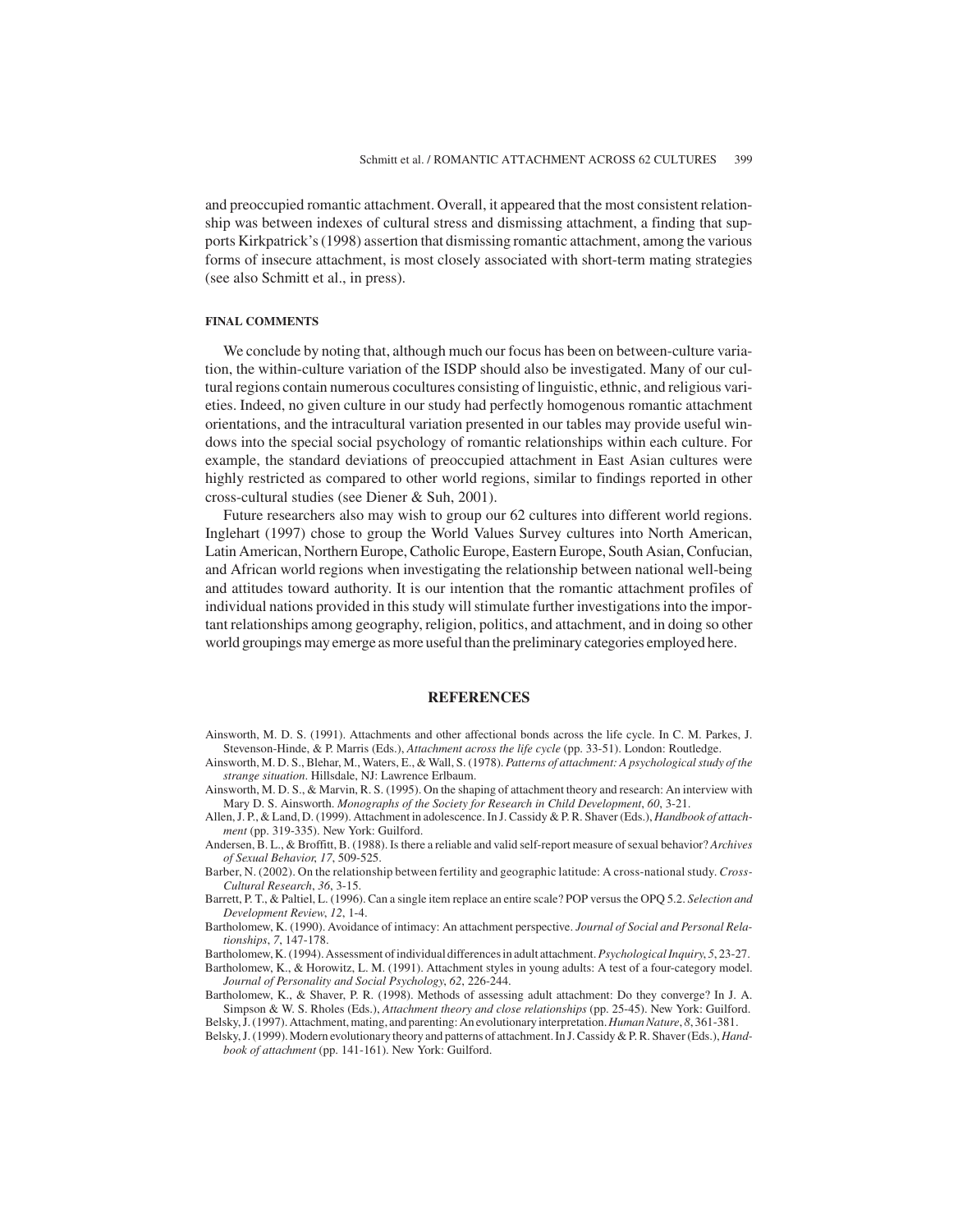and preoccupied romantic attachment. Overall, it appeared that the most consistent relationship was between indexes of cultural stress and dismissing attachment, a finding that supports Kirkpatrick's (1998) assertion that dismissing romantic attachment, among the various forms of insecure attachment, is most closely associated with short-term mating strategies (see also Schmitt et al., in press).

### FINAL COMMENTS

We conclude by noting that, although much our focus has been on between-culture variation, the within-culture variation of the ISDP should also be investigated. Many of our cultural regions contain numerous cocultures consisting of linguistic, ethnic, and religious varieties. Indeed, no given culture in our study had perfectly homogenous romantic attachment orientations, and the intracultural variation presented in our tables may provide useful windows into the special social psychology of romantic relationships within each culture. For example, the standard deviations of preoccupied attachment in East Asian cultures were highly restricted as compared to other world regions, similar to findings reported in other cross-cultural studies (see Diener & Suh, 2001).

Future researchers also may wish to group our 62 cultures into different world regions. Inglehart (1997) chose to group the World Values Survey cultures into North American, Latin American, Northern Europe, Catholic Europe, Eastern Europe, South Asian, Confucian, and African world regions when investigating the relationship between national well-being and attitudes toward authority. It is our intention that the romantic attachment profiles of individual nations provided in this study will stimulate further investigations into the important relationships among geography, religion, politics, and attachment, and in doing so other world groupings may emerge as more useful than the preliminary categories employed here.

## REFERENCES

Ainsworth, M. D. S. (1991). Attachments and other affectional bonds across the life cycle. In C. M. Parkes, J. Stevenson-Hinde, & P. Marris (Eds.), *Attachment across the life cycle* (pp. 33-51). London: Routledge.

Ainsworth, M. D. S., Blehar, M., Waters, E., & Wall, S. (1978). *Patterns of attachment: A psychological study of the strange situation*. Hillsdale, NJ: Lawrence Erlbaum.

Ainsworth, M. D. S., & Marvin, R. S. (1995). On the shaping of attachment theory and research: An interview with Mary D. S. Ainsworth. *Monographs of the Society for Research in Child Development*, *60*, 3-21.

Allen, J. P., & Land, D. (1999). Attachment in adolescence. In J. Cassidy & P. R. Shaver (Eds.), *Handbook of attachment* (pp. 319-335). New York: Guilford.

Andersen, B. L., & Broffitt, B. (1988). Is there a reliable and valid self-report measure of sexual behavior? *Archives of Sexual Behavior, 17*, 509-525.

Barber, N. (2002). On the relationship between fertility and geographic latitude: A cross-national study. *Cross-Cultural Research*, *36*, 3-15.

Barrett, P. T., & Paltiel, L. (1996). Can a single item replace an entire scale? POP versus the OPQ 5.2. *Selection and Development Review*, *12*, 1-4.

Bartholomew, K. (1990). Avoidance of intimacy: An attachment perspective. *Journal of Social and Personal Relationships*, *7*, 147-178.

Bartholomew, K. (1994). Assessment of individual differences in adult attachment. *Psychological Inquiry*, *5*, 23-27.

Bartholomew, K., & Horowitz, L. M. (1991). Attachment styles in young adults: A test of a four-category model. *Journal of Personality and Social Psychology*, *62*, 226-244.

Bartholomew, K., & Shaver, P. R. (1998). Methods of assessing adult attachment: Do they converge? In J. A. Simpson & W. S. Rholes (Eds.), *Attachment theory and close relationships* (pp. 25-45). New York: Guilford.

Belsky, J. (1997). Attachment, mating, and parenting: An evolutionary interpretation. *Human Nature*, *8*, 361-381.

Belsky, J. (1999). Modern evolutionary theory and patterns of attachment. In J. Cassidy & P. R. Shaver (Eds.), *Handbook of attachment* (pp. 141-161). New York: Guilford.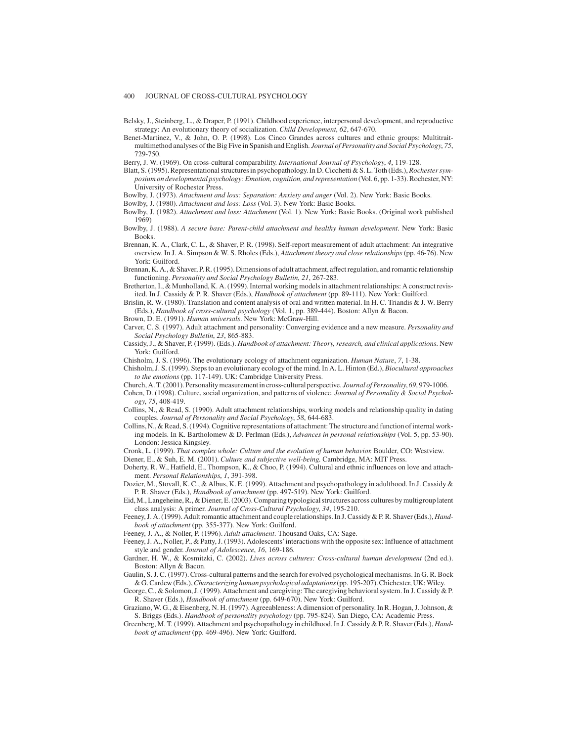Belsky, J., Steinberg, L., & Draper, P. (1991). Childhood experience, interpersonal development, and reproductive strategy: An evolutionary theory of socialization. *Child Development*, *62*, 647-670.

Benet-Martinez, V., & John, O. P. (1998). Los Cinco Grandes across cultures and ethnic groups: Multitrait-multimethod analyses of the Big Five in Spanish and English. *Journal of Personality and Social Psychology*, *75*, 729-750.

Berry, J. W. (1969). On cross-cultural comparability. *International Journal of Psychology*, *4*, 119-128.

Blatt, S. (1995). Representational structures in psychopathology. In D. Cicchetti & S. L. Toth (Eds.), *Rochester symposium on developmental psychology: Emotion, cognition, and representation* (Vol. 6, pp. 1-33). Rochester, NY: University of Rochester Press.

Bowlby, J. (1973). *Attachment and loss: Separation: Anxiety and anger* (Vol. 2). New York: Basic Books.

Bowlby, J. (1980). *Attachment and loss: Loss* (Vol. 3). New York: Basic Books.

Bowlby, J. (1982). *Attachment and loss: Attachment* (Vol. 1). New York: Basic Books. (Original work published 1969)

Bowlby, J. (1988). *A secure base: Parent-child attachment and healthy human development*. New York: Basic Books.

Brennan, K. A., Clark, C. L., & Shaver, P. R. (1998). Self-report measurement of adult attachment: An integrative overview. In J. A. Simpson & W. S. Rholes (Eds.), *Attachment theory and close relationships* (pp. 46-76). New York: Guilford.

Brennan, K. A., & Shaver, P. R. (1995). Dimensions of adult attachment, affect regulation, and romantic relationship functioning. *Personality and Social Psychology Bulletin*, *21*, 267-283.

Bretherton, I., & Munholland, K. A. (1999). Internal working models in attachment relationships: A construct revisited. In J. Cassidy & P. R. Shaver (Eds.), *Handbook of attachment* (pp. 89-111). New York: Guilford.

Brislin, R. W. (1980). Translation and content analysis of oral and written material. In H. C. Triandis & J. W. Berry (Eds.), *Handbook of cross-cultural psychology* (Vol. 1, pp. 389-444). Boston: Allyn & Bacon.

Brown, D. E. (1991). *Human universals*. New York: McGraw-Hill.

Carver, C. S. (1997). Adult attachment and personality: Converging evidence and a new measure. *Personality and Social Psychology Bulletin*, *23*, 865-883.

Cassidy, J., & Shaver, P. (1999). (Eds.). *Handbook of attachment: Theory, research, and clinical applications*. New York: Guilford.

Chisholm, J. S. (1996). The evolutionary ecology of attachment organization. *Human Nature*, *7*, 1-38.

Chisholm, J. S. (1999). Steps to an evolutionary ecology of the mind. In A. L. Hinton (Ed.), *Biocultural approaches to the emotions* (pp. 117-149). UK: Cambridge University Press.

Church, A. T. (2001). Personality measurement in cross-cultural perspective. *Journal of Personality*, *69*, 979-1006.

Cohen, D. (1998). Culture, social organization, and patterns of violence. *Journal of Personality & Social Psychology*, *75*, 408-419.

Collins, N., & Read, S. (1990). Adult attachment relationships, working models and relationship quality in dating couples. *Journal of Personality and Social Psychology*, *58*, 644-683.

Collins, N., & Read, S. (1994). Cognitive representations of attachment: The structure and function of internal working models. In K. Bartholomew & D. Perlman (Eds.), *Advances in personal relationships* (Vol. 5, pp. 53-90). London: Jessica Kingsley.

Cronk, L. (1999). *That complex whole: Culture and the evolution of human behavior.* Boulder, CO: Westview.

Diener, E., & Suh, E. M. (2001). *Culture and subjective well-being.* Cambridge, MA: MIT Press.

Doherty, R. W., Hatfield, E., Thompson, K., & Choo, P. (1994). Cultural and ethnic influences on love and attachment. *Personal Relationships*, *1*, 391-398.

Dozier, M., Stovall, K. C., & Albus, K. E. (1999). Attachment and psychopathology in adulthood. In J. Cassidy & P. R. Shaver (Eds.), *Handbook of attachment* (pp. 497-519). New York: Guilford.

Eid, M., Langeheine, R., & Diener, E. (2003). Comparing typological structures across cultures by multigroup latent class analysis: A primer. *Journal of Cross-Cultural Psychology*, *34*, 195-210.

Feeney, J. A. (1999). Adult romantic attachment and couple relationships. In J. Cassidy & P. R. Shaver (Eds.), *Handbook of attachment* (pp. 355-377). New York: Guilford.

Feeney, J. A., & Noller, P. (1996). *Adult attachment*. Thousand Oaks, CA: Sage.

Feeney, J. A., Noller, P., & Patty, J. (1993). Adolescents' interactions with the opposite sex: Influence of attachment style and gender. *Journal of Adolescence*, *16*, 169-186.

Gardner, H. W., & Kosmitzki, C. (2002). *Lives across cultures: Cross-cultural human development* (2nd ed.). Boston: Allyn & Bacon.

Gaulin, S. J. C. (1997). Cross-cultural patterns and the search for evolved psychological mechanisms. In G. R. Bock & G. Cardew (Eds.), *Characterizing human psychological adaptations* (pp. 195-207). Chichester, UK: Wiley.

George, C., & Solomon, J. (1999). Attachment and caregiving: The caregiving behavioral system. In J. Cassidy & P. R. Shaver (Eds.), *Handbook of attachment* (pp. 649-670). New York: Guilford.

Graziano, W. G., & Eisenberg, N. H. (1997). Agreeableness: A dimension of personality. In R. Hogan, J. Johnson, & S. Briggs (Eds.). *Handbook of personality psychology* (pp. 795-824). San Diego, CA: Academic Press.

Greenberg, M. T. (1999). Attachment and psychopathology in childhood. In J. Cassidy & P. R. Shaver (Eds.), *Handbook of attachment* (pp. 469-496). New York: Guilford.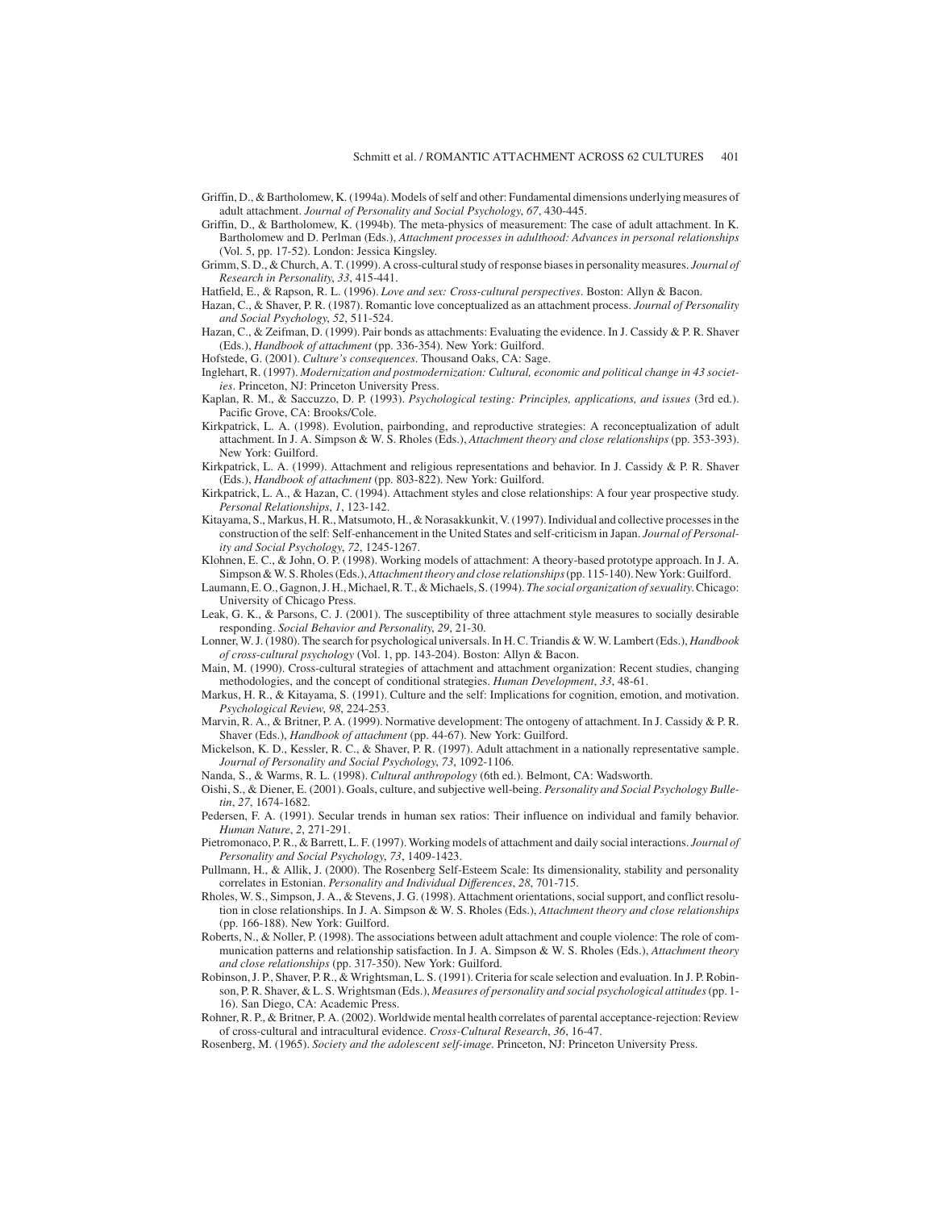Griffin, D., & Bartholomew, K. (1994a). Models of self and other: Fundamental dimensions underlying measures of adult attachment. *Journal of Personality and Social Psychology*, *67*, 430-445.

Griffin, D., & Bartholomew, K. (1994b). The meta-physics of measurement: The case of adult attachment. In K. Bartholomew and D. Perlman (Eds.), *Attachment processes in adulthood: Advances in personal relationships* (Vol. 5, pp. 17-52). London: Jessica Kingsley.

Grimm, S. D., & Church, A. T. (1999). A cross-cultural study of response biases in personality measures. *Journal of Research in Personality*, *33*, 415-441.

Hatfield, E., & Rapson, R. L. (1996). *Love and sex: Cross-cultural perspectives*. Boston: Allyn & Bacon.

Hazan, C., & Shaver, P. R. (1987). Romantic love conceptualized as an attachment process. *Journal of Personality and Social Psychology*, *52*, 511-524.

Hazan, C., & Zeifman, D. (1999). Pair bonds as attachments: Evaluating the evidence. In J. Cassidy & P. R. Shaver (Eds.), *Handbook of attachment* (pp. 336-354). New York: Guilford.

Hofstede, G. (2001). *Culture's consequences*. Thousand Oaks, CA: Sage.

Inglehart, R. (1997). *Modernization and postmodernization: Cultural, economic and political change in 43 societies*. Princeton, NJ: Princeton University Press.

Kaplan, R. M., & Saccuzzo, D. P. (1993). *Psychological testing: Principles, applications, and issues* (3rd ed.). Pacific Grove, CA: Brooks/Cole.

Kirkpatrick, L. A. (1998). Evolution, pairbonding, and reproductive strategies: A reconceptualization of adult attachment. In J. A. Simpson & W. S. Rholes (Eds.), *Attachment theory and close relationships* (pp. 353-393). New York: Guilford.

Kirkpatrick, L. A. (1999). Attachment and religious representations and behavior. In J. Cassidy & P. R. Shaver (Eds.), *Handbook of attachment* (pp. 803-822). New York: Guilford.

Kirkpatrick, L. A., & Hazan, C. (1994). Attachment styles and close relationships: A four year prospective study. *Personal Relationships*, *1*, 123-142.

Kitayama, S., Markus, H. R., Matsumoto, H., & Norasakkunkit, V. (1997). Individual and collective processes in the construction of the self: Self-enhancement in the United States and self-criticism in Japan. *Journal of Personality and Social Psychology*, *72*, 1245-1267.

Klohnen, E. C., & John, O. P. (1998). Working models of attachment: A theory-based prototype approach. In J. A. Simpson & W. S. Rholes (Eds.), *Attachment theory and close relationships* (pp. 115-140). New York: Guilford.

Laumann, E. O., Gagnon, J. H., Michael, R. T., & Michaels, S. (1994). *The social organization of sexuality*. Chicago: University of Chicago Press.

Leak, G. K., & Parsons, C. J. (2001). The susceptibility of three attachment style measures to socially desirable responding. *Social Behavior and Personality*, *29*, 21-30.

Lonner, W. J. (1980). The search for psychological universals. In H. C. Triandis & W. W. Lambert (Eds.), *Handbook of cross-cultural psychology* (Vol. 1, pp. 143-204). Boston: Allyn & Bacon.

Main, M. (1990). Cross-cultural strategies of attachment and attachment organization: Recent studies, changing methodologies, and the concept of conditional strategies. *Human Development*, *33*, 48-61.

Markus, H. R., & Kitayama, S. (1991). Culture and the self: Implications for cognition, emotion, and motivation. *Psychological Review*, *98*, 224-253.

Marvin, R. A., & Britner, P. A. (1999). Normative development: The ontogeny of attachment. In J. Cassidy & P. R. Shaver (Eds.), *Handbook of attachment* (pp. 44-67). New York: Guilford.

Mickelson, K. D., Kessler, R. C., & Shaver, P. R. (1997). Adult attachment in a nationally representative sample. *Journal of Personality and Social Psychology*, *73*, 1092-1106.

Nanda, S., & Warms, R. L. (1998). *Cultural anthropology* (6th ed.). Belmont, CA: Wadsworth.

Oishi, S., & Diener, E. (2001). Goals, culture, and subjective well-being. *Personality and Social Psychology Bulletin*, *27*, 1674-1682.

Pedersen, F. A. (1991). Secular trends in human sex ratios: Their influence on individual and family behavior. *Human Nature*, *2*, 271-291.

Pietromonaco, P. R., & Barrett, L. F. (1997). Working models of attachment and daily social interactions. *Journal of Personality and Social Psychology*, *73*, 1409-1423.

Pullmann, H., & Allik, J. (2000). The Rosenberg Self-Esteem Scale: Its dimensionality, stability and personality correlates in Estonian. *Personality and Individual Differences*, *28*, 701-715.

Rholes, W. S., Simpson, J. A., & Stevens, J. G. (1998). Attachment orientations, social support, and conflict resolution in close relationships. In J. A. Simpson & W. S. Rholes (Eds.), *Attachment theory and close relationships* (pp. 166-188). New York: Guilford.

Roberts, N., & Noller, P. (1998). The associations between adult attachment and couple violence: The role of communication patterns and relationship satisfaction. In J. A. Simpson & W. S. Rholes (Eds.), *Attachment theory and close relationships* (pp. 317-350). New York: Guilford.

Robinson, J. P., Shaver, P. R., & Wrightsman, L. S. (1991). Criteria for scale selection and evaluation. In J. P. Robinson, P. R. Shaver, & L. S. Wrightsman (Eds.), *Measures of personality and social psychological attitudes* (pp. 1-16). San Diego, CA: Academic Press.

Rohner, R. P., & Britner, P. A. (2002). Worldwide mental health correlates of parental acceptance-rejection: Review of cross-cultural and intracultural evidence. *Cross-Cultural Research*, *36*, 16-47.

Rosenberg, M. (1965). *Society and the adolescent self-image*. Princeton, NJ: Princeton University Press.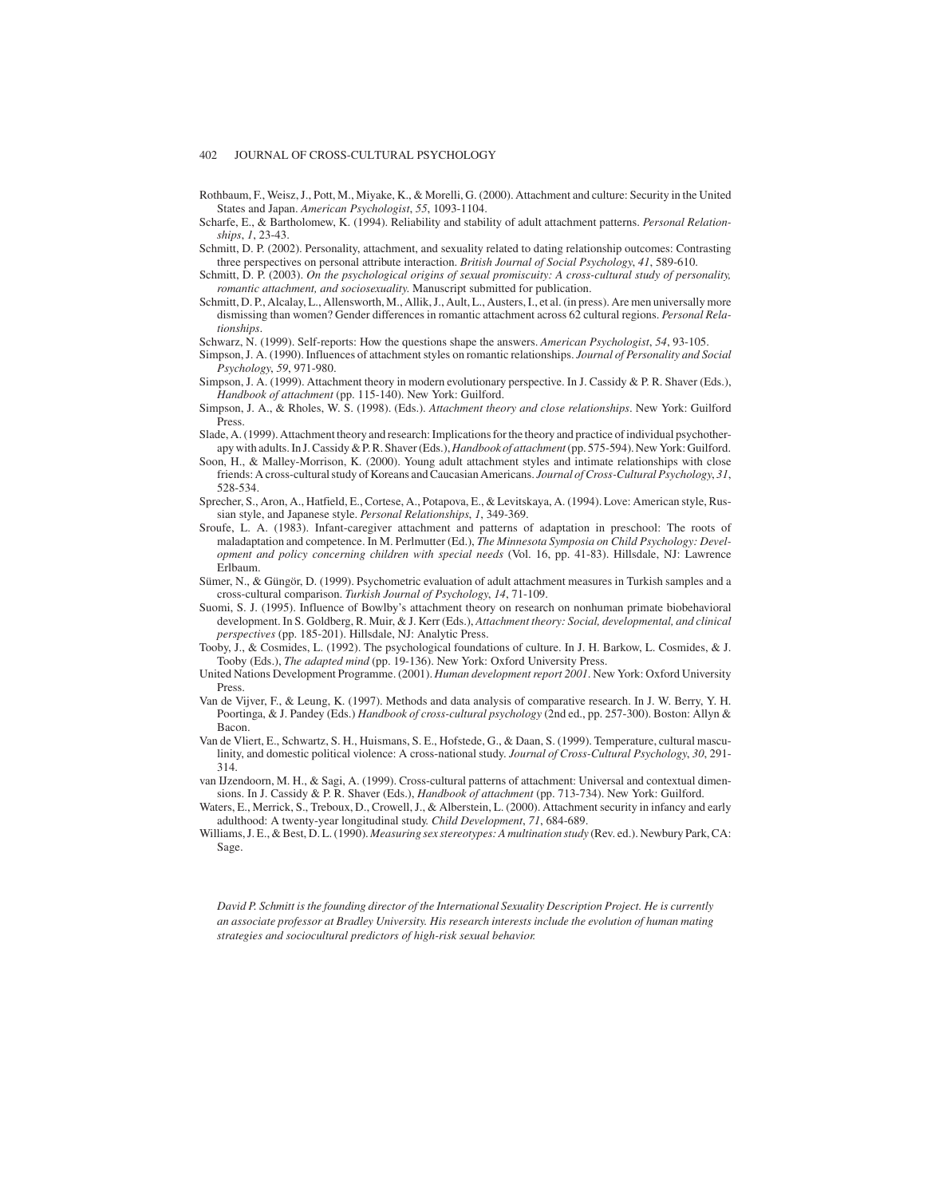Rothbaum, F., Weisz, J., Pott, M., Miyake, K., & Morelli, G. (2000). Attachment and culture: Security in the United States and Japan. *American Psychologist*, *55*, 1093-1104.

Scharfe, E., & Bartholomew, K. (1994). Reliability and stability of adult attachment patterns. *Personal Relationships*, *1*, 23-43.

Schmitt, D. P. (2002). Personality, attachment, and sexuality related to dating relationship outcomes: Contrasting three perspectives on personal attribute interaction. *British Journal of Social Psychology*, *41*, 589-610.

Schmitt, D. P. (2003). *On the psychological origins of sexual promiscuity: A cross-cultural study of personality, romantic attachment, and sociosexuality.* Manuscript submitted for publication.

Schmitt, D. P., Alcalay, L., Allensworth, M., Allik, J., Ault, L., Austers, I., et al. (in press). Are men universally more dismissing than women? Gender differences in romantic attachment across 62 cultural regions. *Personal Relationships*.

Schwarz, N. (1999). Self-reports: How the questions shape the answers. *American Psychologist*, *54*, 93-105.

Simpson, J. A. (1990). Influences of attachment styles on romantic relationships. *Journal of Personality and Social Psychology*, *59*, 971-980.

Simpson, J. A. (1999). Attachment theory in modern evolutionary perspective. In J. Cassidy & P. R. Shaver (Eds.), *Handbook of attachment* (pp. 115-140). New York: Guilford.

Simpson, J. A., & Rholes, W. S. (1998). (Eds.). *Attachment theory and close relationships*. New York: Guilford Press.

Slade, A. (1999). Attachment theory and research: Implications for the theory and practice of individual psychotherapy with adults. In J. Cassidy & P. R. Shaver (Eds.), *Handbook of attachment* (pp. 575-594). New York: Guilford.

Soon, H., & Malley-Morrison, K. (2000). Young adult attachment styles and intimate relationships with close friends: A cross-cultural study of Koreans and Caucasian Americans. *Journal of Cross-Cultural Psychology*, *31*, 528-534.

Sprecher, S., Aron, A., Hatfield, E., Cortese, A., Potapova, E., & Levitskaya, A. (1994). Love: American style, Russian style, and Japanese style. *Personal Relationships*, *1*, 349-369.

Sroufe, L. A. (1983). Infant-caregiver attachment and patterns of adaptation in preschool: The roots of maladaptation and competence. In M. Perlmutter (Ed.), *The Minnesota Symposia on Child Psychology: Development and policy concerning children with special needs* (Vol. 16, pp. 41-83). Hillsdale, NJ: Lawrence Erlbaum.

Sümer, N., & Güngör, D. (1999). Psychometric evaluation of adult attachment measures in Turkish samples and a cross-cultural comparison. *Turkish Journal of Psychology*, *14*, 71-109.

Suomi, S. J. (1995). Influence of Bowlby's attachment theory on research on nonhuman primate biobehavioral development. In S. Goldberg, R. Muir, & J. Kerr (Eds.), *Attachment theory: Social, developmental, and clinical perspectives* (pp. 185-201). Hillsdale, NJ: Analytic Press.

Tooby, J., & Cosmides, L. (1992). The psychological foundations of culture. In J. H. Barkow, L. Cosmides, & J. Tooby (Eds.), *The adapted mind* (pp. 19-136). New York: Oxford University Press.

United Nations Development Programme. (2001). *Human development report 2001*. New York: Oxford University Press.

Van de Vijver, F., & Leung, K. (1997). Methods and data analysis of comparative research. In J. W. Berry, Y. H. Poortinga, & J. Pandey (Eds.) *Handbook of cross-cultural psychology* (2nd ed., pp. 257-300). Boston: Allyn & Bacon.

Van de Vliert, E., Schwartz, S. H., Huismans, S. E., Hofstede, G., & Daan, S. (1999). Temperature, cultural masculinity, and domestic political violence: A cross-national study. *Journal of Cross-Cultural Psychology*, *30*, 291-314.

van IJzendoorn, M. H., & Sagi, A. (1999). Cross-cultural patterns of attachment: Universal and contextual dimensions. In J. Cassidy & P. R. Shaver (Eds.), *Handbook of attachment* (pp. 713-734). New York: Guilford.

Waters, E., Merrick, S., Treboux, D., Crowell, J., & Alberstein, L. (2000). Attachment security in infancy and early adulthood: A twenty-year longitudinal study. *Child Development*, *71*, 684-689.

Williams, J. E., & Best, D. L. (1990). *Measuring sex stereotypes: A multination study* (Rev. ed.). Newbury Park, CA: Sage.

*David P. Schmitt is the founding director of the International Sexuality Description Project. He is currently an associate professor at Bradley University. His research interests include the evolution of human mating strategies and sociocultural predictors of high-risk sexual behavior.*